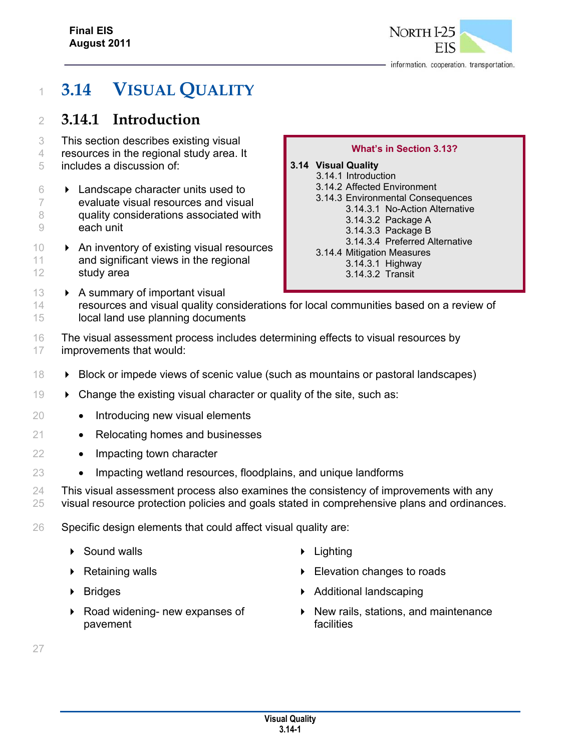# 3.14 VISUAL QUALITY

## 3.14.1 Introduction

This section describes existing visual resources in the regional study area. It includes a discussion of:

- Landscape character units used to evaluate visual resources and visual quality considerations associated with each unit
- An inventory of existing visual resources and significant views in the regional study area
- A summary of important visual resources and visual quality considerations for local communities based on a review of local land use planning documents

> **What's in Section 3.13?**
>
> **3.14 Visual Quality**
> - 3.14.1 Introduction
> - 3.14.2 Affected Environment
> - 3.14.3 Environmental Consequences
>   - 3.14.3.1 No-Action Alternative
>   - 3.14.3.2 Package A
>   - 3.14.3.3 Package B
>   - 3.14.3.4 Preferred Alternative
> - 3.14.4 Mitigation Measures
>   - 3.14.3.1 Highway
>   - 3.14.3.2 Transit

The visual assessment process includes determining effects to visual resources by improvements that would:

- Block or impede views of scenic value (such as mountains or pastoral landscapes)
- Change the existing visual character or quality of the site, such as:
  - Introducing new visual elements
  - Relocating homes and businesses
  - Impacting town character
  - Impacting wetland resources, floodplains, and unique landforms

This visual assessment process also examines the consistency of improvements with any visual resource protection policies and goals stated in comprehensive plans and ordinances.

Specific design elements that could affect visual quality are:

- Sound walls
- Retaining walls
- Bridges
- Road widening- new expanses of pavement
- Lighting
- Elevation changes to roads
- Additional landscaping
- New rails, stations, and maintenance facilities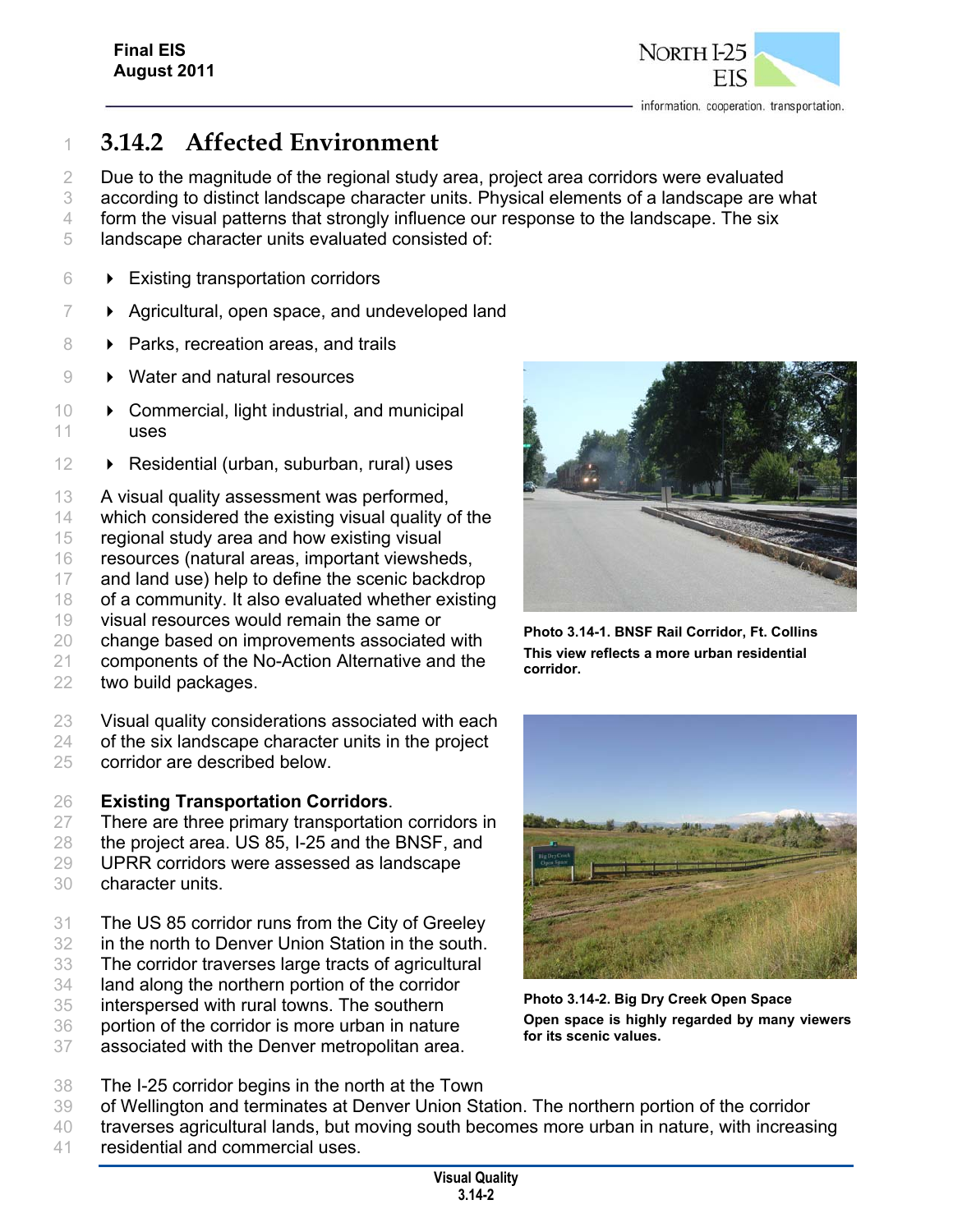## 3.14.2 Affected Environment

Due to the magnitude of the regional study area, project area corridors were evaluated according to distinct landscape character units. Physical elements of a landscape are what form the visual patterns that strongly influence our response to the landscape. The six landscape character units evaluated consisted of:

- Existing transportation corridors
- Agricultural, open space, and undeveloped land
- Parks, recreation areas, and trails
- Water and natural resources
- Commercial, light industrial, and municipal uses
- Residential (urban, suburban, rural) uses

A visual quality assessment was performed, which considered the existing visual quality of the regional study area and how existing visual resources (natural areas, important viewsheds, and land use) help to define the scenic backdrop of a community. It also evaluated whether existing visual resources would remain the same or change based on improvements associated with components of the No-Action Alternative and the two build packages.

**Photo 3.14-1. BNSF Rail Corridor, Ft. Collins**
**This view reflects a more urban residential corridor.**

Visual quality considerations associated with each of the six landscape character units in the project corridor are described below.

**Existing Transportation Corridors**. There are three primary transportation corridors in the project area. US 85, I-25 and the BNSF, and UPRR corridors were assessed as landscape character units.

The US 85 corridor runs from the City of Greeley in the north to Denver Union Station in the south. The corridor traverses large tracts of agricultural land along the northern portion of the corridor interspersed with rural towns. The southern portion of the corridor is more urban in nature associated with the Denver metropolitan area.

**Photo 3.14-2. Big Dry Creek Open Space**
**Open space is highly regarded by many viewers for its scenic values.**

The I-25 corridor begins in the north at the Town of Wellington and terminates at Denver Union Station. The northern portion of the corridor traverses agricultural lands, but moving south becomes more urban in nature, with increasing residential and commercial uses.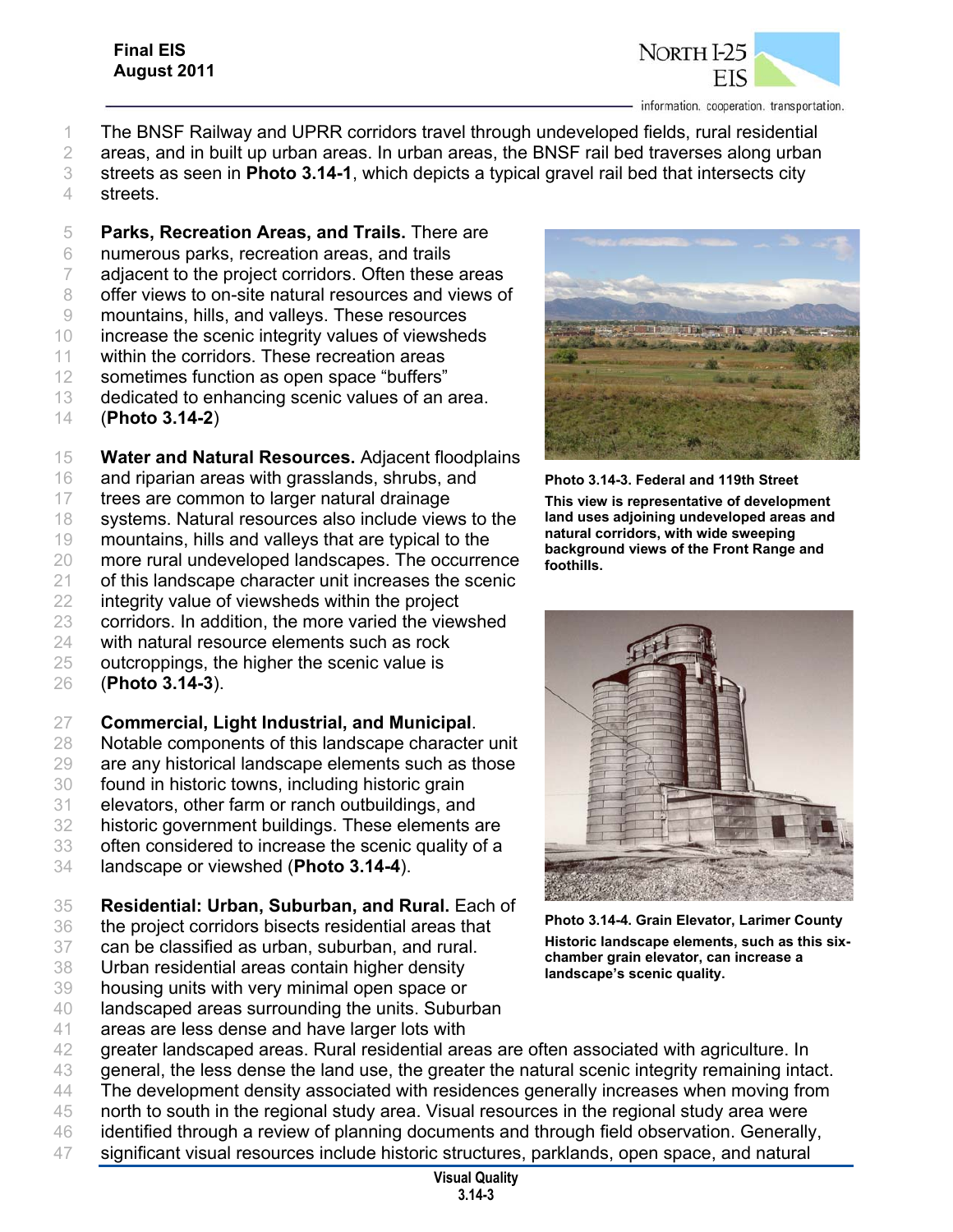The BNSF Railway and UPRR corridors travel through undeveloped fields, rural residential areas, and in built up urban areas. In urban areas, the BNSF rail bed traverses along urban streets as seen in **Photo 3.14-1**, which depicts a typical gravel rail bed that intersects city streets.

**Parks, Recreation Areas, and Trails.** There are numerous parks, recreation areas, and trails adjacent to the project corridors. Often these areas offer views to on-site natural resources and views of mountains, hills, and valleys. These resources increase the scenic integrity values of viewsheds within the corridors. These recreation areas sometimes function as open space "buffers" dedicated to enhancing scenic values of an area. (**Photo 3.14-2**)

**Water and Natural Resources.** Adjacent floodplains and riparian areas with grasslands, shrubs, and trees are common to larger natural drainage systems. Natural resources also include views to the mountains, hills and valleys that are typical to the more rural undeveloped landscapes. The occurrence of this landscape character unit increases the scenic integrity value of viewsheds within the project corridors. In addition, the more varied the viewshed with natural resource elements such as rock outcroppings, the higher the scenic value is (**Photo 3.14-3**).

**Photo 3.14-3. Federal and 119th Street**

**This view is representative of development land uses adjoining undeveloped areas and natural corridors, with wide sweeping background views of the Front Range and foothills.**

**Commercial, Light Industrial, and Municipal**. Notable components of this landscape character unit are any historical landscape elements such as those found in historic towns, including historic grain elevators, other farm or ranch outbuildings, and historic government buildings. These elements are often considered to increase the scenic quality of a landscape or viewshed (**Photo 3.14-4**).

**Photo 3.14-4. Grain Elevator, Larimer County**

**Historic landscape elements, such as this six-chamber grain elevator, can increase a landscape's scenic quality.**

**Residential: Urban, Suburban, and Rural.** Each of the project corridors bisects residential areas that can be classified as urban, suburban, and rural. Urban residential areas contain higher density housing units with very minimal open space or landscaped areas surrounding the units. Suburban areas are less dense and have larger lots with greater landscaped areas. Rural residential areas are often associated with agriculture. In general, the less dense the land use, the greater the natural scenic integrity remaining intact. The development density associated with residences generally increases when moving from north to south in the regional study area. Visual resources in the regional study area were identified through a review of planning documents and through field observation. Generally, significant visual resources include historic structures, parklands, open space, and natural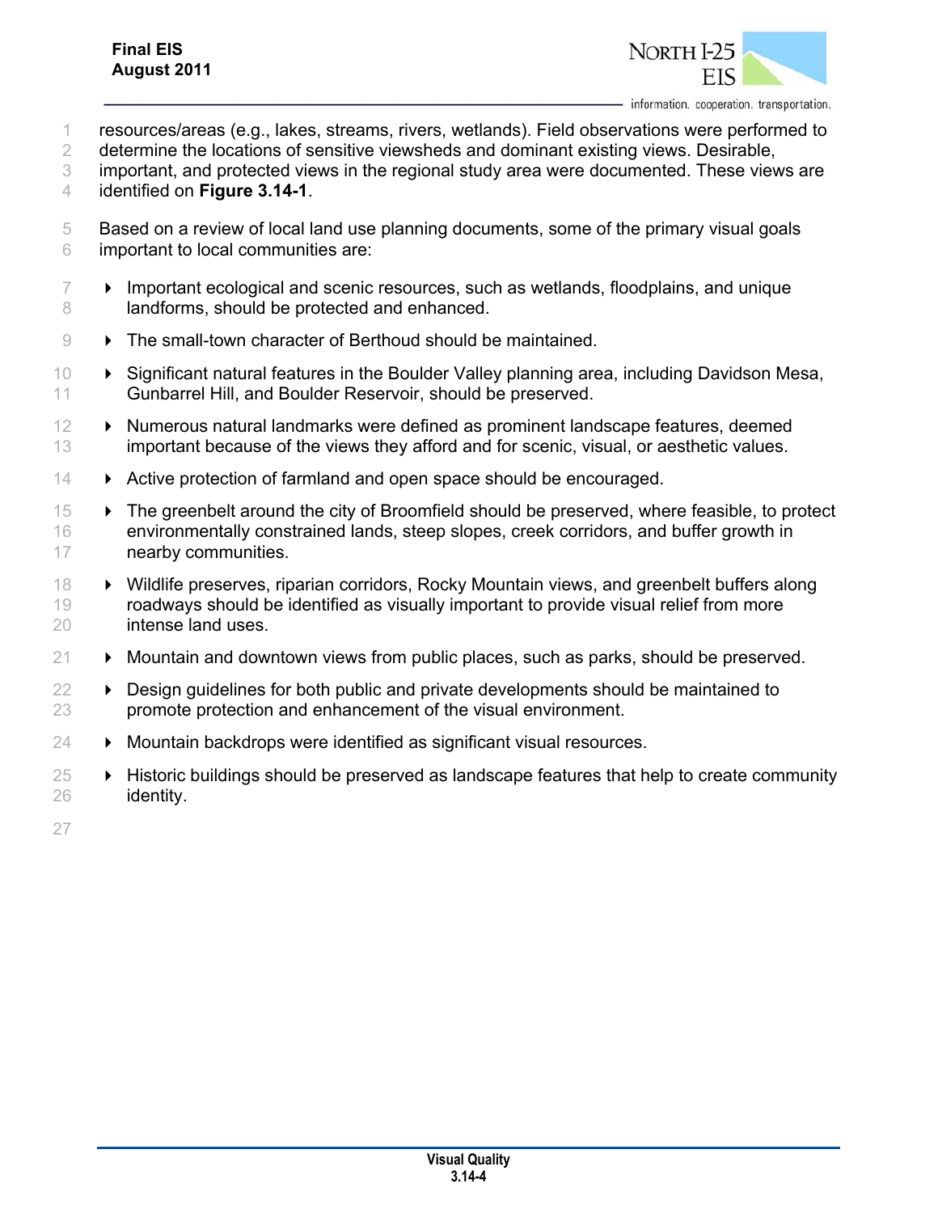resources/areas (e.g., lakes, streams, rivers, wetlands). Field observations were performed to determine the locations of sensitive viewsheds and dominant existing views. Desirable, important, and protected views in the regional study area were documented. These views are identified on **Figure 3.14-1**.

Based on a review of local land use planning documents, some of the primary visual goals important to local communities are:

- Important ecological and scenic resources, such as wetlands, floodplains, and unique landforms, should be protected and enhanced.
- The small-town character of Berthoud should be maintained.
- Significant natural features in the Boulder Valley planning area, including Davidson Mesa, Gunbarrel Hill, and Boulder Reservoir, should be preserved.
- Numerous natural landmarks were defined as prominent landscape features, deemed important because of the views they afford and for scenic, visual, or aesthetic values.
- Active protection of farmland and open space should be encouraged.
- The greenbelt around the city of Broomfield should be preserved, where feasible, to protect environmentally constrained lands, steep slopes, creek corridors, and buffer growth in nearby communities.
- Wildlife preserves, riparian corridors, Rocky Mountain views, and greenbelt buffers along roadways should be identified as visually important to provide visual relief from more intense land uses.
- Mountain and downtown views from public places, such as parks, should be preserved.
- Design guidelines for both public and private developments should be maintained to promote protection and enhancement of the visual environment.
- Mountain backdrops were identified as significant visual resources.
- Historic buildings should be preserved as landscape features that help to create community identity.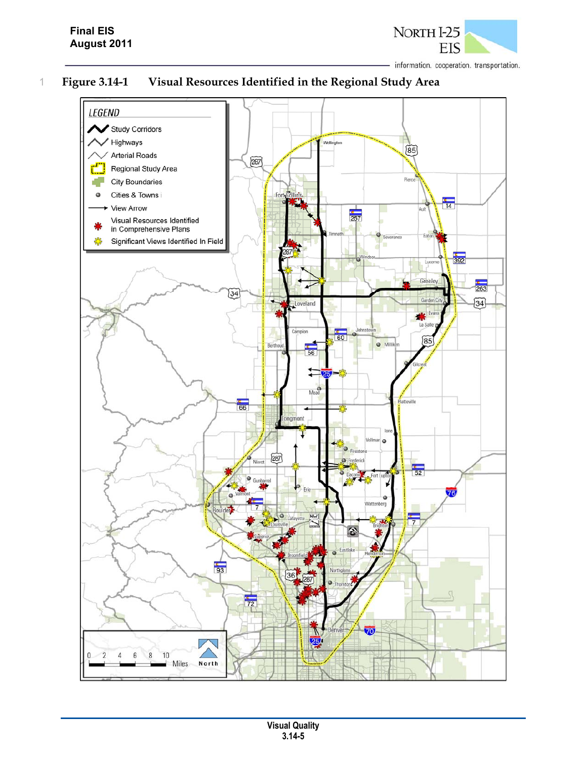# Figure 3.14-1 Visual Resources Identified in the Regional Study Area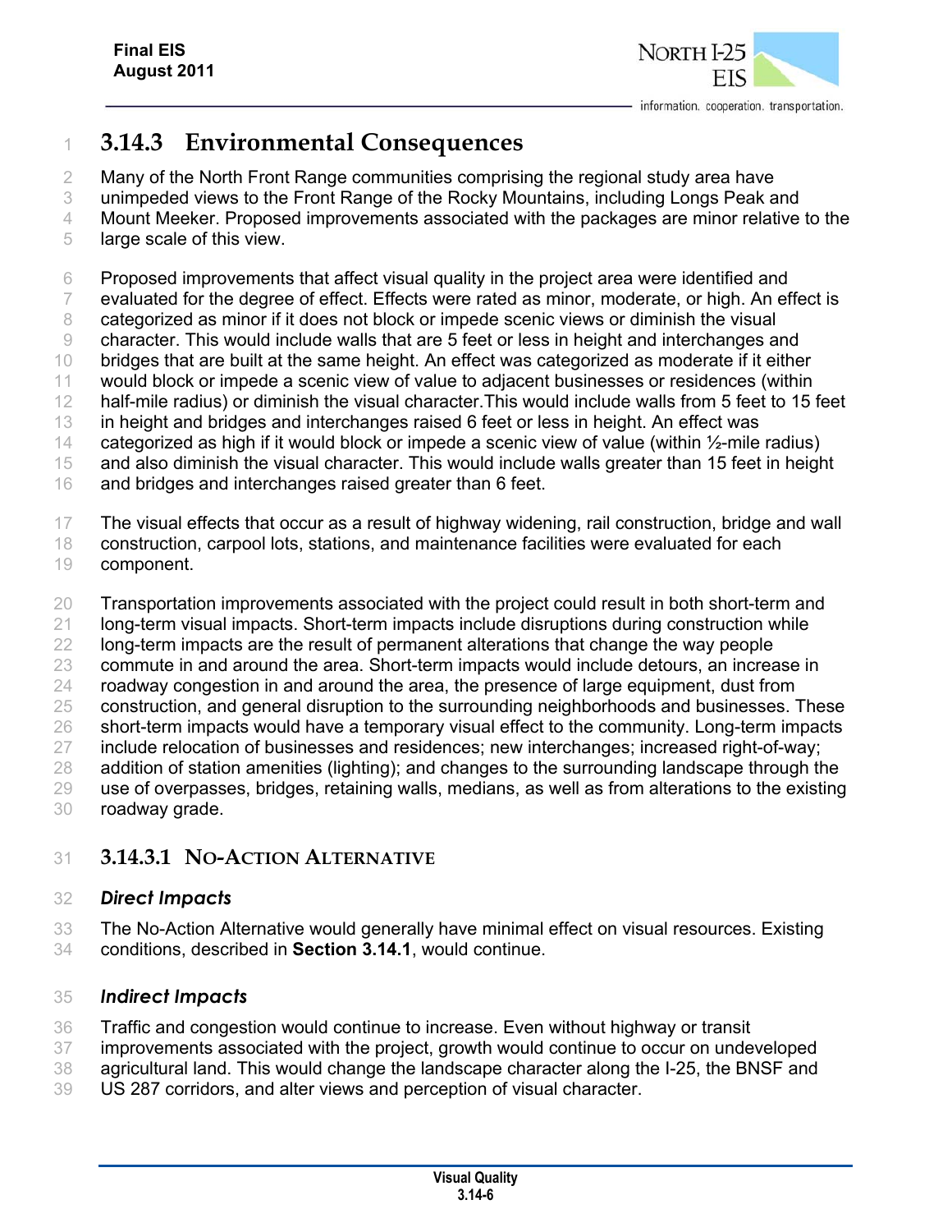## 3.14.3 Environmental Consequences

Many of the North Front Range communities comprising the regional study area have unimpeded views to the Front Range of the Rocky Mountains, including Longs Peak and Mount Meeker. Proposed improvements associated with the packages are minor relative to the large scale of this view.

Proposed improvements that affect visual quality in the project area were identified and evaluated for the degree of effect. Effects were rated as minor, moderate, or high. An effect is categorized as minor if it does not block or impede scenic views or diminish the visual character. This would include walls that are 5 feet or less in height and interchanges and bridges that are built at the same height. An effect was categorized as moderate if it either would block or impede a scenic view of value to adjacent businesses or residences (within half-mile radius) or diminish the visual character.This would include walls from 5 feet to 15 feet in height and bridges and interchanges raised 6 feet or less in height. An effect was categorized as high if it would block or impede a scenic view of value (within ½-mile radius) and also diminish the visual character. This would include walls greater than 15 feet in height and bridges and interchanges raised greater than 6 feet.

The visual effects that occur as a result of highway widening, rail construction, bridge and wall construction, carpool lots, stations, and maintenance facilities were evaluated for each component.

Transportation improvements associated with the project could result in both short-term and long-term visual impacts. Short-term impacts include disruptions during construction while long-term impacts are the result of permanent alterations that change the way people commute in and around the area. Short-term impacts would include detours, an increase in roadway congestion in and around the area, the presence of large equipment, dust from construction, and general disruption to the surrounding neighborhoods and businesses. These short-term impacts would have a temporary visual effect to the community. Long-term impacts include relocation of businesses and residences; new interchanges; increased right-of-way; addition of station amenities (lighting); and changes to the surrounding landscape through the use of overpasses, bridges, retaining walls, medians, as well as from alterations to the existing roadway grade.

### 3.14.3.1 No-Action Alternative

***Direct Impacts***

The No-Action Alternative would generally have minimal effect on visual resources. Existing conditions, described in **Section 3.14.1**, would continue.

***Indirect Impacts***

Traffic and congestion would continue to increase. Even without highway or transit improvements associated with the project, growth would continue to occur on undeveloped agricultural land. This would change the landscape character along the I-25, the BNSF and US 287 corridors, and alter views and perception of visual character.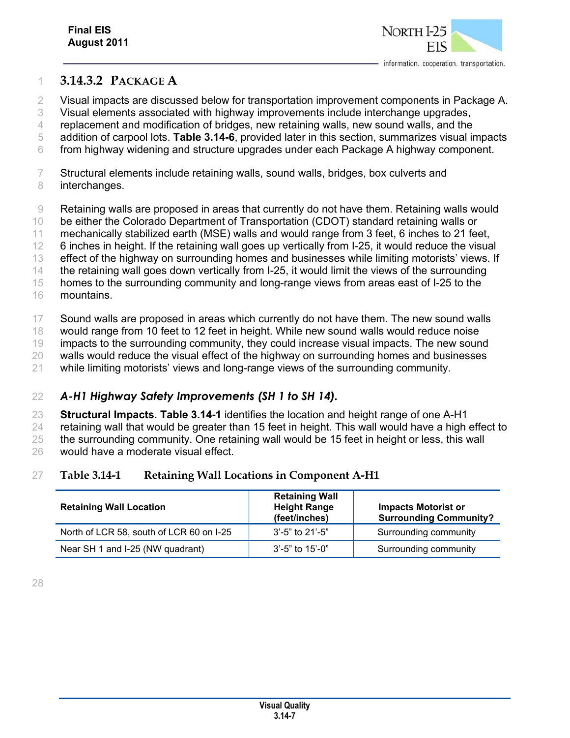### 3.14.3.2 PACKAGE A

Visual impacts are discussed below for transportation improvement components in Package A. Visual elements associated with highway improvements include interchange upgrades, replacement and modification of bridges, new retaining walls, new sound walls, and the addition of carpool lots. **Table 3.14-6**, provided later in this section, summarizes visual impacts from highway widening and structure upgrades under each Package A highway component.

Structural elements include retaining walls, sound walls, bridges, box culverts and interchanges.

Retaining walls are proposed in areas that currently do not have them. Retaining walls would be either the Colorado Department of Transportation (CDOT) standard retaining walls or mechanically stabilized earth (MSE) walls and would range from 3 feet, 6 inches to 21 feet, 6 inches in height. If the retaining wall goes up vertically from I-25, it would reduce the visual effect of the highway on surrounding homes and businesses while limiting motorists' views. If the retaining wall goes down vertically from I-25, it would limit the views of the surrounding homes to the surrounding community and long-range views from areas east of I-25 to the mountains.

Sound walls are proposed in areas which currently do not have them. The new sound walls would range from 10 feet to 12 feet in height. While new sound walls would reduce noise impacts to the surrounding community, they could increase visual impacts. The new sound walls would reduce the visual effect of the highway on surrounding homes and businesses while limiting motorists' views and long-range views of the surrounding community.

#### *A-H1 Highway Safety Improvements (SH 1 to SH 14).*

**Structural Impacts. Table 3.14-1** identifies the location and height range of one A-H1 retaining wall that would be greater than 15 feet in height. This wall would have a high effect to the surrounding community. One retaining wall would be 15 feet in height or less, this wall would have a moderate visual effect.

**Table 3.14-1 Retaining Wall Locations in Component A-H1**

| Retaining Wall Location | Retaining Wall Height Range (feet/inches) | Impacts Motorist or Surrounding Community? |
|---|---|---|
| North of LCR 58, south of LCR 60 on I-25 | 3'-5" to 21'-5" | Surrounding community |
| Near SH 1 and I-25 (NW quadrant) | 3'-5" to 15'-0" | Surrounding community |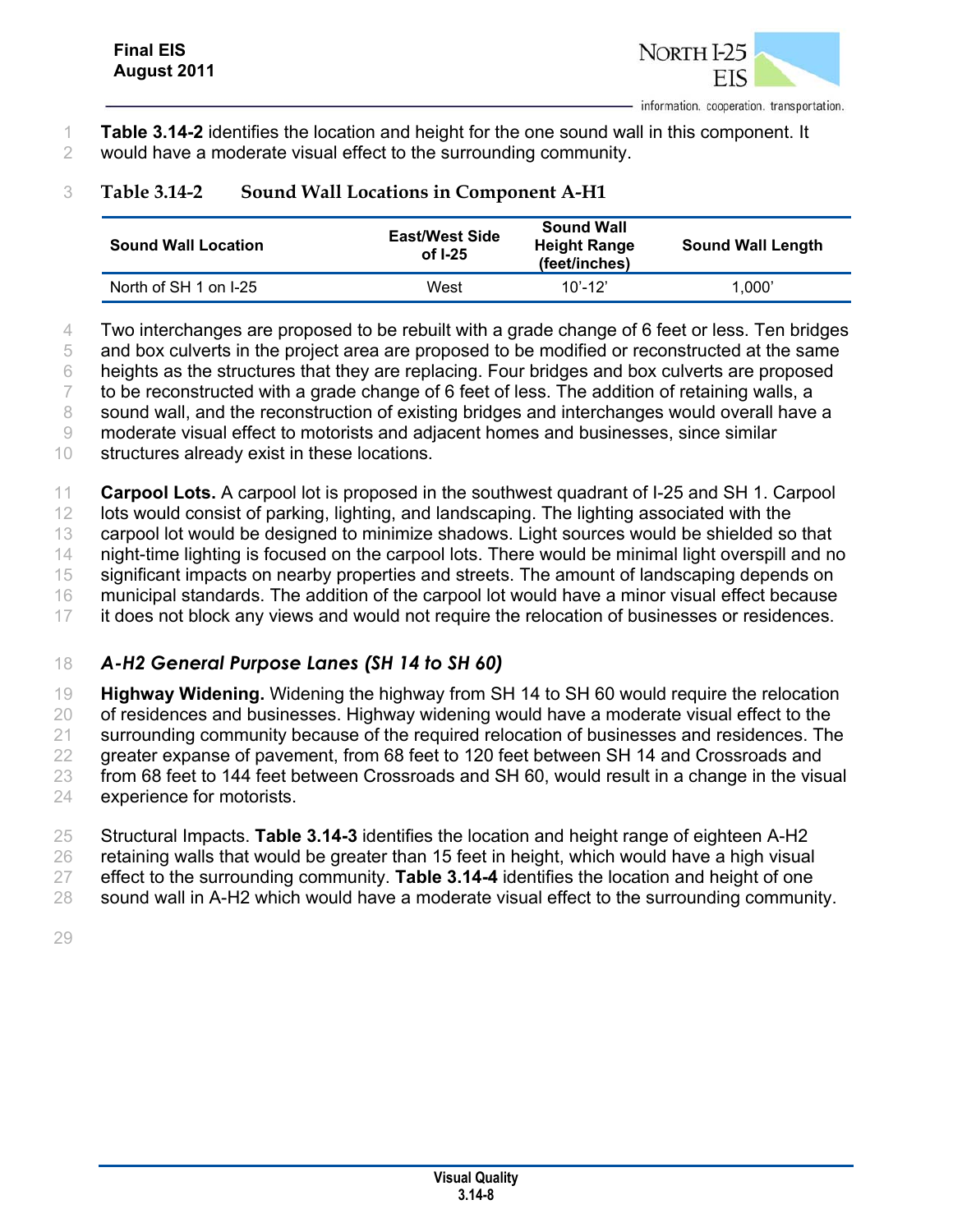**Table 3.14-2** identifies the location and height for the one sound wall in this component. It would have a moderate visual effect to the surrounding community.

**Table 3.14-2 Sound Wall Locations in Component A-H1**

| Sound Wall Location | East/West Side of I-25 | Sound Wall Height Range (feet/inches) | Sound Wall Length |
|---|---|---|---|
| North of SH 1 on I-25 | West | 10'-12' | 1,000' |

Two interchanges are proposed to be rebuilt with a grade change of 6 feet or less. Ten bridges and box culverts in the project area are proposed to be modified or reconstructed at the same heights as the structures that they are replacing. Four bridges and box culverts are proposed to be reconstructed with a grade change of 6 feet of less. The addition of retaining walls, a sound wall, and the reconstruction of existing bridges and interchanges would overall have a moderate visual effect to motorists and adjacent homes and businesses, since similar structures already exist in these locations.

**Carpool Lots.** A carpool lot is proposed in the southwest quadrant of I-25 and SH 1. Carpool lots would consist of parking, lighting, and landscaping. The lighting associated with the carpool lot would be designed to minimize shadows. Light sources would be shielded so that night-time lighting is focused on the carpool lots. There would be minimal light overspill and no significant impacts on nearby properties and streets. The amount of landscaping depends on municipal standards. The addition of the carpool lot would have a minor visual effect because it does not block any views and would not require the relocation of businesses or residences.

### *A-H2 General Purpose Lanes (SH 14 to SH 60)*

**Highway Widening.** Widening the highway from SH 14 to SH 60 would require the relocation of residences and businesses. Highway widening would have a moderate visual effect to the surrounding community because of the required relocation of businesses and residences. The greater expanse of pavement, from 68 feet to 120 feet between SH 14 and Crossroads and from 68 feet to 144 feet between Crossroads and SH 60, would result in a change in the visual experience for motorists.

Structural Impacts. **Table 3.14-3** identifies the location and height range of eighteen A-H2 retaining walls that would be greater than 15 feet in height, which would have a high visual effect to the surrounding community. **Table 3.14-4** identifies the location and height of one sound wall in A-H2 which would have a moderate visual effect to the surrounding community.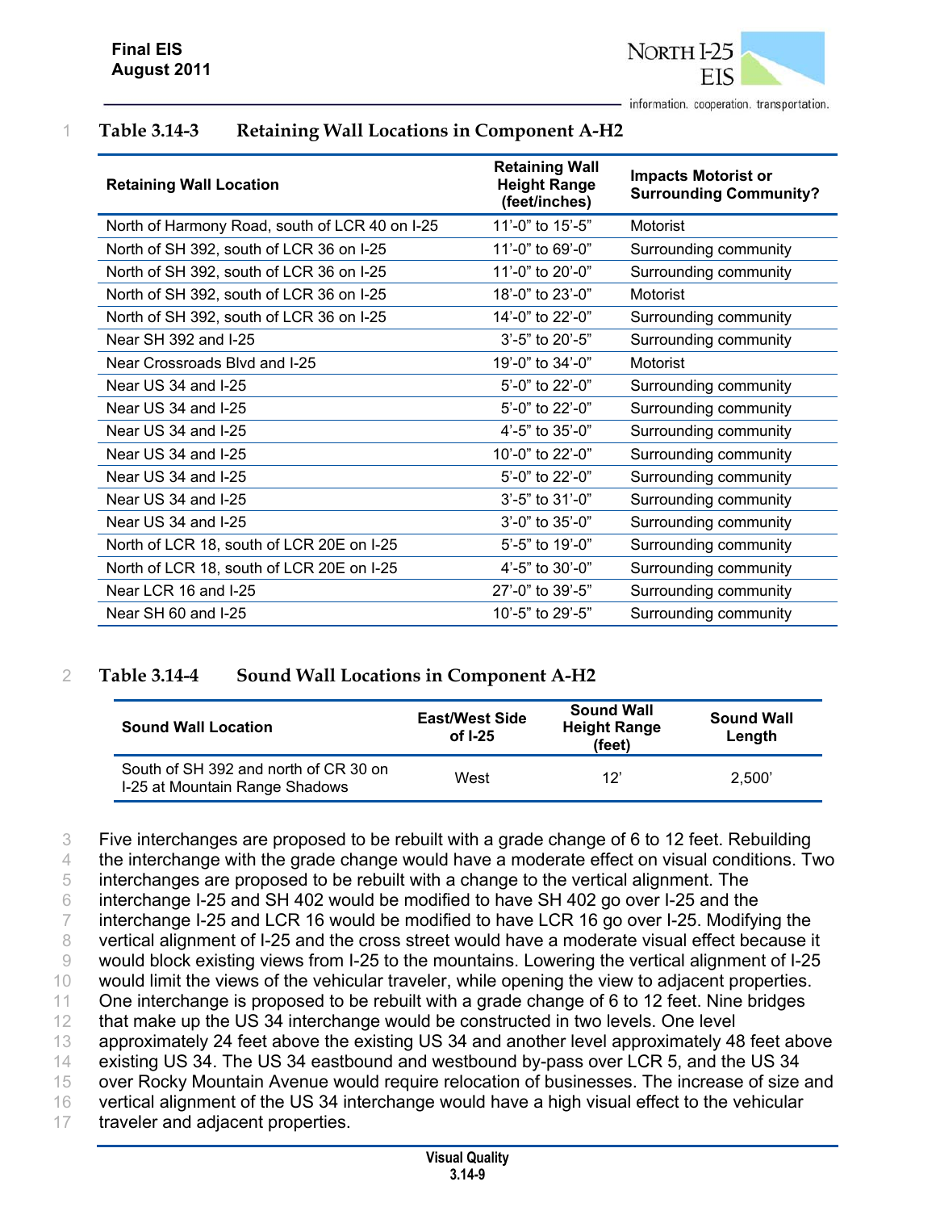### Table 3.14-3 Retaining Wall Locations in Component A-H2

| Retaining Wall Location | Retaining Wall Height Range (feet/inches) | Impacts Motorist or Surrounding Community? |
|---|---|---|
| North of Harmony Road, south of LCR 40 on I-25 | 11'-0" to 15'-5" | Motorist |
| North of SH 392, south of LCR 36 on I-25 | 11'-0" to 69'-0" | Surrounding community |
| North of SH 392, south of LCR 36 on I-25 | 11'-0" to 20'-0" | Surrounding community |
| North of SH 392, south of LCR 36 on I-25 | 18'-0" to 23'-0" | Motorist |
| North of SH 392, south of LCR 36 on I-25 | 14'-0" to 22'-0" | Surrounding community |
| Near SH 392 and I-25 | 3'-5" to 20'-5" | Surrounding community |
| Near Crossroads Blvd and I-25 | 19'-0" to 34'-0" | Motorist |
| Near US 34 and I-25 | 5'-0" to 22'-0" | Surrounding community |
| Near US 34 and I-25 | 5'-0" to 22'-0" | Surrounding community |
| Near US 34 and I-25 | 4'-5" to 35'-0" | Surrounding community |
| Near US 34 and I-25 | 10'-0" to 22'-0" | Surrounding community |
| Near US 34 and I-25 | 5'-0" to 22'-0" | Surrounding community |
| Near US 34 and I-25 | 3'-5" to 31'-0" | Surrounding community |
| Near US 34 and I-25 | 3'-0" to 35'-0" | Surrounding community |
| North of LCR 18, south of LCR 20E on I-25 | 5'-5" to 19'-0" | Surrounding community |
| North of LCR 18, south of LCR 20E on I-25 | 4'-5" to 30'-0" | Surrounding community |
| Near LCR 16 and I-25 | 27'-0" to 39'-5" | Surrounding community |
| Near SH 60 and I-25 | 10'-5" to 29'-5" | Surrounding community |

### Table 3.14-4 Sound Wall Locations in Component A-H2

| Sound Wall Location | East/West Side of I-25 | Sound Wall Height Range (feet) | Sound Wall Length |
|---|---|---|---|
| South of SH 392 and north of CR 30 on I-25 at Mountain Range Shadows | West | 12' | 2,500' |

Five interchanges are proposed to be rebuilt with a grade change of 6 to 12 feet. Rebuilding the interchange with the grade change would have a moderate effect on visual conditions. Two interchanges are proposed to be rebuilt with a change to the vertical alignment. The interchange I-25 and SH 402 would be modified to have SH 402 go over I-25 and the interchange I-25 and LCR 16 would be modified to have LCR 16 go over I-25. Modifying the vertical alignment of I-25 and the cross street would have a moderate visual effect because it would block existing views from I-25 to the mountains. Lowering the vertical alignment of I-25 would limit the views of the vehicular traveler, while opening the view to adjacent properties. One interchange is proposed to be rebuilt with a grade change of 6 to 12 feet. Nine bridges that make up the US 34 interchange would be constructed in two levels. One level approximately 24 feet above the existing US 34 and another level approximately 48 feet above existing US 34. The US 34 eastbound and westbound by-pass over LCR 5, and the US 34 over Rocky Mountain Avenue would require relocation of businesses. The increase of size and vertical alignment of the US 34 interchange would have a high visual effect to the vehicular traveler and adjacent properties.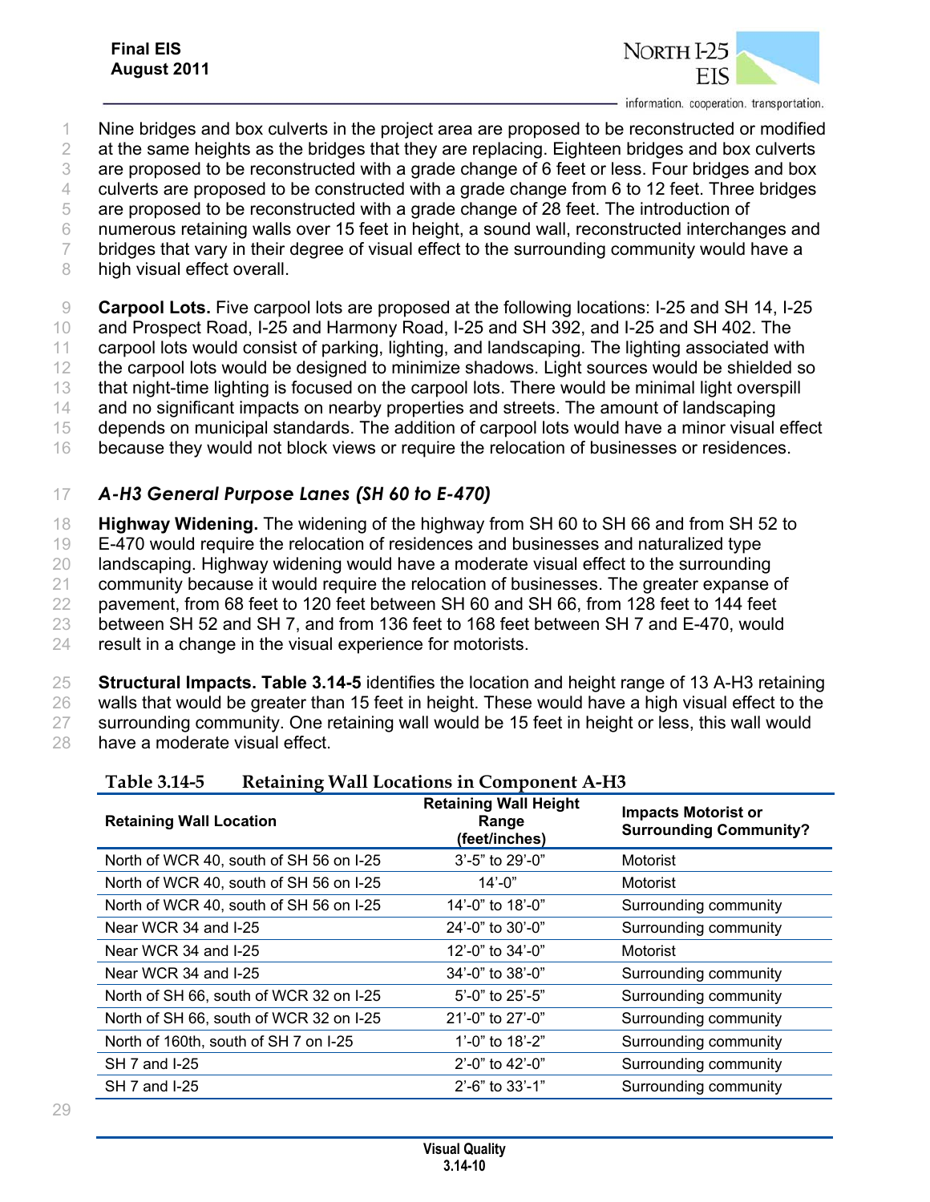Nine bridges and box culverts in the project area are proposed to be reconstructed or modified at the same heights as the bridges that they are replacing. Eighteen bridges and box culverts are proposed to be reconstructed with a grade change of 6 feet or less. Four bridges and box culverts are proposed to be constructed with a grade change from 6 to 12 feet. Three bridges are proposed to be reconstructed with a grade change of 28 feet. The introduction of numerous retaining walls over 15 feet in height, a sound wall, reconstructed interchanges and bridges that vary in their degree of visual effect to the surrounding community would have a high visual effect overall.

**Carpool Lots.** Five carpool lots are proposed at the following locations: I-25 and SH 14, I-25 and Prospect Road, I-25 and Harmony Road, I-25 and SH 392, and I-25 and SH 402. The carpool lots would consist of parking, lighting, and landscaping. The lighting associated with the carpool lots would be designed to minimize shadows. Light sources would be shielded so that night-time lighting is focused on the carpool lots. There would be minimal light overspill and no significant impacts on nearby properties and streets. The amount of landscaping depends on municipal standards. The addition of carpool lots would have a minor visual effect because they would not block views or require the relocation of businesses or residences.

### *A-H3 General Purpose Lanes (SH 60 to E-470)*

**Highway Widening.** The widening of the highway from SH 60 to SH 66 and from SH 52 to E-470 would require the relocation of residences and businesses and naturalized type landscaping. Highway widening would have a moderate visual effect to the surrounding community because it would require the relocation of businesses. The greater expanse of pavement, from 68 feet to 120 feet between SH 60 and SH 66, from 128 feet to 144 feet between SH 52 and SH 7, and from 136 feet to 168 feet between SH 7 and E-470, would result in a change in the visual experience for motorists.

**Structural Impacts. Table 3.14-5** identifies the location and height range of 13 A-H3 retaining walls that would be greater than 15 feet in height. These would have a high visual effect to the surrounding community. One retaining wall would be 15 feet in height or less, this wall would have a moderate visual effect.

**Table 3.14-5 Retaining Wall Locations in Component A-H3**

| Retaining Wall Location | Retaining Wall Height Range (feet/inches) | Impacts Motorist or Surrounding Community? |
|---|---|---|
| North of WCR 40, south of SH 56 on I-25 | 3'-5" to 29'-0" | Motorist |
| North of WCR 40, south of SH 56 on I-25 | 14'-0" | Motorist |
| North of WCR 40, south of SH 56 on I-25 | 14'-0" to 18'-0" | Surrounding community |
| Near WCR 34 and I-25 | 24'-0" to 30'-0" | Surrounding community |
| Near WCR 34 and I-25 | 12'-0" to 34'-0" | Motorist |
| Near WCR 34 and I-25 | 34'-0" to 38'-0" | Surrounding community |
| North of SH 66, south of WCR 32 on I-25 | 5'-0" to 25'-5" | Surrounding community |
| North of SH 66, south of WCR 32 on I-25 | 21'-0" to 27'-0" | Surrounding community |
| North of 160th, south of SH 7 on I-25 | 1'-0" to 18'-2" | Surrounding community |
| SH 7 and I-25 | 2'-0" to 42'-0" | Surrounding community |
| SH 7 and I-25 | 2'-6" to 33'-1" | Surrounding community |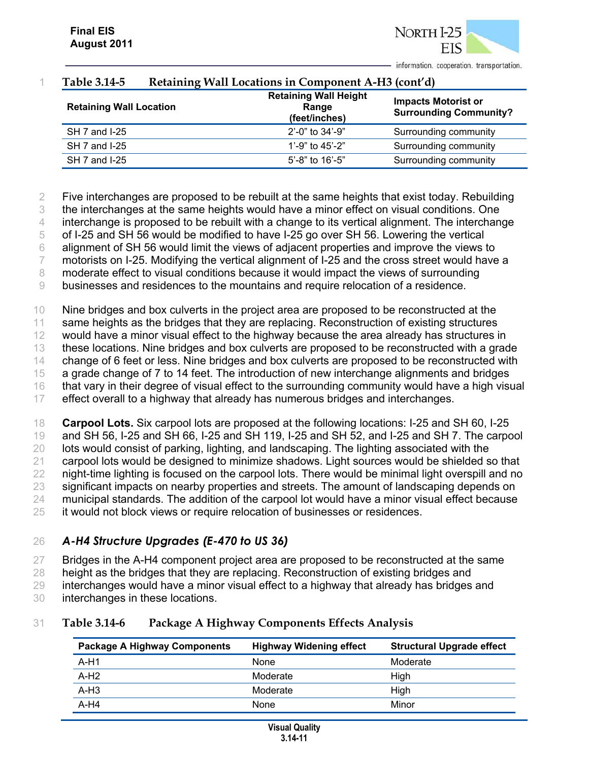**Table 3.14-5 Retaining Wall Locations in Component A-H3 (cont'd)**

| Retaining Wall Location | Retaining Wall Height Range (feet/inches) | Impacts Motorist or Surrounding Community? |
|---|---|---|
| SH 7 and I-25 | 2'-0" to 34'-9" | Surrounding community |
| SH 7 and I-25 | 1'-9" to 45'-2" | Surrounding community |
| SH 7 and I-25 | 5'-8" to 16'-5" | Surrounding community |

Five interchanges are proposed to be rebuilt at the same heights that exist today. Rebuilding the interchanges at the same heights would have a minor effect on visual conditions. One interchange is proposed to be rebuilt with a change to its vertical alignment. The interchange of I-25 and SH 56 would be modified to have I-25 go over SH 56. Lowering the vertical alignment of SH 56 would limit the views of adjacent properties and improve the views to motorists on I-25. Modifying the vertical alignment of I-25 and the cross street would have a moderate effect to visual conditions because it would impact the views of surrounding businesses and residences to the mountains and require relocation of a residence.

Nine bridges and box culverts in the project area are proposed to be reconstructed at the same heights as the bridges that they are replacing. Reconstruction of existing structures would have a minor visual effect to the highway because the area already has structures in these locations. Nine bridges and box culverts are proposed to be reconstructed with a grade change of 6 feet or less. Nine bridges and box culverts are proposed to be reconstructed with a grade change of 7 to 14 feet. The introduction of new interchange alignments and bridges that vary in their degree of visual effect to the surrounding community would have a high visual effect overall to a highway that already has numerous bridges and interchanges.

**Carpool Lots.** Six carpool lots are proposed at the following locations: I-25 and SH 60, I-25 and SH 56, I-25 and SH 66, I-25 and SH 119, I-25 and SH 52, and I-25 and SH 7. The carpool lots would consist of parking, lighting, and landscaping. The lighting associated with the carpool lots would be designed to minimize shadows. Light sources would be shielded so that night-time lighting is focused on the carpool lots. There would be minimal light overspill and no significant impacts on nearby properties and streets. The amount of landscaping depends on municipal standards. The addition of the carpool lot would have a minor visual effect because it would not block views or require relocation of businesses or residences.

### *A-H4 Structure Upgrades (E-470 to US 36)*

Bridges in the A-H4 component project area are proposed to be reconstructed at the same height as the bridges that they are replacing. Reconstruction of existing bridges and interchanges would have a minor visual effect to a highway that already has bridges and interchanges in these locations.

**Table 3.14-6 Package A Highway Components Effects Analysis**

| Package A Highway Components | Highway Widening effect | Structural Upgrade effect |
|---|---|---|
| A-H1 | None | Moderate |
| A-H2 | Moderate | High |
| A-H3 | Moderate | High |
| A-H4 | None | Minor |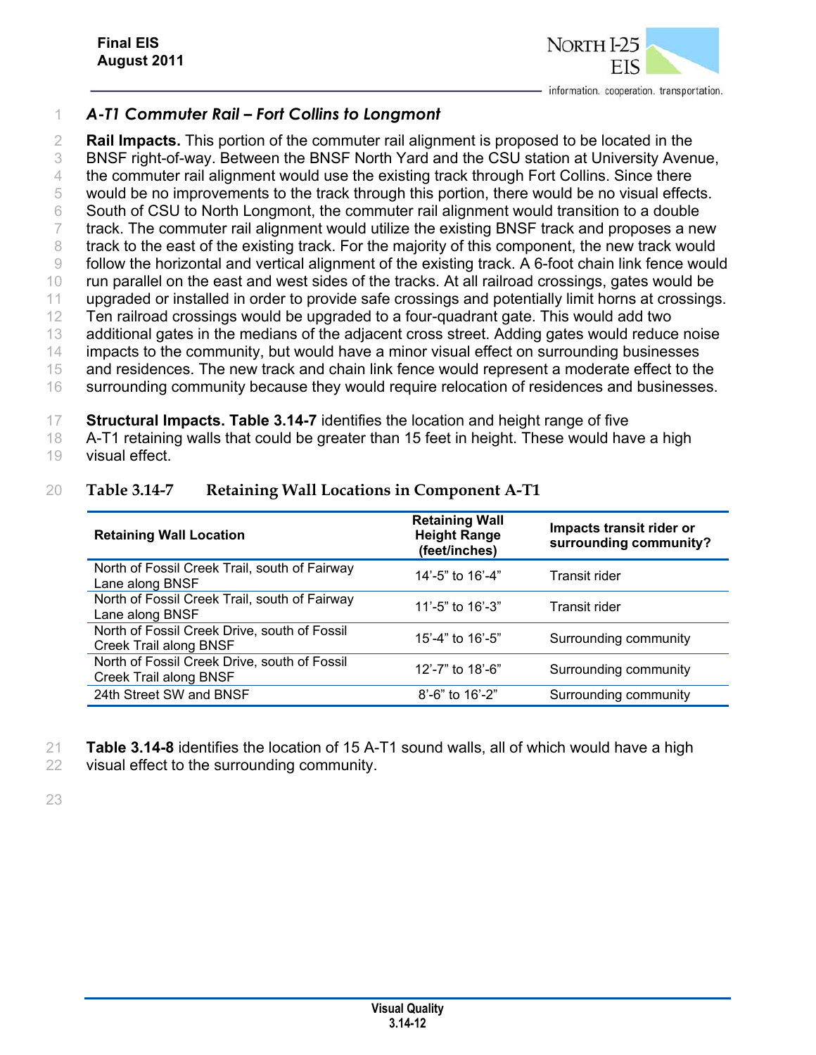### *A-T1 Commuter Rail – Fort Collins to Longmont*

**Rail Impacts.** This portion of the commuter rail alignment is proposed to be located in the BNSF right-of-way. Between the BNSF North Yard and the CSU station at University Avenue, the commuter rail alignment would use the existing track through Fort Collins. Since there would be no improvements to the track through this portion, there would be no visual effects. South of CSU to North Longmont, the commuter rail alignment would transition to a double track. The commuter rail alignment would utilize the existing BNSF track and proposes a new track to the east of the existing track. For the majority of this component, the new track would follow the horizontal and vertical alignment of the existing track. A 6-foot chain link fence would run parallel on the east and west sides of the tracks. At all railroad crossings, gates would be upgraded or installed in order to provide safe crossings and potentially limit horns at crossings. Ten railroad crossings would be upgraded to a four-quadrant gate. This would add two additional gates in the medians of the adjacent cross street. Adding gates would reduce noise impacts to the community, but would have a minor visual effect on surrounding businesses and residences. The new track and chain link fence would represent a moderate effect to the surrounding community because they would require relocation of residences and businesses.

**Structural Impacts. Table 3.14-7** identifies the location and height range of five A-T1 retaining walls that could be greater than 15 feet in height. These would have a high visual effect.

**Table 3.14-7 Retaining Wall Locations in Component A-T1**

| Retaining Wall Location | Retaining Wall Height Range (feet/inches) | Impacts transit rider or surrounding community? |
|---|---|---|
| North of Fossil Creek Trail, south of Fairway Lane along BNSF | 14'-5" to 16'-4" | Transit rider |
| North of Fossil Creek Trail, south of Fairway Lane along BNSF | 11'-5" to 16'-3" | Transit rider |
| North of Fossil Creek Drive, south of Fossil Creek Trail along BNSF | 15'-4" to 16'-5" | Surrounding community |
| North of Fossil Creek Drive, south of Fossil Creek Trail along BNSF | 12'-7" to 18'-6" | Surrounding community |
| 24th Street SW and BNSF | 8'-6" to 16'-2" | Surrounding community |

**Table 3.14-8** identifies the location of 15 A-T1 sound walls, all of which would have a high visual effect to the surrounding community.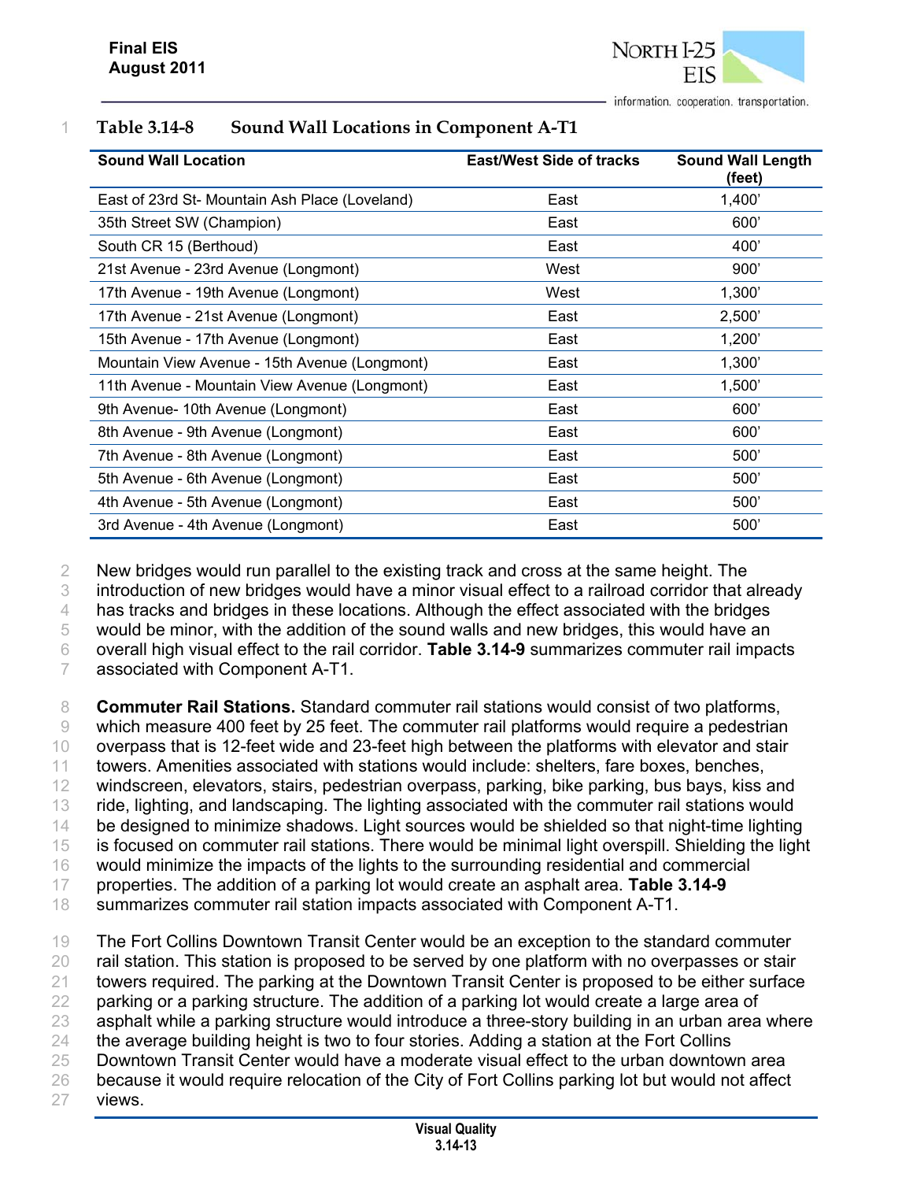**Table 3.14-8 Sound Wall Locations in Component A-T1**

| Sound Wall Location | East/West Side of tracks | Sound Wall Length (feet) |
|---|---|---|
| East of 23rd St- Mountain Ash Place (Loveland) | East | 1,400' |
| 35th Street SW (Champion) | East | 600' |
| South CR 15 (Berthoud) | East | 400' |
| 21st Avenue - 23rd Avenue (Longmont) | West | 900' |
| 17th Avenue - 19th Avenue (Longmont) | West | 1,300' |
| 17th Avenue - 21st Avenue (Longmont) | East | 2,500' |
| 15th Avenue - 17th Avenue (Longmont) | East | 1,200' |
| Mountain View Avenue - 15th Avenue (Longmont) | East | 1,300' |
| 11th Avenue - Mountain View Avenue (Longmont) | East | 1,500' |
| 9th Avenue- 10th Avenue (Longmont) | East | 600' |
| 8th Avenue - 9th Avenue (Longmont) | East | 600' |
| 7th Avenue - 8th Avenue (Longmont) | East | 500' |
| 5th Avenue - 6th Avenue (Longmont) | East | 500' |
| 4th Avenue - 5th Avenue (Longmont) | East | 500' |
| 3rd Avenue - 4th Avenue (Longmont) | East | 500' |

New bridges would run parallel to the existing track and cross at the same height. The introduction of new bridges would have a minor visual effect to a railroad corridor that already has tracks and bridges in these locations. Although the effect associated with the bridges would be minor, with the addition of the sound walls and new bridges, this would have an overall high visual effect to the rail corridor. **Table 3.14-9** summarizes commuter rail impacts associated with Component A-T1.

**Commuter Rail Stations.** Standard commuter rail stations would consist of two platforms, which measure 400 feet by 25 feet. The commuter rail platforms would require a pedestrian overpass that is 12-feet wide and 23-feet high between the platforms with elevator and stair towers. Amenities associated with stations would include: shelters, fare boxes, benches, windscreen, elevators, stairs, pedestrian overpass, parking, bike parking, bus bays, kiss and ride, lighting, and landscaping. The lighting associated with the commuter rail stations would be designed to minimize shadows. Light sources would be shielded so that night-time lighting is focused on commuter rail stations. There would be minimal light overspill. Shielding the light would minimize the impacts of the lights to the surrounding residential and commercial properties. The addition of a parking lot would create an asphalt area. **Table 3.14-9** summarizes commuter rail station impacts associated with Component A-T1.

The Fort Collins Downtown Transit Center would be an exception to the standard commuter rail station. This station is proposed to be served by one platform with no overpasses or stair towers required. The parking at the Downtown Transit Center is proposed to be either surface parking or a parking structure. The addition of a parking lot would create a large area of asphalt while a parking structure would introduce a three-story building in an urban area where the average building height is two to four stories. Adding a station at the Fort Collins Downtown Transit Center would have a moderate visual effect to the urban downtown area because it would require relocation of the City of Fort Collins parking lot but would not affect views.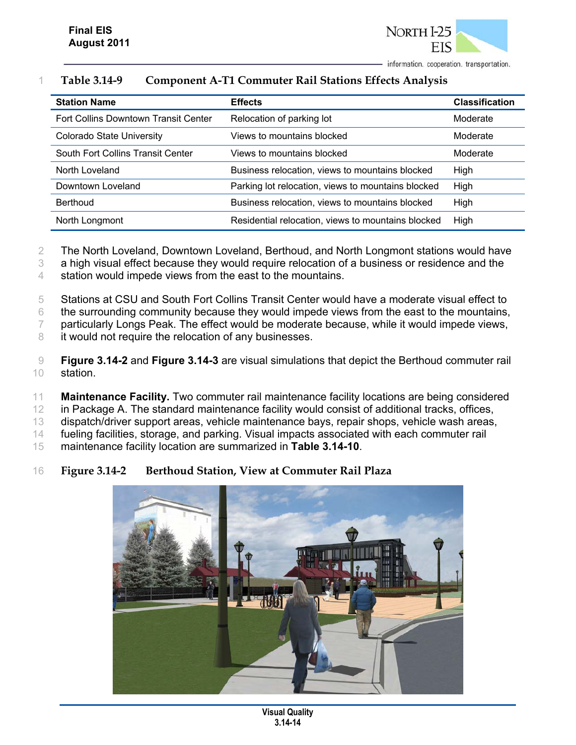**Table 3.14-9 Component A-T1 Commuter Rail Stations Effects Analysis**

| Station Name | Effects | Classification |
|---|---|---|
| Fort Collins Downtown Transit Center | Relocation of parking lot | Moderate |
| Colorado State University | Views to mountains blocked | Moderate |
| South Fort Collins Transit Center | Views to mountains blocked | Moderate |
| North Loveland | Business relocation, views to mountains blocked | High |
| Downtown Loveland | Parking lot relocation, views to mountains blocked | High |
| Berthoud | Business relocation, views to mountains blocked | High |
| North Longmont | Residential relocation, views to mountains blocked | High |

The North Loveland, Downtown Loveland, Berthoud, and North Longmont stations would have a high visual effect because they would require relocation of a business or residence and the station would impede views from the east to the mountains.

Stations at CSU and South Fort Collins Transit Center would have a moderate visual effect to the surrounding community because they would impede views from the east to the mountains, particularly Longs Peak. The effect would be moderate because, while it would impede views, it would not require the relocation of any businesses.

**Figure 3.14-2** and **Figure 3.14-3** are visual simulations that depict the Berthoud commuter rail station.

**Maintenance Facility.** Two commuter rail maintenance facility locations are being considered in Package A. The standard maintenance facility would consist of additional tracks, offices, dispatch/driver support areas, vehicle maintenance bays, repair shops, vehicle wash areas, fueling facilities, storage, and parking. Visual impacts associated with each commuter rail maintenance facility location are summarized in **Table 3.14-10**.

**Figure 3.14-2 Berthoud Station, View at Commuter Rail Plaza**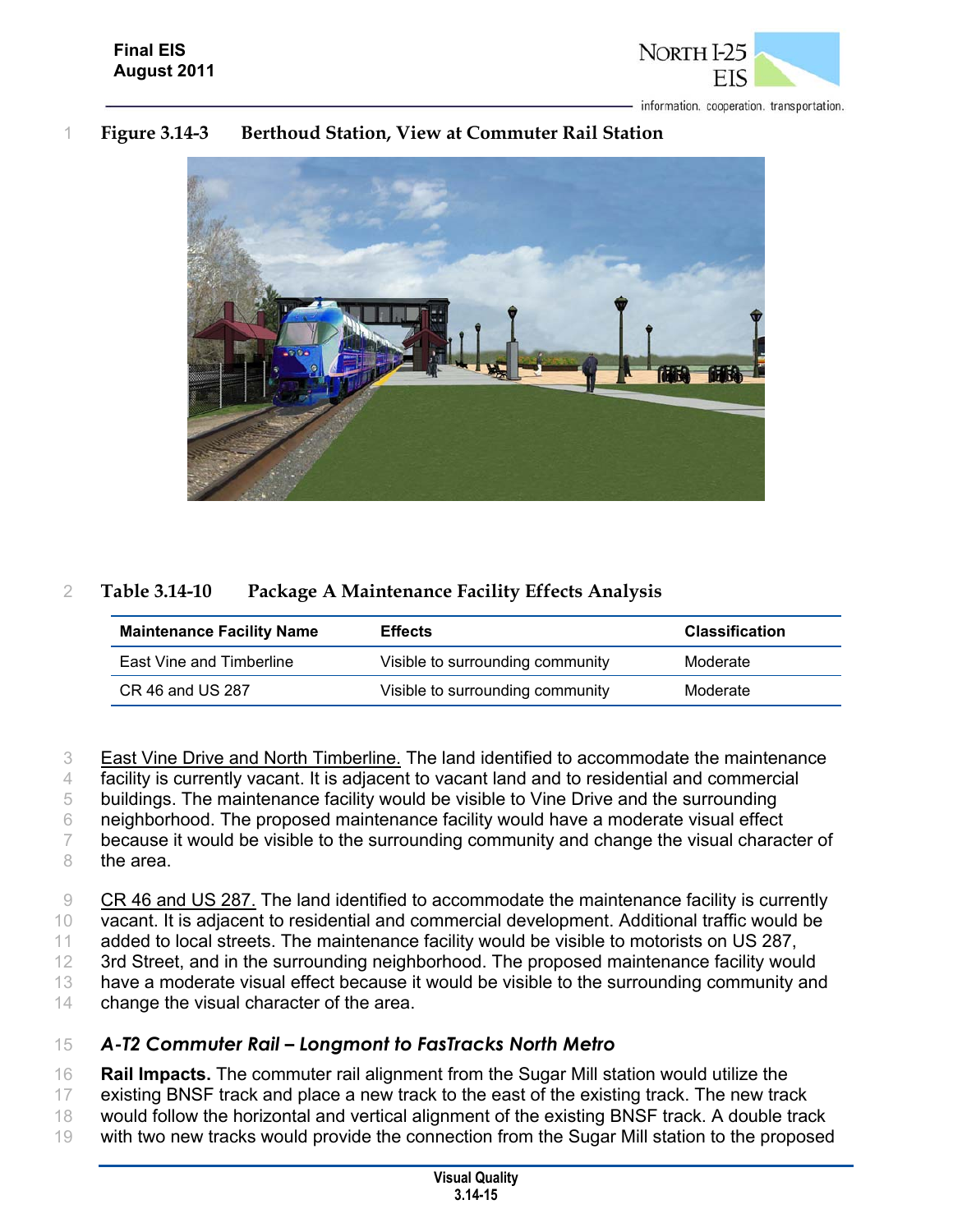Figure 3.14-3 Berthoud Station, View at Commuter Rail Station

Table 3.14-10 Package A Maintenance Facility Effects Analysis

| Maintenance Facility Name | Effects | Classification |
|---|---|---|
| East Vine and Timberline | Visible to surrounding community | Moderate |
| CR 46 and US 287 | Visible to surrounding community | Moderate |

East Vine Drive and North Timberline. The land identified to accommodate the maintenance facility is currently vacant. It is adjacent to vacant land and to residential and commercial buildings. The maintenance facility would be visible to Vine Drive and the surrounding neighborhood. The proposed maintenance facility would have a moderate visual effect because it would be visible to the surrounding community and change the visual character of the area.

CR 46 and US 287. The land identified to accommodate the maintenance facility is currently vacant. It is adjacent to residential and commercial development. Additional traffic would be added to local streets. The maintenance facility would be visible to motorists on US 287, 3rd Street, and in the surrounding neighborhood. The proposed maintenance facility would have a moderate visual effect because it would be visible to the surrounding community and change the visual character of the area.

### *A-T2 Commuter Rail – Longmont to FasTracks North Metro*

**Rail Impacts.** The commuter rail alignment from the Sugar Mill station would utilize the existing BNSF track and place a new track to the east of the existing track. The new track would follow the horizontal and vertical alignment of the existing BNSF track. A double track with two new tracks would provide the connection from the Sugar Mill station to the proposed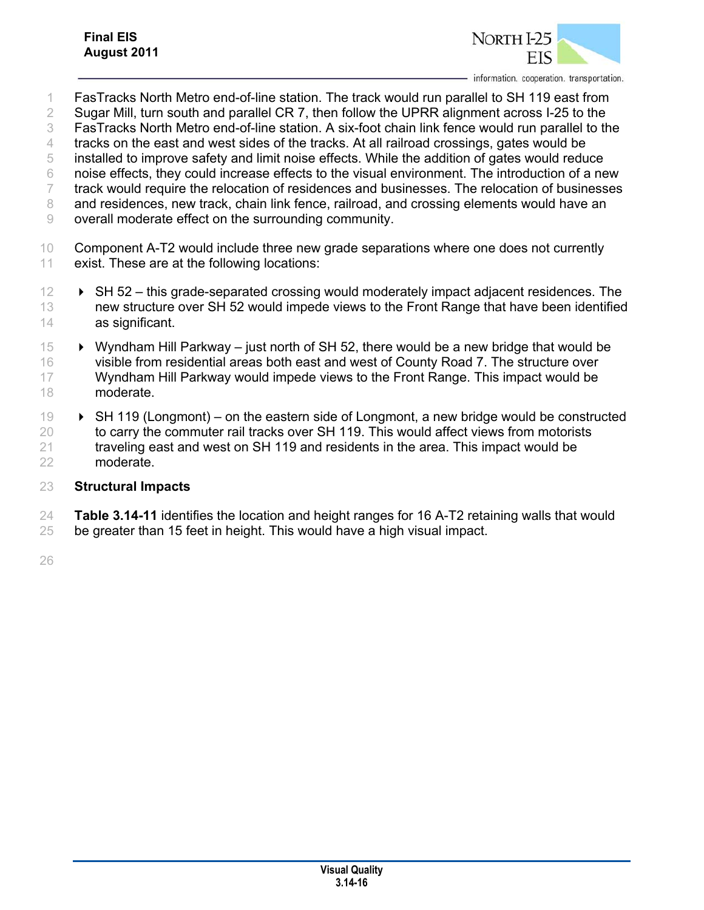FasTracks North Metro end-of-line station. The track would run parallel to SH 119 east from Sugar Mill, turn south and parallel CR 7, then follow the UPRR alignment across I-25 to the FasTracks North Metro end-of-line station. A six-foot chain link fence would run parallel to the tracks on the east and west sides of the tracks. At all railroad crossings, gates would be installed to improve safety and limit noise effects. While the addition of gates would reduce noise effects, they could increase effects to the visual environment. The introduction of a new track would require the relocation of residences and businesses. The relocation of businesses and residences, new track, chain link fence, railroad, and crossing elements would have an overall moderate effect on the surrounding community.

Component A-T2 would include three new grade separations where one does not currently exist. These are at the following locations:

- SH 52 – this grade-separated crossing would moderately impact adjacent residences. The new structure over SH 52 would impede views to the Front Range that have been identified as significant.
- Wyndham Hill Parkway – just north of SH 52, there would be a new bridge that would be visible from residential areas both east and west of County Road 7. The structure over Wyndham Hill Parkway would impede views to the Front Range. This impact would be moderate.
- SH 119 (Longmont) – on the eastern side of Longmont, a new bridge would be constructed to carry the commuter rail tracks over SH 119. This would affect views from motorists traveling east and west on SH 119 and residents in the area. This impact would be moderate.

## Structural Impacts

**Table 3.14-11** identifies the location and height ranges for 16 A-T2 retaining walls that would be greater than 15 feet in height. This would have a high visual impact.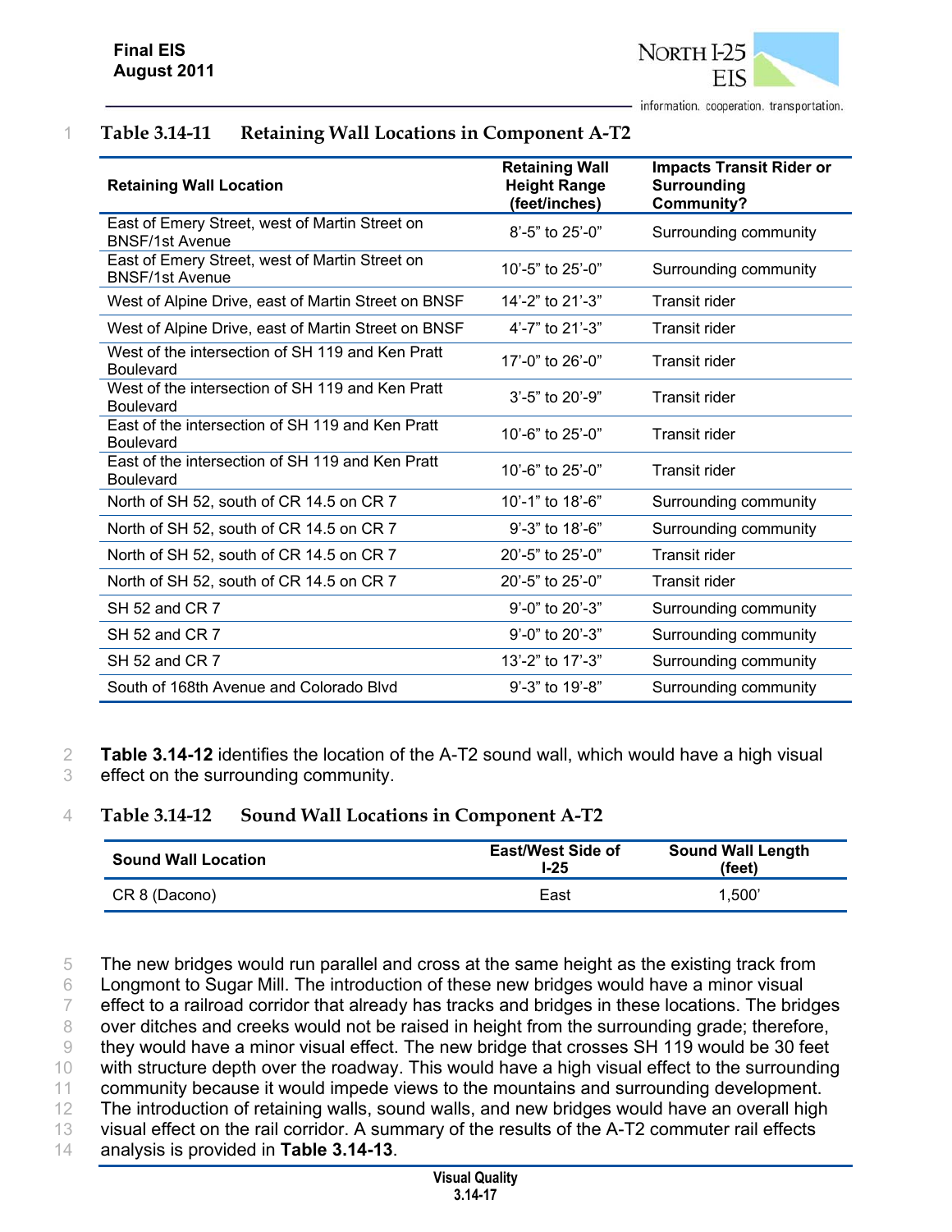### Table 3.14-11 Retaining Wall Locations in Component A-T2

| Retaining Wall Location | Retaining Wall Height Range (feet/inches) | Impacts Transit Rider or Surrounding Community? |
|---|---|---|
| East of Emery Street, west of Martin Street on BNSF/1st Avenue | 8'-5" to 25'-0" | Surrounding community |
| East of Emery Street, west of Martin Street on BNSF/1st Avenue | 10'-5" to 25'-0" | Surrounding community |
| West of Alpine Drive, east of Martin Street on BNSF | 14'-2" to 21'-3" | Transit rider |
| West of Alpine Drive, east of Martin Street on BNSF | 4'-7" to 21'-3" | Transit rider |
| West of the intersection of SH 119 and Ken Pratt Boulevard | 17'-0" to 26'-0" | Transit rider |
| West of the intersection of SH 119 and Ken Pratt Boulevard | 3'-5" to 20'-9" | Transit rider |
| East of the intersection of SH 119 and Ken Pratt Boulevard | 10'-6" to 25'-0" | Transit rider |
| East of the intersection of SH 119 and Ken Pratt Boulevard | 10'-6" to 25'-0" | Transit rider |
| North of SH 52, south of CR 14.5 on CR 7 | 10'-1" to 18'-6" | Surrounding community |
| North of SH 52, south of CR 14.5 on CR 7 | 9'-3" to 18'-6" | Surrounding community |
| North of SH 52, south of CR 14.5 on CR 7 | 20'-5" to 25'-0" | Transit rider |
| North of SH 52, south of CR 14.5 on CR 7 | 20'-5" to 25'-0" | Transit rider |
| SH 52 and CR 7 | 9'-0" to 20'-3" | Surrounding community |
| SH 52 and CR 7 | 9'-0" to 20'-3" | Surrounding community |
| SH 52 and CR 7 | 13'-2" to 17'-3" | Surrounding community |
| South of 168th Avenue and Colorado Blvd | 9'-3" to 19'-8" | Surrounding community |

**Table 3.14-12** identifies the location of the A-T2 sound wall, which would have a high visual effect on the surrounding community.

### Table 3.14-12 Sound Wall Locations in Component A-T2

| Sound Wall Location | East/West Side of I-25 | Sound Wall Length (feet) |
|---|---|---|
| CR 8 (Dacono) | East | 1,500' |

The new bridges would run parallel and cross at the same height as the existing track from Longmont to Sugar Mill. The introduction of these new bridges would have a minor visual effect to a railroad corridor that already has tracks and bridges in these locations. The bridges over ditches and creeks would not be raised in height from the surrounding grade; therefore, they would have a minor visual effect. The new bridge that crosses SH 119 would be 30 feet with structure depth over the roadway. This would have a high visual effect to the surrounding community because it would impede views to the mountains and surrounding development. The introduction of retaining walls, sound walls, and new bridges would have an overall high visual effect on the rail corridor. A summary of the results of the A-T2 commuter rail effects analysis is provided in **Table 3.14-13**.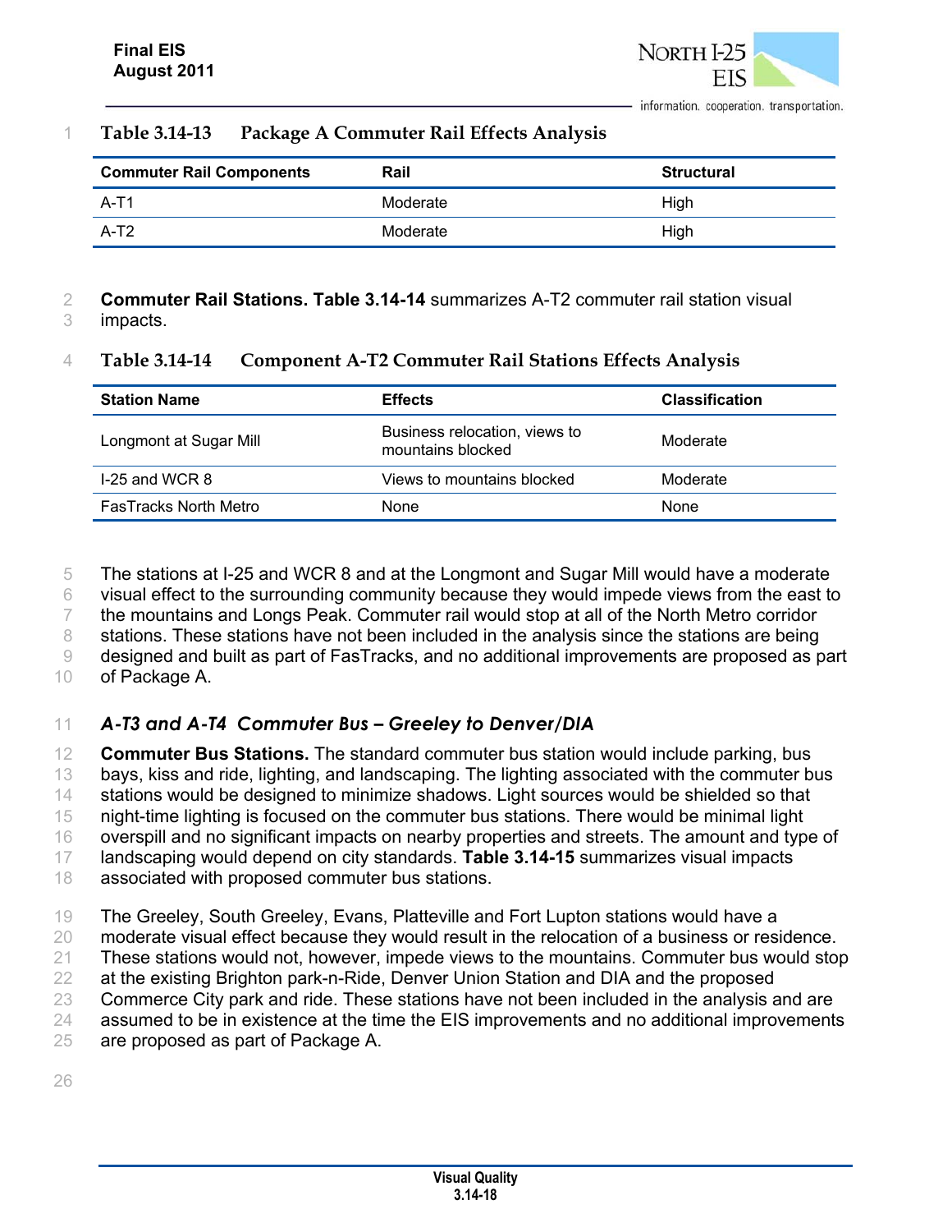**Table 3.14-13 Package A Commuter Rail Effects Analysis**

| Commuter Rail Components | Rail | Structural |
|---|---|---|
| A-T1 | Moderate | High |
| A-T2 | Moderate | High |

**Commuter Rail Stations. Table 3.14-14** summarizes A-T2 commuter rail station visual impacts.

**Table 3.14-14 Component A-T2 Commuter Rail Stations Effects Analysis**

| Station Name | Effects | Classification |
|---|---|---|
| Longmont at Sugar Mill | Business relocation, views to mountains blocked | Moderate |
| I-25 and WCR 8 | Views to mountains blocked | Moderate |
| FasTracks North Metro | None | None |

The stations at I-25 and WCR 8 and at the Longmont and Sugar Mill would have a moderate visual effect to the surrounding community because they would impede views from the east to the mountains and Longs Peak. Commuter rail would stop at all of the North Metro corridor stations. These stations have not been included in the analysis since the stations are being designed and built as part of FasTracks, and no additional improvements are proposed as part of Package A.

### *A-T3 and A-T4 Commuter Bus – Greeley to Denver/DIA*

**Commuter Bus Stations.** The standard commuter bus station would include parking, bus bays, kiss and ride, lighting, and landscaping. The lighting associated with the commuter bus stations would be designed to minimize shadows. Light sources would be shielded so that night-time lighting is focused on the commuter bus stations. There would be minimal light overspill and no significant impacts on nearby properties and streets. The amount and type of landscaping would depend on city standards. **Table 3.14-15** summarizes visual impacts associated with proposed commuter bus stations.

The Greeley, South Greeley, Evans, Platteville and Fort Lupton stations would have a moderate visual effect because they would result in the relocation of a business or residence. These stations would not, however, impede views to the mountains. Commuter bus would stop at the existing Brighton park-n-Ride, Denver Union Station and DIA and the proposed Commerce City park and ride. These stations have not been included in the analysis and are assumed to be in existence at the time the EIS improvements and no additional improvements are proposed as part of Package A.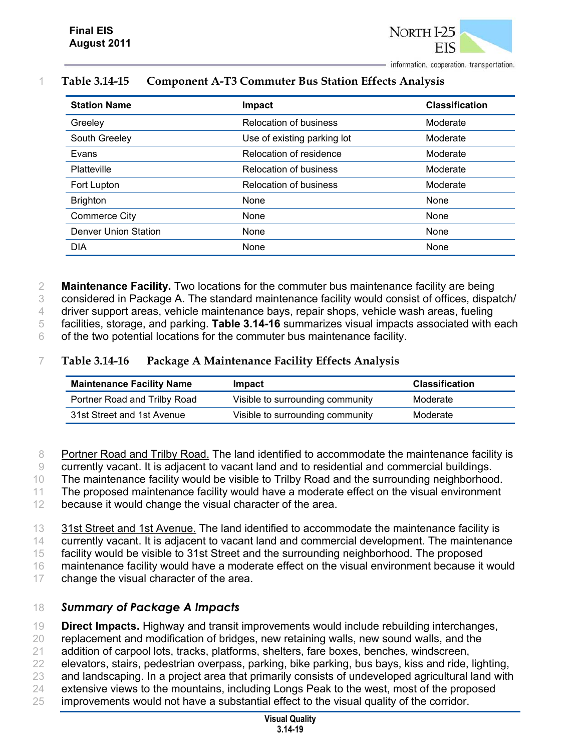Table 3.14-15 Component A-T3 Commuter Bus Station Effects Analysis

| Station Name | Impact | Classification |
|---|---|---|
| Greeley | Relocation of business | Moderate |
| South Greeley | Use of existing parking lot | Moderate |
| Evans | Relocation of residence | Moderate |
| Platteville | Relocation of business | Moderate |
| Fort Lupton | Relocation of business | Moderate |
| Brighton | None | None |
| Commerce City | None | None |
| Denver Union Station | None | None |
| DIA | None | None |

**Maintenance Facility.** Two locations for the commuter bus maintenance facility are being considered in Package A. The standard maintenance facility would consist of offices, dispatch/ driver support areas, vehicle maintenance bays, repair shops, vehicle wash areas, fueling facilities, storage, and parking. **Table 3.14-16** summarizes visual impacts associated with each of the two potential locations for the commuter bus maintenance facility.

Table 3.14-16 Package A Maintenance Facility Effects Analysis

| Maintenance Facility Name | Impact | Classification |
|---|---|---|
| Portner Road and Trilby Road | Visible to surrounding community | Moderate |
| 31st Street and 1st Avenue | Visible to surrounding community | Moderate |

Portner Road and Trilby Road. The land identified to accommodate the maintenance facility is currently vacant. It is adjacent to vacant land and to residential and commercial buildings. The maintenance facility would be visible to Trilby Road and the surrounding neighborhood. The proposed maintenance facility would have a moderate effect on the visual environment because it would change the visual character of the area.

31st Street and 1st Avenue. The land identified to accommodate the maintenance facility is currently vacant. It is adjacent to vacant land and commercial development. The maintenance facility would be visible to 31st Street and the surrounding neighborhood. The proposed maintenance facility would have a moderate effect on the visual environment because it would change the visual character of the area.

### *Summary of Package A Impacts*

**Direct Impacts.** Highway and transit improvements would include rebuilding interchanges, replacement and modification of bridges, new retaining walls, new sound walls, and the addition of carpool lots, tracks, platforms, shelters, fare boxes, benches, windscreen, elevators, stairs, pedestrian overpass, parking, bike parking, bus bays, kiss and ride, lighting, and landscaping. In a project area that primarily consists of undeveloped agricultural land with extensive views to the mountains, including Longs Peak to the west, most of the proposed improvements would not have a substantial effect to the visual quality of the corridor.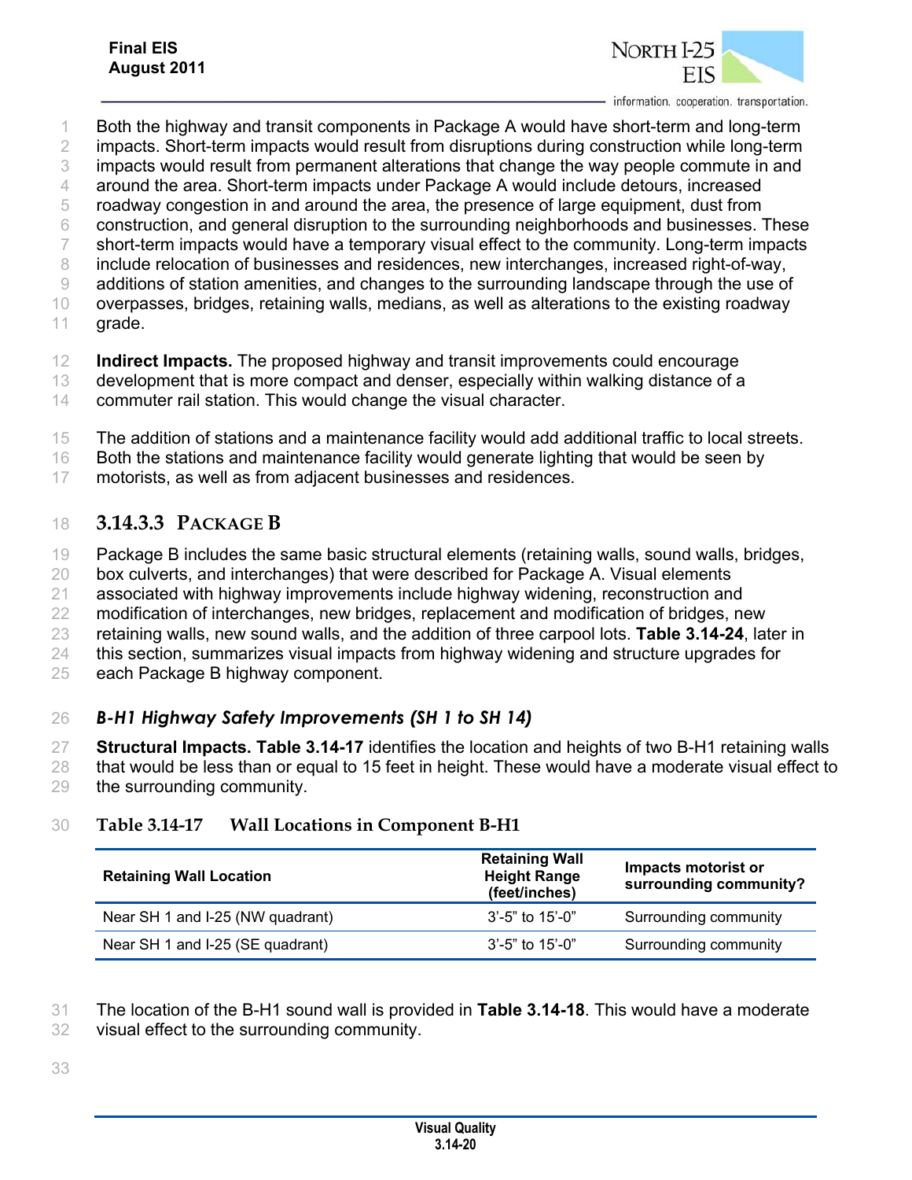Both the highway and transit components in Package A would have short-term and long-term impacts. Short-term impacts would result from disruptions during construction while long-term impacts would result from permanent alterations that change the way people commute in and around the area. Short-term impacts under Package A would include detours, increased roadway congestion in and around the area, the presence of large equipment, dust from construction, and general disruption to the surrounding neighborhoods and businesses. These short-term impacts would have a temporary visual effect to the community. Long-term impacts include relocation of businesses and residences, new interchanges, increased right-of-way, additions of station amenities, and changes to the surrounding landscape through the use of overpasses, bridges, retaining walls, medians, as well as alterations to the existing roadway grade.

**Indirect Impacts.** The proposed highway and transit improvements could encourage development that is more compact and denser, especially within walking distance of a commuter rail station. This would change the visual character.

The addition of stations and a maintenance facility would add additional traffic to local streets. Both the stations and maintenance facility would generate lighting that would be seen by motorists, as well as from adjacent businesses and residences.

### 3.14.3.3 PACKAGE B

Package B includes the same basic structural elements (retaining walls, sound walls, bridges, box culverts, and interchanges) that were described for Package A. Visual elements associated with highway improvements include highway widening, reconstruction and modification of interchanges, new bridges, replacement and modification of bridges, new retaining walls, new sound walls, and the addition of three carpool lots. **Table 3.14-24**, later in this section, summarizes visual impacts from highway widening and structure upgrades for each Package B highway component.

#### *B-H1 Highway Safety Improvements (SH 1 to SH 14)*

**Structural Impacts. Table 3.14-17** identifies the location and heights of two B-H1 retaining walls that would be less than or equal to 15 feet in height. These would have a moderate visual effect to the surrounding community.

**Table 3.14-17 Wall Locations in Component B-H1**

| Retaining Wall Location | Retaining Wall Height Range (feet/inches) | Impacts motorist or surrounding community? |
|---|---|---|
| Near SH 1 and I-25 (NW quadrant) | 3'-5" to 15'-0" | Surrounding community |
| Near SH 1 and I-25 (SE quadrant) | 3'-5" to 15'-0" | Surrounding community |

The location of the B-H1 sound wall is provided in **Table 3.14-18**. This would have a moderate visual effect to the surrounding community.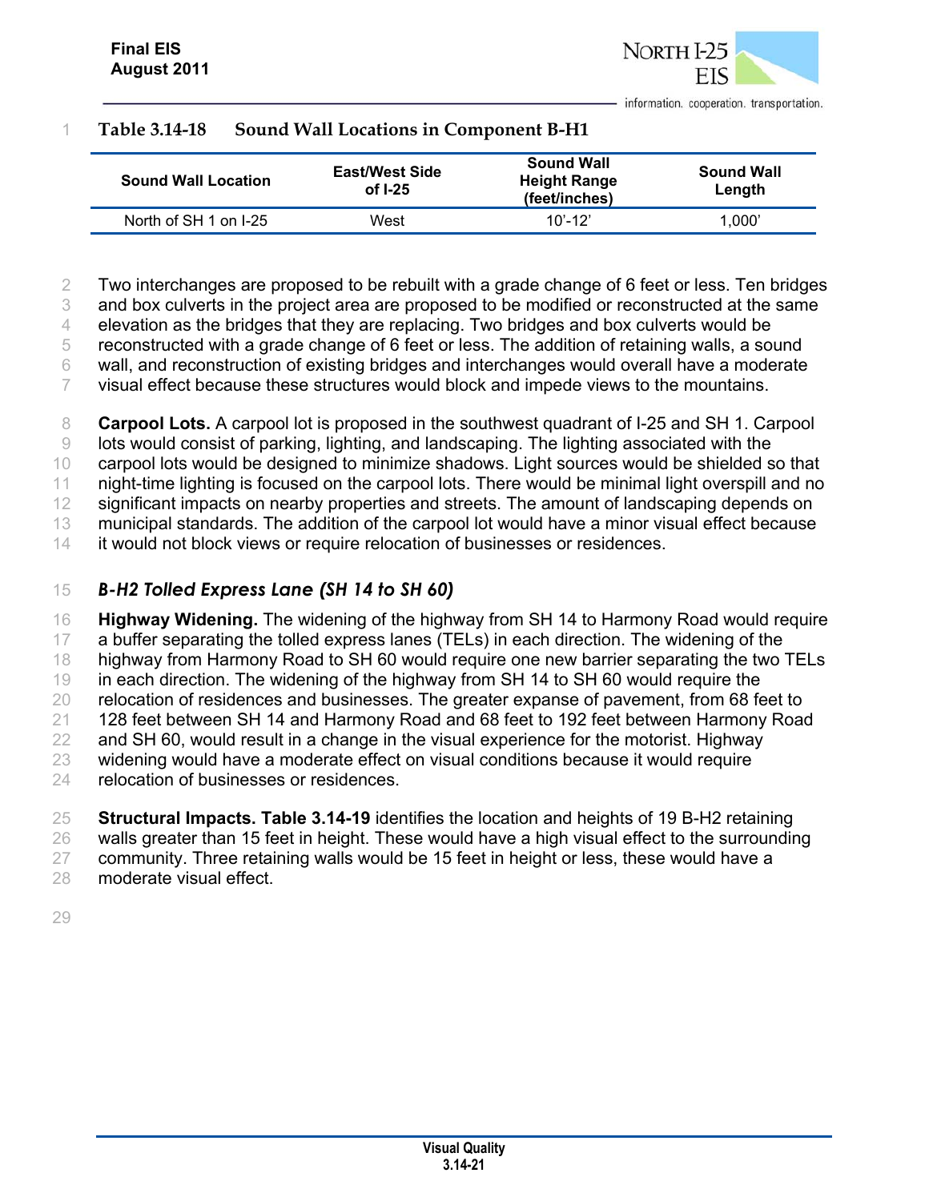**Table 3.14-18 Sound Wall Locations in Component B-H1**

| Sound Wall Location | East/West Side of I-25 | Sound Wall Height Range (feet/inches) | Sound Wall Length |
|---|---|---|---|
| North of SH 1 on I-25 | West | 10'-12' | 1,000' |

Two interchanges are proposed to be rebuilt with a grade change of 6 feet or less. Ten bridges and box culverts in the project area are proposed to be modified or reconstructed at the same elevation as the bridges that they are replacing. Two bridges and box culverts would be reconstructed with a grade change of 6 feet or less. The addition of retaining walls, a sound wall, and reconstruction of existing bridges and interchanges would overall have a moderate visual effect because these structures would block and impede views to the mountains.

**Carpool Lots.** A carpool lot is proposed in the southwest quadrant of I-25 and SH 1. Carpool lots would consist of parking, lighting, and landscaping. The lighting associated with the carpool lots would be designed to minimize shadows. Light sources would be shielded so that night-time lighting is focused on the carpool lots. There would be minimal light overspill and no significant impacts on nearby properties and streets. The amount of landscaping depends on municipal standards. The addition of the carpool lot would have a minor visual effect because it would not block views or require relocation of businesses or residences.

### *B-H2 Tolled Express Lane (SH 14 to SH 60)*

**Highway Widening.** The widening of the highway from SH 14 to Harmony Road would require a buffer separating the tolled express lanes (TELs) in each direction. The widening of the highway from Harmony Road to SH 60 would require one new barrier separating the two TELs in each direction. The widening of the highway from SH 14 to SH 60 would require the relocation of residences and businesses. The greater expanse of pavement, from 68 feet to 128 feet between SH 14 and Harmony Road and 68 feet to 192 feet between Harmony Road and SH 60, would result in a change in the visual experience for the motorist. Highway widening would have a moderate effect on visual conditions because it would require relocation of businesses or residences.

**Structural Impacts. Table 3.14-19** identifies the location and heights of 19 B-H2 retaining walls greater than 15 feet in height. These would have a high visual effect to the surrounding community. Three retaining walls would be 15 feet in height or less, these would have a moderate visual effect.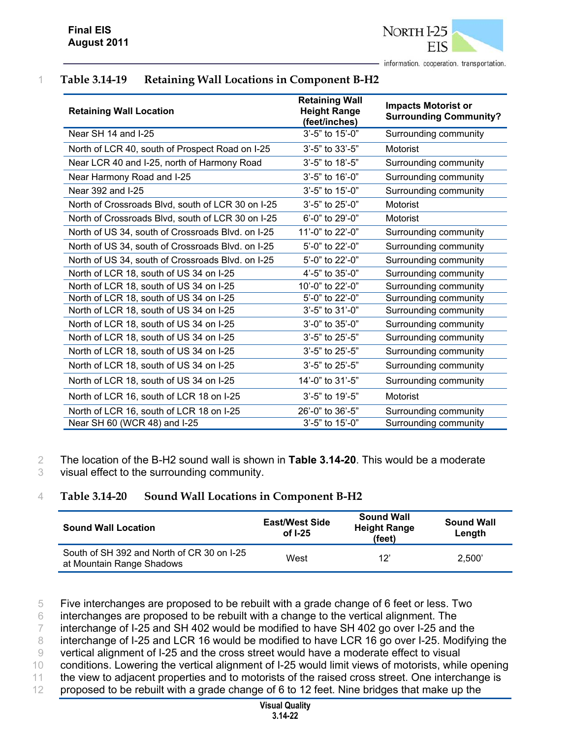**Table 3.14-19 Retaining Wall Locations in Component B-H2**

| Retaining Wall Location | Retaining Wall Height Range (feet/inches) | Impacts Motorist or Surrounding Community? |
|---|---|---|
| Near SH 14 and I-25 | 3'-5" to 15'-0" | Surrounding community |
| North of LCR 40, south of Prospect Road on I-25 | 3'-5" to 33'-5" | Motorist |
| Near LCR 40 and I-25, north of Harmony Road | 3'-5" to 18'-5" | Surrounding community |
| Near Harmony Road and I-25 | 3'-5" to 16'-0" | Surrounding community |
| Near 392 and I-25 | 3'-5" to 15'-0" | Surrounding community |
| North of Crossroads Blvd, south of LCR 30 on I-25 | 3'-5" to 25'-0" | Motorist |
| North of Crossroads Blvd, south of LCR 30 on I-25 | 6'-0" to 29'-0" | Motorist |
| North of US 34, south of Crossroads Blvd. on I-25 | 11'-0" to 22'-0" | Surrounding community |
| North of US 34, south of Crossroads Blvd. on I-25 | 5'-0" to 22'-0" | Surrounding community |
| North of US 34, south of Crossroads Blvd. on I-25 | 5'-0" to 22'-0" | Surrounding community |
| North of LCR 18, south of US 34 on I-25 | 4'-5" to 35'-0" | Surrounding community |
| North of LCR 18, south of US 34 on I-25 | 10'-0" to 22'-0" | Surrounding community |
| North of LCR 18, south of US 34 on I-25 | 5'-0" to 22'-0" | Surrounding community |
| North of LCR 18, south of US 34 on I-25 | 3'-5" to 31'-0" | Surrounding community |
| North of LCR 18, south of US 34 on I-25 | 3'-0" to 35'-0" | Surrounding community |
| North of LCR 18, south of US 34 on I-25 | 3'-5" to 25'-5" | Surrounding community |
| North of LCR 18, south of US 34 on I-25 | 3'-5" to 25'-5" | Surrounding community |
| North of LCR 18, south of US 34 on I-25 | 3'-5" to 25'-5" | Surrounding community |
| North of LCR 18, south of US 34 on I-25 | 14'-0" to 31'-5" | Surrounding community |
| North of LCR 16, south of LCR 18 on I-25 | 3'-5" to 19'-5" | Motorist |
| North of LCR 16, south of LCR 18 on I-25 | 26'-0" to 36'-5" | Surrounding community |
| Near SH 60 (WCR 48) and I-25 | 3'-5" to 15'-0" | Surrounding community |

The location of the B-H2 sound wall is shown in **Table 3.14-20**. This would be a moderate visual effect to the surrounding community.

**Table 3.14-20 Sound Wall Locations in Component B-H2**

| Sound Wall Location | East/West Side of I-25 | Sound Wall Height Range (feet) | Sound Wall Length |
|---|---|---|---|
| South of SH 392 and North of CR 30 on I-25 at Mountain Range Shadows | West | 12' | 2,500' |

Five interchanges are proposed to be rebuilt with a grade change of 6 feet or less. Two interchanges are proposed to be rebuilt with a change to the vertical alignment. The interchange of I-25 and SH 402 would be modified to have SH 402 go over I-25 and the interchange of I-25 and LCR 16 would be modified to have LCR 16 go over I-25. Modifying the vertical alignment of I-25 and the cross street would have a moderate effect to visual conditions. Lowering the vertical alignment of I-25 would limit views of motorists, while opening the view to adjacent properties and to motorists of the raised cross street. One interchange is proposed to be rebuilt with a grade change of 6 to 12 feet. Nine bridges that make up the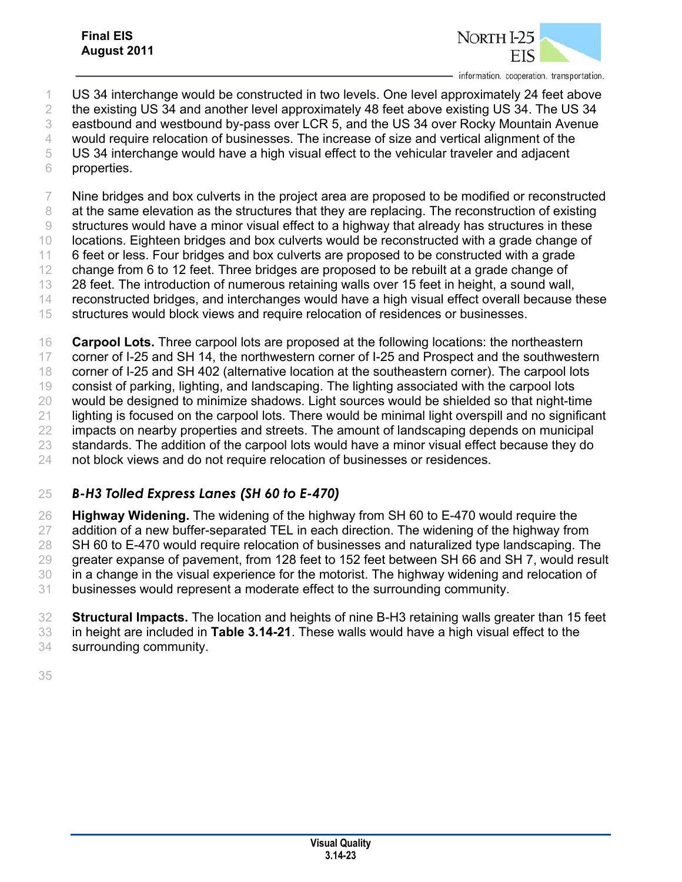US 34 interchange would be constructed in two levels. One level approximately 24 feet above the existing US 34 and another level approximately 48 feet above existing US 34. The US 34 eastbound and westbound by-pass over LCR 5, and the US 34 over Rocky Mountain Avenue would require relocation of businesses. The increase of size and vertical alignment of the US 34 interchange would have a high visual effect to the vehicular traveler and adjacent properties.

Nine bridges and box culverts in the project area are proposed to be modified or reconstructed at the same elevation as the structures that they are replacing. The reconstruction of existing structures would have a minor visual effect to a highway that already has structures in these locations. Eighteen bridges and box culverts would be reconstructed with a grade change of 6 feet or less. Four bridges and box culverts are proposed to be constructed with a grade change from 6 to 12 feet. Three bridges are proposed to be rebuilt at a grade change of 28 feet. The introduction of numerous retaining walls over 15 feet in height, a sound wall, reconstructed bridges, and interchanges would have a high visual effect overall because these structures would block views and require relocation of residences or businesses.

**Carpool Lots.** Three carpool lots are proposed at the following locations: the northeastern corner of I-25 and SH 14, the northwestern corner of I-25 and Prospect and the southwestern corner of I-25 and SH 402 (alternative location at the southeastern corner). The carpool lots consist of parking, lighting, and landscaping. The lighting associated with the carpool lots would be designed to minimize shadows. Light sources would be shielded so that night-time lighting is focused on the carpool lots. There would be minimal light overspill and no significant impacts on nearby properties and streets. The amount of landscaping depends on municipal standards. The addition of the carpool lots would have a minor visual effect because they do not block views and do not require relocation of businesses or residences.

### *B-H3 Tolled Express Lanes (SH 60 to E-470)*

**Highway Widening.** The widening of the highway from SH 60 to E-470 would require the addition of a new buffer-separated TEL in each direction. The widening of the highway from SH 60 to E-470 would require relocation of businesses and naturalized type landscaping. The greater expanse of pavement, from 128 feet to 152 feet between SH 66 and SH 7, would result in a change in the visual experience for the motorist. The highway widening and relocation of businesses would represent a moderate effect to the surrounding community.

**Structural Impacts.** The location and heights of nine B-H3 retaining walls greater than 15 feet in height are included in **Table 3.14-21**. These walls would have a high visual effect to the surrounding community.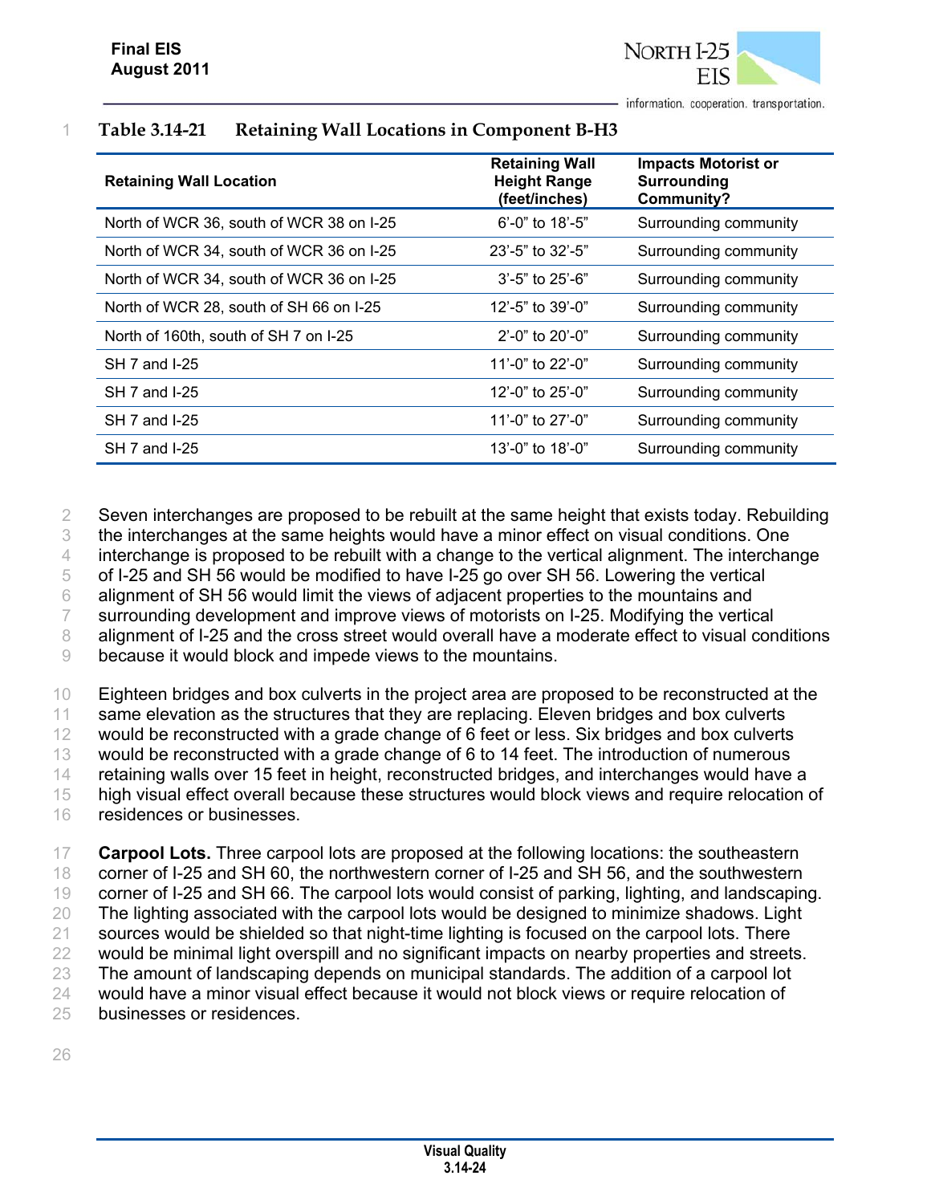**Table 3.14-21 Retaining Wall Locations in Component B-H3**

| Retaining Wall Location | Retaining Wall Height Range (feet/inches) | Impacts Motorist or Surrounding Community? |
|---|---|---|
| North of WCR 36, south of WCR 38 on I-25 | 6'-0" to 18'-5" | Surrounding community |
| North of WCR 34, south of WCR 36 on I-25 | 23'-5" to 32'-5" | Surrounding community |
| North of WCR 34, south of WCR 36 on I-25 | 3'-5" to 25'-6" | Surrounding community |
| North of WCR 28, south of SH 66 on I-25 | 12'-5" to 39'-0" | Surrounding community |
| North of 160th, south of SH 7 on I-25 | 2'-0" to 20'-0" | Surrounding community |
| SH 7 and I-25 | 11'-0" to 22'-0" | Surrounding community |
| SH 7 and I-25 | 12'-0" to 25'-0" | Surrounding community |
| SH 7 and I-25 | 11'-0" to 27'-0" | Surrounding community |
| SH 7 and I-25 | 13'-0" to 18'-0" | Surrounding community |

Seven interchanges are proposed to be rebuilt at the same height that exists today. Rebuilding the interchanges at the same heights would have a minor effect on visual conditions. One interchange is proposed to be rebuilt with a change to the vertical alignment. The interchange of I-25 and SH 56 would be modified to have I-25 go over SH 56. Lowering the vertical alignment of SH 56 would limit the views of adjacent properties to the mountains and surrounding development and improve views of motorists on I-25. Modifying the vertical alignment of I-25 and the cross street would overall have a moderate effect to visual conditions because it would block and impede views to the mountains.

Eighteen bridges and box culverts in the project area are proposed to be reconstructed at the same elevation as the structures that they are replacing. Eleven bridges and box culverts would be reconstructed with a grade change of 6 feet or less. Six bridges and box culverts would be reconstructed with a grade change of 6 to 14 feet. The introduction of numerous retaining walls over 15 feet in height, reconstructed bridges, and interchanges would have a high visual effect overall because these structures would block views and require relocation of residences or businesses.

**Carpool Lots.** Three carpool lots are proposed at the following locations: the southeastern corner of I-25 and SH 60, the northwestern corner of I-25 and SH 56, and the southwestern corner of I-25 and SH 66. The carpool lots would consist of parking, lighting, and landscaping. The lighting associated with the carpool lots would be designed to minimize shadows. Light sources would be shielded so that night-time lighting is focused on the carpool lots. There would be minimal light overspill and no significant impacts on nearby properties and streets. The amount of landscaping depends on municipal standards. The addition of a carpool lot would have a minor visual effect because it would not block views or require relocation of businesses or residences.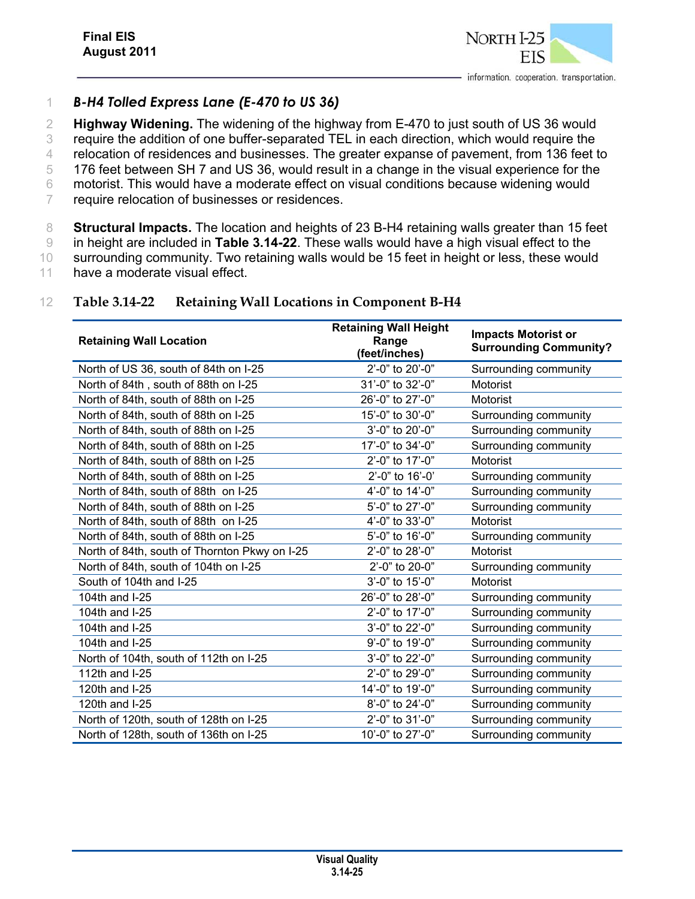### B-H4 Tolled Express Lane (E-470 to US 36)

**Highway Widening.** The widening of the highway from E-470 to just south of US 36 would require the addition of one buffer-separated TEL in each direction, which would require the relocation of residences and businesses. The greater expanse of pavement, from 136 feet to 176 feet between SH 7 and US 36, would result in a change in the visual experience for the motorist. This would have a moderate effect on visual conditions because widening would require relocation of businesses or residences.

**Structural Impacts.** The location and heights of 23 B-H4 retaining walls greater than 15 feet in height are included in **Table 3.14-22**. These walls would have a high visual effect to the surrounding community. Two retaining walls would be 15 feet in height or less, these would have a moderate visual effect.

**Table 3.14-22 Retaining Wall Locations in Component B-H4**

| Retaining Wall Location | Retaining Wall Height Range (feet/inches) | Impacts Motorist or Surrounding Community? |
|---|---|---|
| North of US 36, south of 84th on I-25 | 2'-0" to 20'-0" | Surrounding community |
| North of 84th , south of 88th on I-25 | 31'-0" to 32'-0" | Motorist |
| North of 84th, south of 88th on I-25 | 26'-0" to 27'-0" | Motorist |
| North of 84th, south of 88th on I-25 | 15'-0" to 30'-0" | Surrounding community |
| North of 84th, south of 88th on I-25 | 3'-0" to 20'-0" | Surrounding community |
| North of 84th, south of 88th on I-25 | 17'-0" to 34'-0" | Surrounding community |
| North of 84th, south of 88th on I-25 | 2'-0" to 17'-0" | Motorist |
| North of 84th, south of 88th on I-25 | 2'-0" to 16'-0' | Surrounding community |
| North of 84th, south of 88th on I-25 | 4'-0" to 14'-0" | Surrounding community |
| North of 84th, south of 88th on I-25 | 5'-0" to 27'-0" | Surrounding community |
| North of 84th, south of 88th on I-25 | 4'-0" to 33'-0" | Motorist |
| North of 84th, south of 88th on I-25 | 5'-0" to 16'-0" | Surrounding community |
| North of 84th, south of Thornton Pkwy on I-25 | 2'-0" to 28'-0" | Motorist |
| North of 84th, south of 104th on I-25 | 2'-0" to 20-0" | Surrounding community |
| South of 104th and I-25 | 3'-0" to 15'-0" | Motorist |
| 104th and I-25 | 26'-0" to 28'-0" | Surrounding community |
| 104th and I-25 | 2'-0" to 17'-0" | Surrounding community |
| 104th and I-25 | 3'-0" to 22'-0" | Surrounding community |
| 104th and I-25 | 9'-0" to 19'-0" | Surrounding community |
| North of 104th, south of 112th on I-25 | 3'-0" to 22'-0" | Surrounding community |
| 112th and I-25 | 2'-0" to 29'-0" | Surrounding community |
| 120th and I-25 | 14'-0" to 19'-0" | Surrounding community |
| 120th and I-25 | 8'-0" to 24'-0" | Surrounding community |
| North of 120th, south of 128th on I-25 | 2'-0" to 31'-0" | Surrounding community |
| North of 128th, south of 136th on I-25 | 10'-0" to 27'-0" | Surrounding community |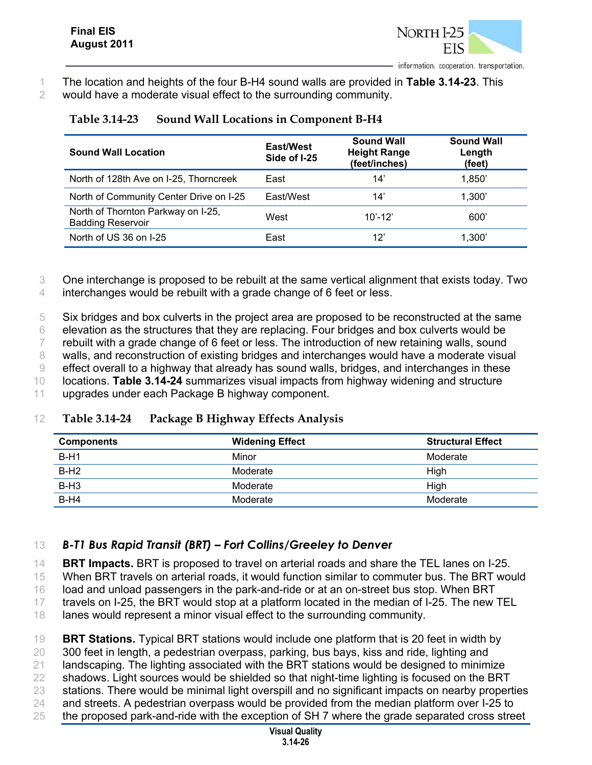The location and heights of the four B-H4 sound walls are provided in **Table 3.14-23**. This would have a moderate visual effect to the surrounding community.

**Table 3.14-23 Sound Wall Locations in Component B-H4**

| Sound Wall Location | East/West Side of I-25 | Sound Wall Height Range (feet/inches) | Sound Wall Length (feet) |
|---|---|---|---|
| North of 128th Ave on I-25, Thorncreek | East | 14' | 1,850' |
| North of Community Center Drive on I-25 | East/West | 14' | 1,300' |
| North of Thornton Parkway on I-25, Badding Reservoir | West | 10'-12' | 600' |
| North of US 36 on I-25 | East | 12' | 1,300' |

One interchange is proposed to be rebuilt at the same vertical alignment that exists today. Two interchanges would be rebuilt with a grade change of 6 feet or less.

Six bridges and box culverts in the project area are proposed to be reconstructed at the same elevation as the structures that they are replacing. Four bridges and box culverts would be rebuilt with a grade change of 6 feet or less. The introduction of new retaining walls, sound walls, and reconstruction of existing bridges and interchanges would have a moderate visual effect overall to a highway that already has sound walls, bridges, and interchanges in these locations. **Table 3.14-24** summarizes visual impacts from highway widening and structure upgrades under each Package B highway component.

**Table 3.14-24 Package B Highway Effects Analysis**

| Components | Widening Effect | Structural Effect |
|---|---|---|
| B-H1 | Minor | Moderate |
| B-H2 | Moderate | High |
| B-H3 | Moderate | High |
| B-H4 | Moderate | Moderate |

### *B-T1 Bus Rapid Transit (BRT) – Fort Collins/Greeley to Denver*

**BRT Impacts.** BRT is proposed to travel on arterial roads and share the TEL lanes on I-25. When BRT travels on arterial roads, it would function similar to commuter bus. The BRT would load and unload passengers in the park-and-ride or at an on-street bus stop. When BRT travels on I-25, the BRT would stop at a platform located in the median of I-25. The new TEL lanes would represent a minor visual effect to the surrounding community.

**BRT Stations.** Typical BRT stations would include one platform that is 20 feet in width by 300 feet in length, a pedestrian overpass, parking, bus bays, kiss and ride, lighting and landscaping. The lighting associated with the BRT stations would be designed to minimize shadows. Light sources would be shielded so that night-time lighting is focused on the BRT stations. There would be minimal light overspill and no significant impacts on nearby properties and streets. A pedestrian overpass would be provided from the median platform over I-25 to the proposed park-and-ride with the exception of SH 7 where the grade separated cross street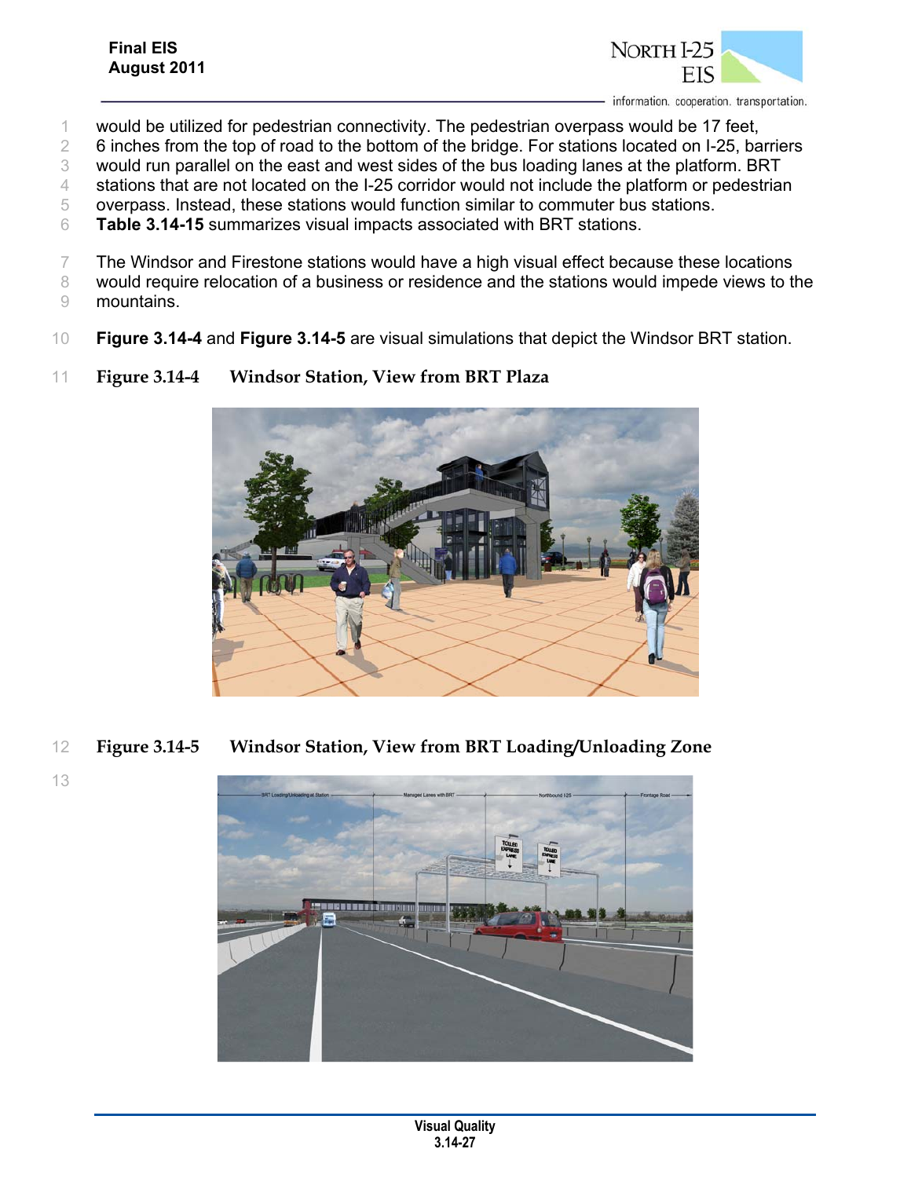would be utilized for pedestrian connectivity. The pedestrian overpass would be 17 feet, 6 inches from the top of road to the bottom of the bridge. For stations located on I-25, barriers would run parallel on the east and west sides of the bus loading lanes at the platform. BRT stations that are not located on the I-25 corridor would not include the platform or pedestrian overpass. Instead, these stations would function similar to commuter bus stations. **Table 3.14-15** summarizes visual impacts associated with BRT stations.

The Windsor and Firestone stations would have a high visual effect because these locations would require relocation of a business or residence and the stations would impede views to the mountains.

**Figure 3.14-4** and **Figure 3.14-5** are visual simulations that depict the Windsor BRT station.

**Figure 3.14-4 Windsor Station, View from BRT Plaza**

**Figure 3.14-5 Windsor Station, View from BRT Loading/Unloading Zone**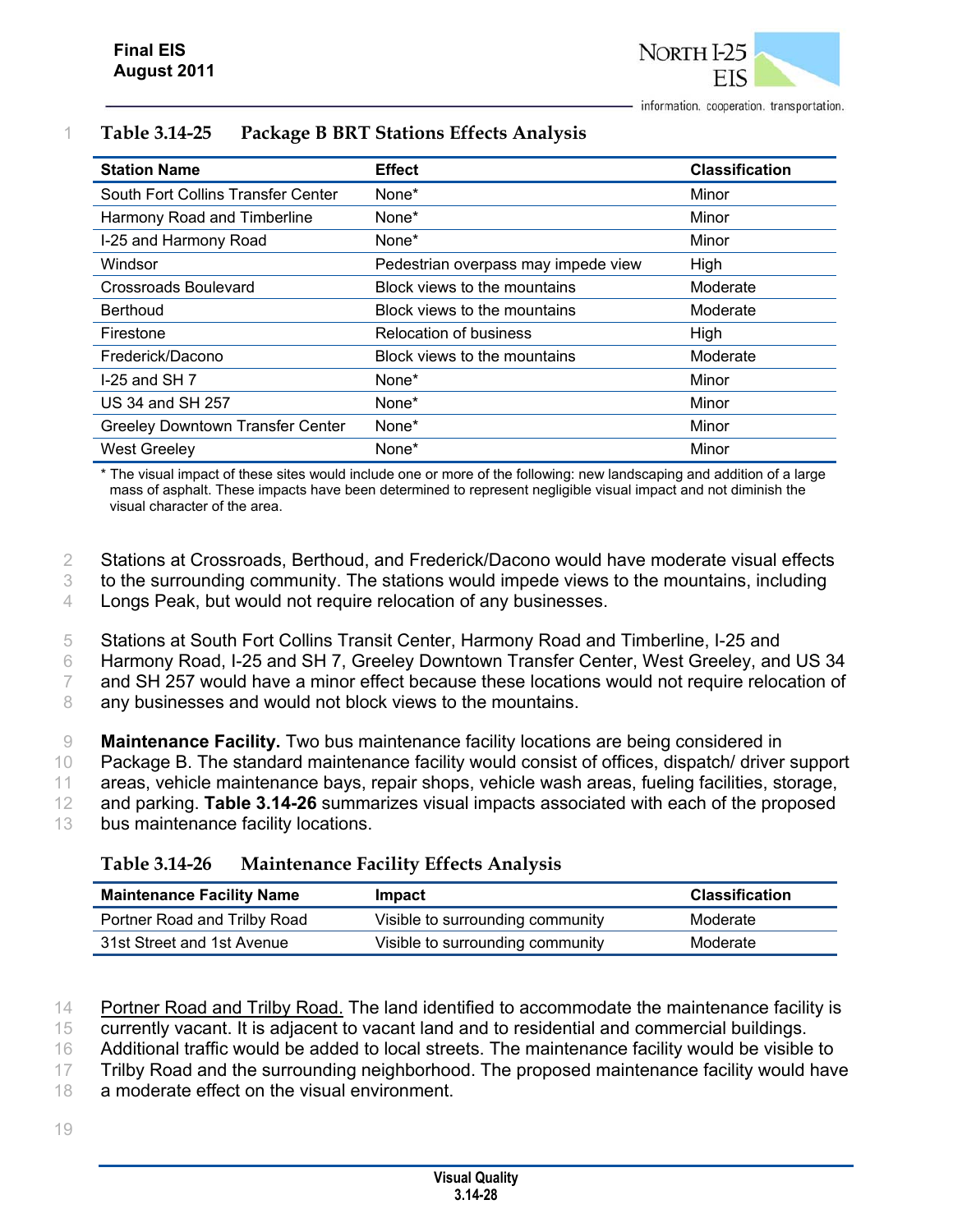**Table 3.14-25 Package B BRT Stations Effects Analysis**

| Station Name | Effect | Classification |
|---|---|---|
| South Fort Collins Transfer Center | None* | Minor |
| Harmony Road and Timberline | None* | Minor |
| I-25 and Harmony Road | None* | Minor |
| Windsor | Pedestrian overpass may impede view | High |
| Crossroads Boulevard | Block views to the mountains | Moderate |
| Berthoud | Block views to the mountains | Moderate |
| Firestone | Relocation of business | High |
| Frederick/Dacono | Block views to the mountains | Moderate |
| I-25 and SH 7 | None* | Minor |
| US 34 and SH 257 | None* | Minor |
| Greeley Downtown Transfer Center | None* | Minor |
| West Greeley | None* | Minor |

* The visual impact of these sites would include one or more of the following: new landscaping and addition of a large mass of asphalt. These impacts have been determined to represent negligible visual impact and not diminish the visual character of the area.

Stations at Crossroads, Berthoud, and Frederick/Dacono would have moderate visual effects to the surrounding community. The stations would impede views to the mountains, including Longs Peak, but would not require relocation of any businesses.

Stations at South Fort Collins Transit Center, Harmony Road and Timberline, I-25 and Harmony Road, I-25 and SH 7, Greeley Downtown Transfer Center, West Greeley, and US 34 and SH 257 would have a minor effect because these locations would not require relocation of any businesses and would not block views to the mountains.

**Maintenance Facility.** Two bus maintenance facility locations are being considered in Package B. The standard maintenance facility would consist of offices, dispatch/ driver support areas, vehicle maintenance bays, repair shops, vehicle wash areas, fueling facilities, storage, and parking. **Table 3.14-26** summarizes visual impacts associated with each of the proposed bus maintenance facility locations.

**Table 3.14-26 Maintenance Facility Effects Analysis**

| Maintenance Facility Name | Impact | Classification |
|---|---|---|
| Portner Road and Trilby Road | Visible to surrounding community | Moderate |
| 31st Street and 1st Avenue | Visible to surrounding community | Moderate |

Portner Road and Trilby Road. The land identified to accommodate the maintenance facility is currently vacant. It is adjacent to vacant land and to residential and commercial buildings. Additional traffic would be added to local streets. The maintenance facility would be visible to Trilby Road and the surrounding neighborhood. The proposed maintenance facility would have a moderate effect on the visual environment.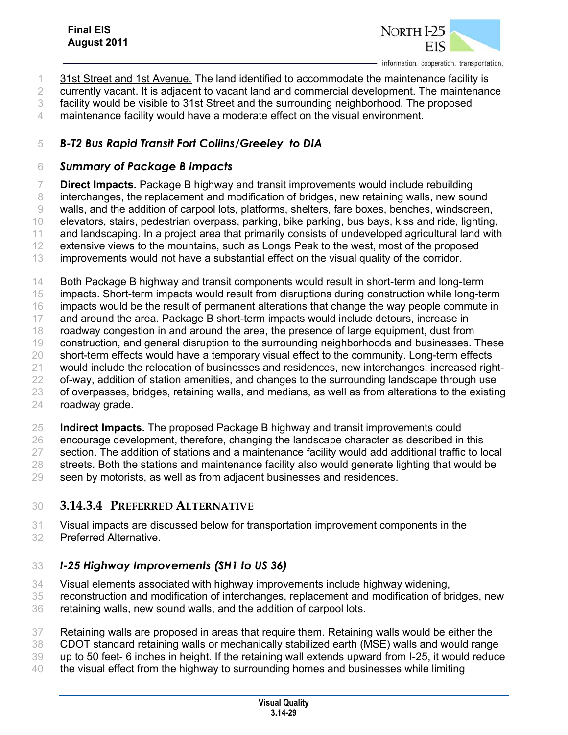31st Street and 1st Avenue. The land identified to accommodate the maintenance facility is currently vacant. It is adjacent to vacant land and commercial development. The maintenance facility would be visible to 31st Street and the surrounding neighborhood. The proposed maintenance facility would have a moderate effect on the visual environment.

### *B-T2 Bus Rapid Transit Fort Collins/Greeley to DIA*

### *Summary of Package B Impacts*

**Direct Impacts.** Package B highway and transit improvements would include rebuilding interchanges, the replacement and modification of bridges, new retaining walls, new sound walls, and the addition of carpool lots, platforms, shelters, fare boxes, benches, windscreen, elevators, stairs, pedestrian overpass, parking, bike parking, bus bays, kiss and ride, lighting, and landscaping. In a project area that primarily consists of undeveloped agricultural land with extensive views to the mountains, such as Longs Peak to the west, most of the proposed improvements would not have a substantial effect on the visual quality of the corridor.

Both Package B highway and transit components would result in short-term and long-term impacts. Short-term impacts would result from disruptions during construction while long-term impacts would be the result of permanent alterations that change the way people commute in and around the area. Package B short-term impacts would include detours, increase in roadway congestion in and around the area, the presence of large equipment, dust from construction, and general disruption to the surrounding neighborhoods and businesses. These short-term effects would have a temporary visual effect to the community. Long-term effects would include the relocation of businesses and residences, new interchanges, increased right-of-way, addition of station amenities, and changes to the surrounding landscape through use of overpasses, bridges, retaining walls, and medians, as well as from alterations to the existing roadway grade.

**Indirect Impacts.** The proposed Package B highway and transit improvements could encourage development, therefore, changing the landscape character as described in this section. The addition of stations and a maintenance facility would add additional traffic to local streets. Both the stations and maintenance facility also would generate lighting that would be seen by motorists, as well as from adjacent businesses and residences.

## 3.14.3.4 PREFERRED ALTERNATIVE

Visual impacts are discussed below for transportation improvement components in the Preferred Alternative.

### *I-25 Highway Improvements (SH1 to US 36)*

Visual elements associated with highway improvements include highway widening, reconstruction and modification of interchanges, replacement and modification of bridges, new retaining walls, new sound walls, and the addition of carpool lots.

Retaining walls are proposed in areas that require them. Retaining walls would be either the CDOT standard retaining walls or mechanically stabilized earth (MSE) walls and would range up to 50 feet- 6 inches in height. If the retaining wall extends upward from I-25, it would reduce the visual effect from the highway to surrounding homes and businesses while limiting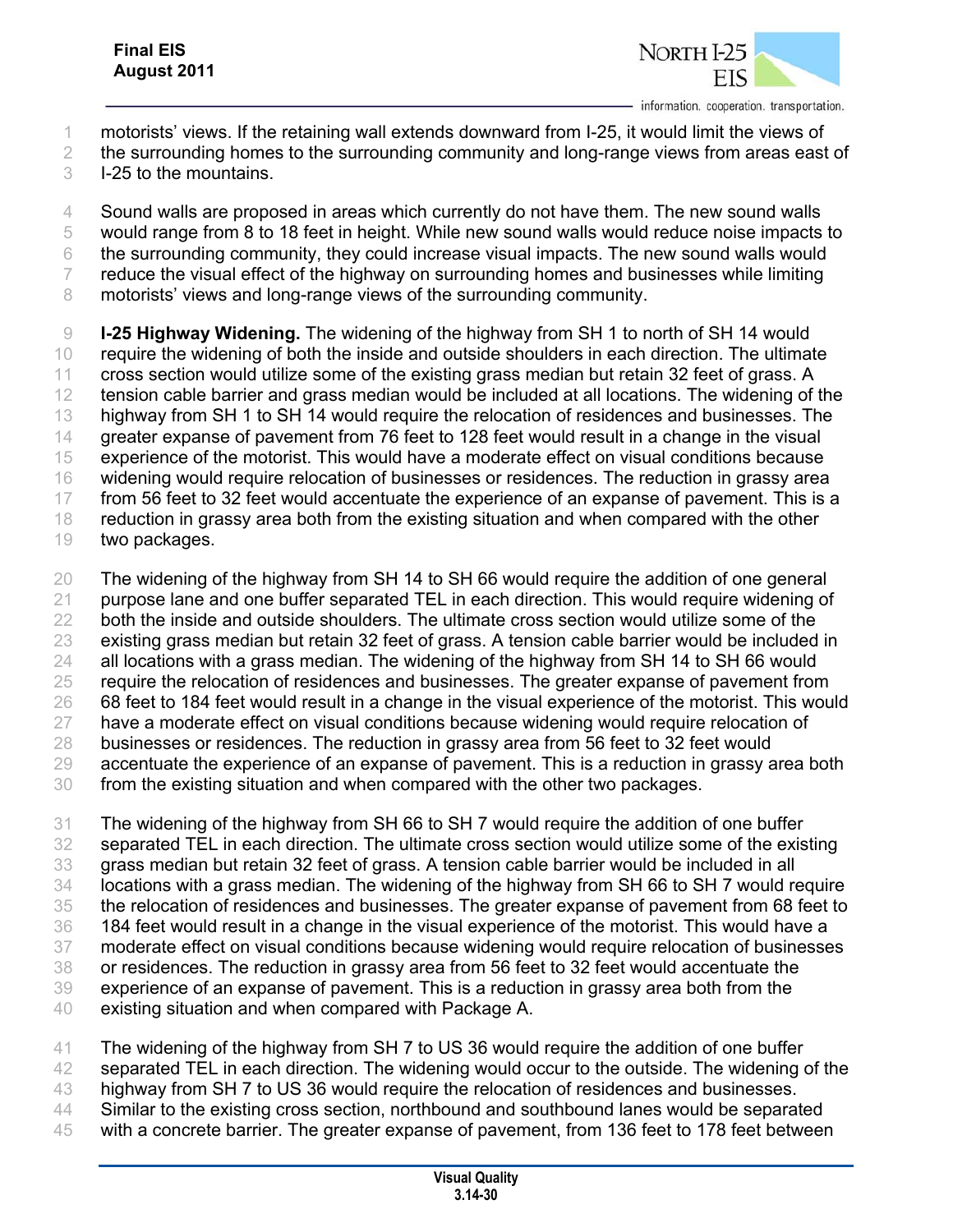motorists' views. If the retaining wall extends downward from I-25, it would limit the views of the surrounding homes to the surrounding community and long-range views from areas east of I-25 to the mountains.

Sound walls are proposed in areas which currently do not have them. The new sound walls would range from 8 to 18 feet in height. While new sound walls would reduce noise impacts to the surrounding community, they could increase visual impacts. The new sound walls would reduce the visual effect of the highway on surrounding homes and businesses while limiting motorists' views and long-range views of the surrounding community.

**I-25 Highway Widening.** The widening of the highway from SH 1 to north of SH 14 would require the widening of both the inside and outside shoulders in each direction. The ultimate cross section would utilize some of the existing grass median but retain 32 feet of grass. A tension cable barrier and grass median would be included at all locations. The widening of the highway from SH 1 to SH 14 would require the relocation of residences and businesses. The greater expanse of pavement from 76 feet to 128 feet would result in a change in the visual experience of the motorist. This would have a moderate effect on visual conditions because widening would require relocation of businesses or residences. The reduction in grassy area from 56 feet to 32 feet would accentuate the experience of an expanse of pavement. This is a reduction in grassy area both from the existing situation and when compared with the other two packages.

The widening of the highway from SH 14 to SH 66 would require the addition of one general purpose lane and one buffer separated TEL in each direction. This would require widening of both the inside and outside shoulders. The ultimate cross section would utilize some of the existing grass median but retain 32 feet of grass. A tension cable barrier would be included in all locations with a grass median. The widening of the highway from SH 14 to SH 66 would require the relocation of residences and businesses. The greater expanse of pavement from 68 feet to 184 feet would result in a change in the visual experience of the motorist. This would have a moderate effect on visual conditions because widening would require relocation of businesses or residences. The reduction in grassy area from 56 feet to 32 feet would accentuate the experience of an expanse of pavement. This is a reduction in grassy area both from the existing situation and when compared with the other two packages.

The widening of the highway from SH 66 to SH 7 would require the addition of one buffer separated TEL in each direction. The ultimate cross section would utilize some of the existing grass median but retain 32 feet of grass. A tension cable barrier would be included in all locations with a grass median. The widening of the highway from SH 66 to SH 7 would require the relocation of residences and businesses. The greater expanse of pavement from 68 feet to 184 feet would result in a change in the visual experience of the motorist. This would have a moderate effect on visual conditions because widening would require relocation of businesses or residences. The reduction in grassy area from 56 feet to 32 feet would accentuate the experience of an expanse of pavement. This is a reduction in grassy area both from the existing situation and when compared with Package A.

The widening of the highway from SH 7 to US 36 would require the addition of one buffer separated TEL in each direction. The widening would occur to the outside. The widening of the highway from SH 7 to US 36 would require the relocation of residences and businesses. Similar to the existing cross section, northbound and southbound lanes would be separated with a concrete barrier. The greater expanse of pavement, from 136 feet to 178 feet between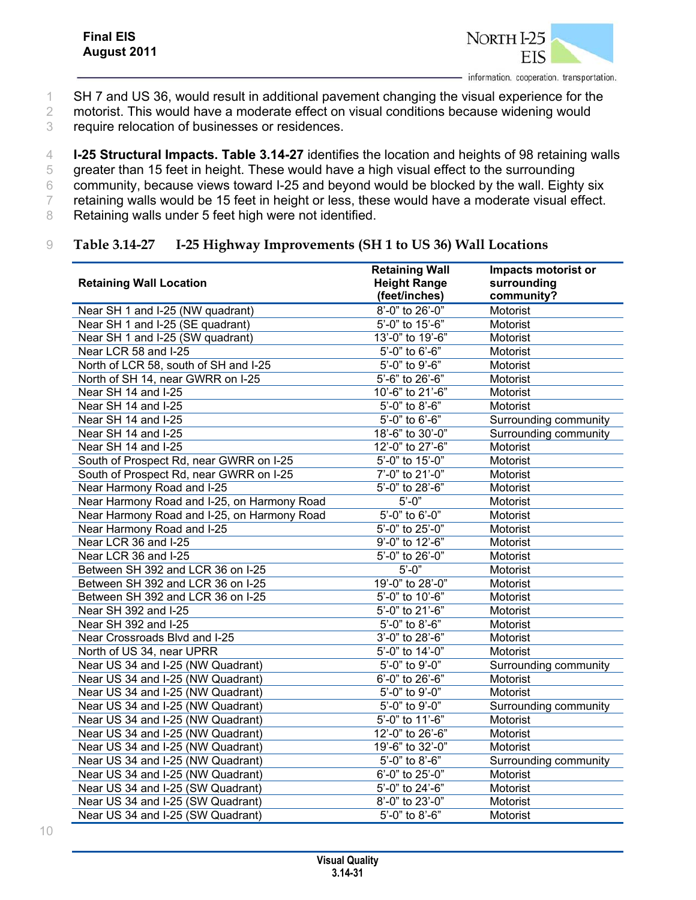SH 7 and US 36, would result in additional pavement changing the visual experience for the motorist. This would have a moderate effect on visual conditions because widening would require relocation of businesses or residences.

**I-25 Structural Impacts. Table 3.14-27** identifies the location and heights of 98 retaining walls greater than 15 feet in height. These would have a high visual effect to the surrounding community, because views toward I-25 and beyond would be blocked by the wall. Eighty six retaining walls would be 15 feet in height or less, these would have a moderate visual effect. Retaining walls under 5 feet high were not identified.

**Table 3.14-27 I-25 Highway Improvements (SH 1 to US 36) Wall Locations**

| Retaining Wall Location | Retaining Wall Height Range (feet/inches) | Impacts motorist or surrounding community? |
|---|---|---|
| Near SH 1 and I-25 (NW quadrant) | 8'-0" to 26'-0" | Motorist |
| Near SH 1 and I-25 (SE quadrant) | 5'-0" to 15'-6" | Motorist |
| Near SH 1 and I-25 (SW quadrant) | 13'-0" to 19'-6" | Motorist |
| Near LCR 58 and I-25 | 5'-0" to 6'-6" | Motorist |
| North of LCR 58, south of SH and I-25 | 5'-0" to 9'-6" | Motorist |
| North of SH 14, near GWRR on I-25 | 5'-6" to 26'-6" | Motorist |
| Near SH 14 and I-25 | 10'-6" to 21'-6" | Motorist |
| Near SH 14 and I-25 | 5'-0" to 8'-6" | Motorist |
| Near SH 14 and I-25 | 5'-0" to 6'-6" | Surrounding community |
| Near SH 14 and I-25 | 18'-6" to 30'-0" | Surrounding community |
| Near SH 14 and I-25 | 12'-0" to 27'-6" | Motorist |
| South of Prospect Rd, near GWRR on I-25 | 5'-0" to 15'-0" | Motorist |
| South of Prospect Rd, near GWRR on I-25 | 7'-0" to 21'-0" | Motorist |
| Near Harmony Road and I-25 | 5'-0" to 28'-6" | Motorist |
| Near Harmony Road and I-25, on Harmony Road | 5'-0" | Motorist |
| Near Harmony Road and I-25, on Harmony Road | 5'-0" to 6'-0" | Motorist |
| Near Harmony Road and I-25 | 5'-0" to 25'-0" | Motorist |
| Near LCR 36 and I-25 | 9'-0" to 12'-6" | Motorist |
| Near LCR 36 and I-25 | 5'-0" to 26'-0" | Motorist |
| Between SH 392 and LCR 36 on I-25 | 5'-0" | Motorist |
| Between SH 392 and LCR 36 on I-25 | 19'-0" to 28'-0" | Motorist |
| Between SH 392 and LCR 36 on I-25 | 5'-0" to 10'-6" | Motorist |
| Near SH 392 and I-25 | 5'-0" to 21'-6" | Motorist |
| Near SH 392 and I-25 | 5'-0" to 8'-6" | Motorist |
| Near Crossroads Blvd and I-25 | 3'-0" to 28'-6" | Motorist |
| North of US 34, near UPRR | 5'-0" to 14'-0" | Motorist |
| Near US 34 and I-25 (NW Quadrant) | 5'-0" to 9'-0" | Surrounding community |
| Near US 34 and I-25 (NW Quadrant) | 6'-0" to 26'-6" | Motorist |
| Near US 34 and I-25 (NW Quadrant) | 5'-0" to 9'-0" | Motorist |
| Near US 34 and I-25 (NW Quadrant) | 5'-0" to 9'-0" | Surrounding community |
| Near US 34 and I-25 (NW Quadrant) | 5'-0" to 11'-6" | Motorist |
| Near US 34 and I-25 (NW Quadrant) | 12'-0" to 26'-6" | Motorist |
| Near US 34 and I-25 (NW Quadrant) | 19'-6" to 32'-0" | Motorist |
| Near US 34 and I-25 (NW Quadrant) | 5'-0" to 8'-6" | Surrounding community |
| Near US 34 and I-25 (NW Quadrant) | 6'-0" to 25'-0" | Motorist |
| Near US 34 and I-25 (SW Quadrant) | 5'-0" to 24'-6" | Motorist |
| Near US 34 and I-25 (SW Quadrant) | 8'-0" to 23'-0" | Motorist |
| Near US 34 and I-25 (SW Quadrant) | 5'-0" to 8'-6" | Motorist |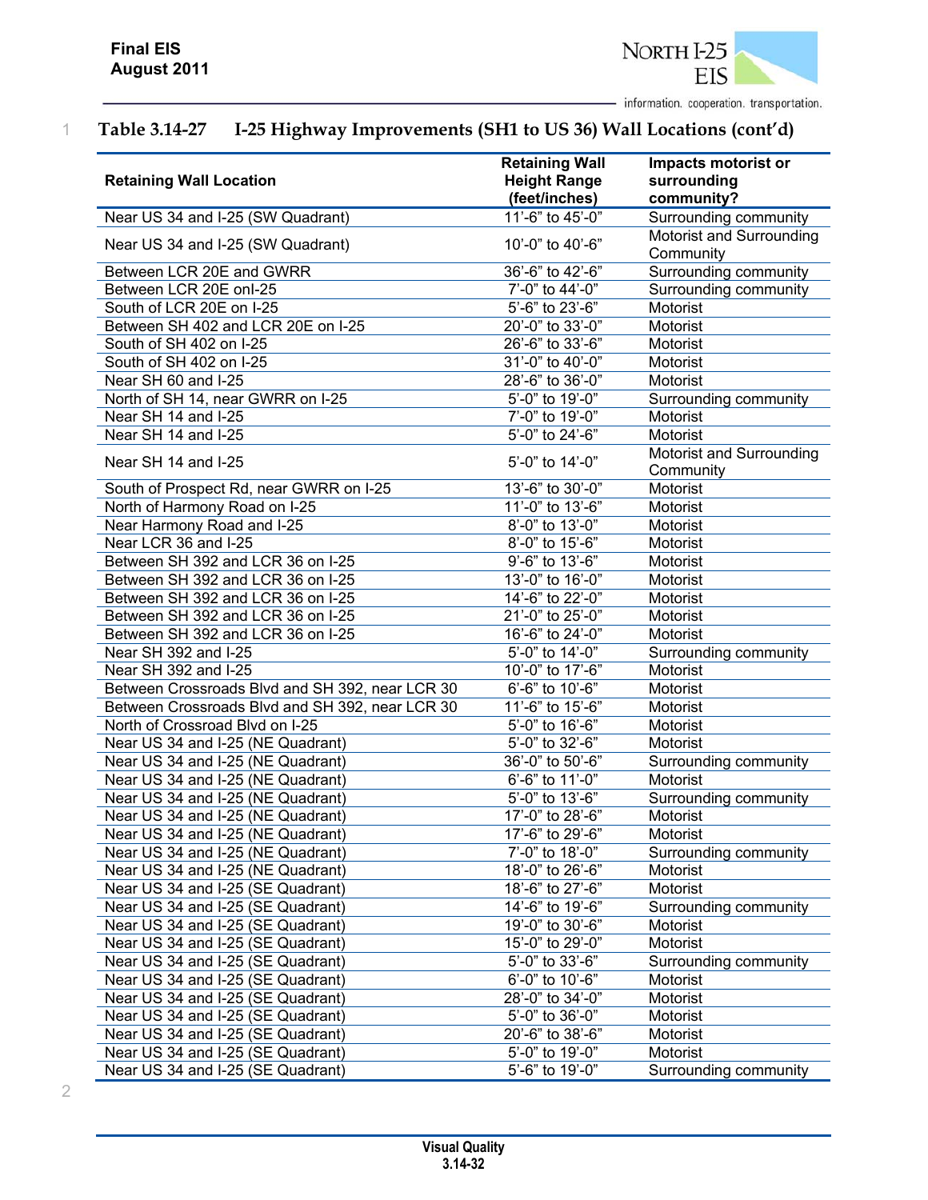Table 3.14-27 I-25 Highway Improvements (SH1 to US 36) Wall Locations (cont'd)

| Retaining Wall Location | Retaining Wall Height Range (feet/inches) | Impacts motorist or surrounding community? |
|---|---|---|
| Near US 34 and I-25 (SW Quadrant) | 11'-6" to 45'-0" | Surrounding community |
| Near US 34 and I-25 (SW Quadrant) | 10'-0" to 40'-6" | Motorist and Surrounding Community |
| Between LCR 20E and GWRR | 36'-6" to 42'-6" | Surrounding community |
| Between LCR 20E onI-25 | 7'-0" to 44'-0" | Surrounding community |
| South of LCR 20E on I-25 | 5'-6" to 23'-6" | Motorist |
| Between SH 402 and LCR 20E on I-25 | 20'-0" to 33'-0" | Motorist |
| South of SH 402 on I-25 | 26'-6" to 33'-6" | Motorist |
| South of SH 402 on I-25 | 31'-0" to 40'-0" | Motorist |
| Near SH 60 and I-25 | 28'-6" to 36'-0" | Motorist |
| North of SH 14, near GWRR on I-25 | 5'-0" to 19'-0" | Surrounding community |
| Near SH 14 and I-25 | 7'-0" to 19'-0" | Motorist |
| Near SH 14 and I-25 | 5'-0" to 24'-6" | Motorist |
| Near SH 14 and I-25 | 5'-0" to 14'-0" | Motorist and Surrounding Community |
| South of Prospect Rd, near GWRR on I-25 | 13'-6" to 30'-0" | Motorist |
| North of Harmony Road on I-25 | 11'-0" to 13'-6" | Motorist |
| Near Harmony Road and I-25 | 8'-0" to 13'-0" | Motorist |
| Near LCR 36 and I-25 | 8'-0" to 15'-6" | Motorist |
| Between SH 392 and LCR 36 on I-25 | 9'-6" to 13'-6" | Motorist |
| Between SH 392 and LCR 36 on I-25 | 13'-0" to 16'-0" | Motorist |
| Between SH 392 and LCR 36 on I-25 | 14'-6" to 22'-0" | Motorist |
| Between SH 392 and LCR 36 on I-25 | 21'-0" to 25'-0" | Motorist |
| Between SH 392 and LCR 36 on I-25 | 16'-6" to 24'-0" | Motorist |
| Near SH 392 and I-25 | 5'-0" to 14'-0" | Surrounding community |
| Near SH 392 and I-25 | 10'-0" to 17'-6" | Motorist |
| Between Crossroads Blvd and SH 392, near LCR 30 | 6'-6" to 10'-6" | Motorist |
| Between Crossroads Blvd and SH 392, near LCR 30 | 11'-6" to 15'-6" | Motorist |
| North of Crossroad Blvd on I-25 | 5'-0" to 16'-6" | Motorist |
| Near US 34 and I-25 (NE Quadrant) | 5'-0" to 32'-6" | Motorist |
| Near US 34 and I-25 (NE Quadrant) | 36'-0" to 50'-6" | Surrounding community |
| Near US 34 and I-25 (NE Quadrant) | 6'-6" to 11'-0" | Motorist |
| Near US 34 and I-25 (NE Quadrant) | 5'-0" to 13'-6" | Surrounding community |
| Near US 34 and I-25 (NE Quadrant) | 17'-0" to 28'-6" | Motorist |
| Near US 34 and I-25 (NE Quadrant) | 17'-6" to 29'-6" | Motorist |
| Near US 34 and I-25 (NE Quadrant) | 7'-0" to 18'-0" | Surrounding community |
| Near US 34 and I-25 (NE Quadrant) | 18'-0" to 26'-6" | Motorist |
| Near US 34 and I-25 (SE Quadrant) | 18'-6" to 27'-6" | Motorist |
| Near US 34 and I-25 (SE Quadrant) | 14'-6" to 19'-6" | Surrounding community |
| Near US 34 and I-25 (SE Quadrant) | 19'-0" to 30'-6" | Motorist |
| Near US 34 and I-25 (SE Quadrant) | 15'-0" to 29'-0" | Motorist |
| Near US 34 and I-25 (SE Quadrant) | 5'-0" to 33'-6" | Surrounding community |
| Near US 34 and I-25 (SE Quadrant) | 6'-0" to 10'-6" | Motorist |
| Near US 34 and I-25 (SE Quadrant) | 28'-0" to 34'-0" | Motorist |
| Near US 34 and I-25 (SE Quadrant) | 5'-0" to 36'-0" | Motorist |
| Near US 34 and I-25 (SE Quadrant) | 20'-6" to 38'-6" | Motorist |
| Near US 34 and I-25 (SE Quadrant) | 5'-0" to 19'-0" | Motorist |
| Near US 34 and I-25 (SE Quadrant) | 5'-6" to 19'-0" | Surrounding community |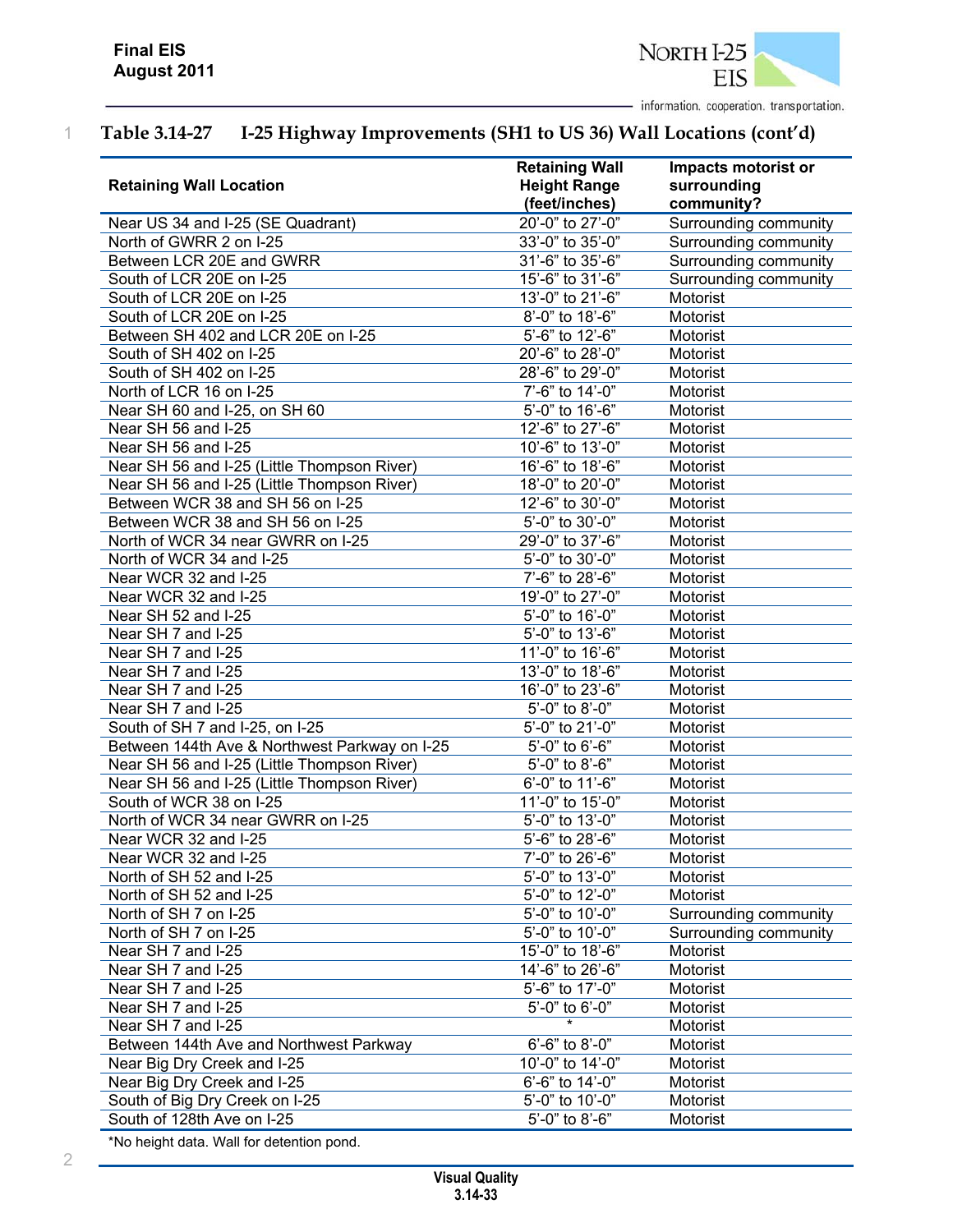**Table 3.14-27 I-25 Highway Improvements (SH1 to US 36) Wall Locations (cont'd)**

| Retaining Wall Location | Retaining Wall Height Range (feet/inches) | Impacts motorist or surrounding community? |
|---|---|---|
| Near US 34 and I-25 (SE Quadrant) | 20'-0" to 27'-0" | Surrounding community |
| North of GWRR 2 on I-25 | 33'-0" to 35'-0" | Surrounding community |
| Between LCR 20E and GWRR | 31'-6" to 35'-6" | Surrounding community |
| South of LCR 20E on I-25 | 15'-6" to 31'-6" | Surrounding community |
| South of LCR 20E on I-25 | 13'-0" to 21'-6" | Motorist |
| South of LCR 20E on I-25 | 8'-0" to 18'-6" | Motorist |
| Between SH 402 and LCR 20E on I-25 | 5'-6" to 12'-6" | Motorist |
| South of SH 402 on I-25 | 20'-6" to 28'-0" | Motorist |
| South of SH 402 on I-25 | 28'-6" to 29'-0" | Motorist |
| North of LCR 16 on I-25 | 7'-6" to 14'-0" | Motorist |
| Near SH 60 and I-25, on SH 60 | 5'-0" to 16'-6" | Motorist |
| Near SH 56 and I-25 | 12'-6" to 27'-6" | Motorist |
| Near SH 56 and I-25 | 10'-6" to 13'-0" | Motorist |
| Near SH 56 and I-25 (Little Thompson River) | 16'-6" to 18'-6" | Motorist |
| Near SH 56 and I-25 (Little Thompson River) | 18'-0" to 20'-0" | Motorist |
| Between WCR 38 and SH 56 on I-25 | 12'-6" to 30'-0" | Motorist |
| Between WCR 38 and SH 56 on I-25 | 5'-0" to 30'-0" | Motorist |
| North of WCR 34 near GWRR on I-25 | 29'-0" to 37'-6" | Motorist |
| North of WCR 34 and I-25 | 5'-0" to 30'-0" | Motorist |
| Near WCR 32 and I-25 | 7'-6" to 28'-6" | Motorist |
| Near WCR 32 and I-25 | 19'-0" to 27'-0" | Motorist |
| Near SH 52 and I-25 | 5'-0" to 16'-0" | Motorist |
| Near SH 7 and I-25 | 5'-0" to 13'-6" | Motorist |
| Near SH 7 and I-25 | 11'-0" to 16'-6" | Motorist |
| Near SH 7 and I-25 | 13'-0" to 18'-6" | Motorist |
| Near SH 7 and I-25 | 16'-0" to 23'-6" | Motorist |
| Near SH 7 and I-25 | 5'-0" to 8'-0" | Motorist |
| South of SH 7 and I-25, on I-25 | 5'-0" to 21'-0" | Motorist |
| Between 144th Ave & Northwest Parkway on I-25 | 5'-0" to 6'-6" | Motorist |
| Near SH 56 and I-25 (Little Thompson River) | 5'-0" to 8'-6" | Motorist |
| Near SH 56 and I-25 (Little Thompson River) | 6'-0" to 11'-6" | Motorist |
| South of WCR 38 on I-25 | 11'-0" to 15'-0" | Motorist |
| North of WCR 34 near GWRR on I-25 | 5'-0" to 13'-0" | Motorist |
| Near WCR 32 and I-25 | 5'-6" to 28'-6" | Motorist |
| Near WCR 32 and I-25 | 7'-0" to 26'-6" | Motorist |
| North of SH 52 and I-25 | 5'-0" to 13'-0" | Motorist |
| North of SH 52 and I-25 | 5'-0" to 12'-0" | Motorist |
| North of SH 7 on I-25 | 5'-0" to 10'-0" | Surrounding community |
| North of SH 7 on I-25 | 5'-0" to 10'-0" | Surrounding community |
| Near SH 7 and I-25 | 15'-0" to 18'-6" | Motorist |
| Near SH 7 and I-25 | 14'-6" to 26'-6" | Motorist |
| Near SH 7 and I-25 | 5'-6" to 17'-0" | Motorist |
| Near SH 7 and I-25 | 5'-0" to 6'-0" | Motorist |
| Near SH 7 and I-25 | * | Motorist |
| Between 144th Ave and Northwest Parkway | 6'-6" to 8'-0" | Motorist |
| Near Big Dry Creek and I-25 | 10'-0" to 14'-0" | Motorist |
| Near Big Dry Creek and I-25 | 6'-6" to 14'-0" | Motorist |
| South of Big Dry Creek on I-25 | 5'-0" to 10'-0" | Motorist |
| South of 128th Ave on I-25 | 5'-0" to 8'-6" | Motorist |

*No height data. Wall for detention pond.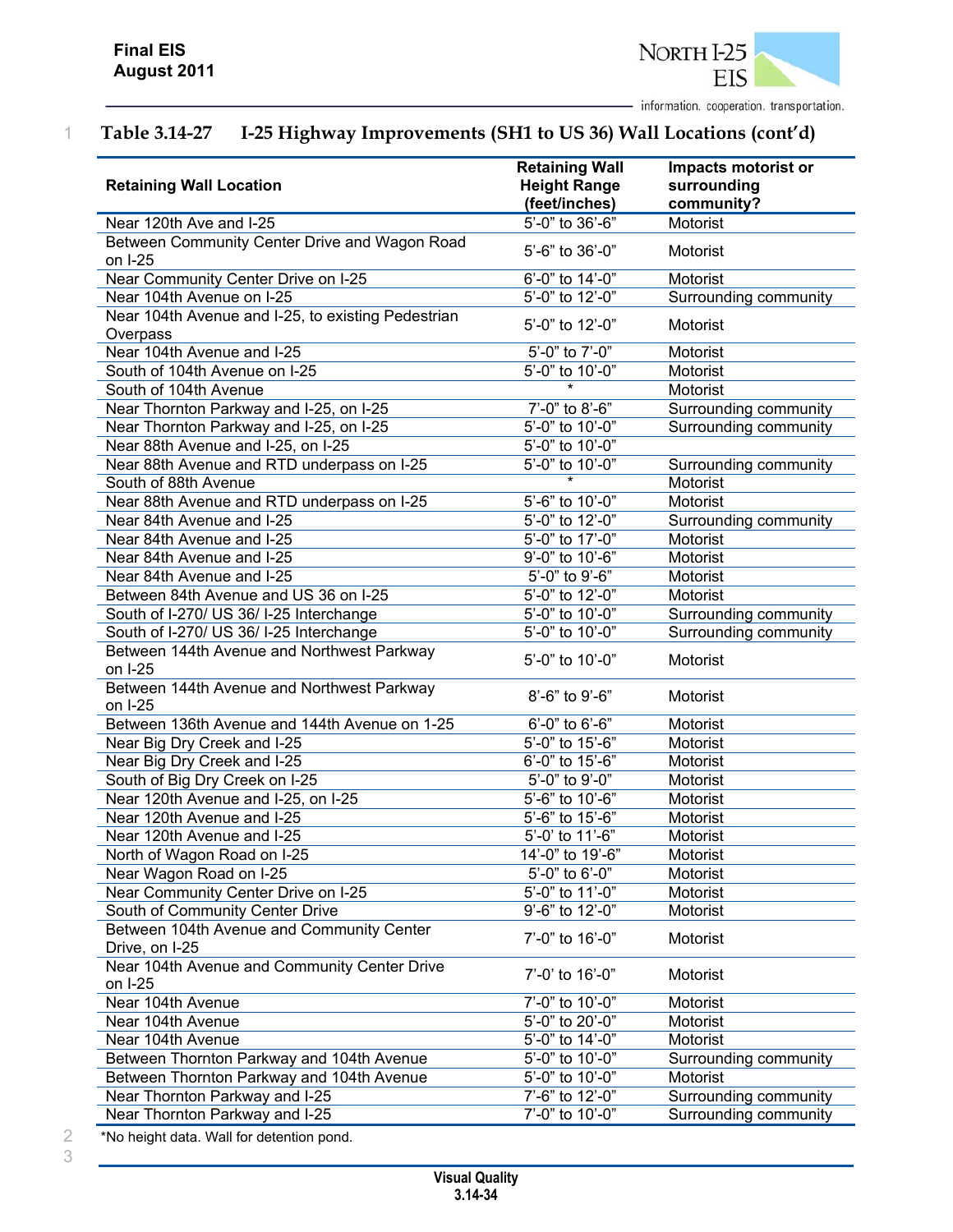**Table 3.14-27 I-25 Highway Improvements (SH1 to US 36) Wall Locations (cont'd)**

| Retaining Wall Location | Retaining Wall Height Range (feet/inches) | Impacts motorist or surrounding community? |
|---|---|---|
| Near 120th Ave and I-25 | 5'-0" to 36'-6" | Motorist |
| Between Community Center Drive and Wagon Road on I-25 | 5'-6" to 36'-0" | Motorist |
| Near Community Center Drive on I-25 | 6'-0" to 14'-0" | Motorist |
| Near 104th Avenue on I-25 | 5'-0" to 12'-0" | Surrounding community |
| Near 104th Avenue and I-25, to existing Pedestrian Overpass | 5'-0" to 12'-0" | Motorist |
| Near 104th Avenue and I-25 | 5'-0" to 7'-0" | Motorist |
| South of 104th Avenue on I-25 | 5'-0" to 10'-0" | Motorist |
| South of 104th Avenue | * | Motorist |
| Near Thornton Parkway and I-25, on I-25 | 7'-0" to 8'-6" | Surrounding community |
| Near Thornton Parkway and I-25, on I-25 | 5'-0" to 10'-0" | Surrounding community |
| Near 88th Avenue and I-25, on I-25 | 5'-0" to 10'-0" | |
| Near 88th Avenue and RTD underpass on I-25 | 5'-0" to 10'-0" | Surrounding community |
| South of 88th Avenue | * | Motorist |
| Near 88th Avenue and RTD underpass on I-25 | 5'-6" to 10'-0" | Motorist |
| Near 84th Avenue and I-25 | 5'-0" to 12'-0" | Surrounding community |
| Near 84th Avenue and I-25 | 5'-0" to 17'-0" | Motorist |
| Near 84th Avenue and I-25 | 9'-0" to 10'-6" | Motorist |
| Near 84th Avenue and I-25 | 5'-0" to 9'-6" | Motorist |
| Between 84th Avenue and US 36 on I-25 | 5'-0" to 12'-0" | Motorist |
| South of I-270/ US 36/ I-25 Interchange | 5'-0" to 10'-0" | Surrounding community |
| South of I-270/ US 36/ I-25 Interchange | 5'-0" to 10'-0" | Surrounding community |
| Between 144th Avenue and Northwest Parkway on I-25 | 5'-0" to 10'-0" | Motorist |
| Between 144th Avenue and Northwest Parkway on I-25 | 8'-6" to 9'-6" | Motorist |
| Between 136th Avenue and 144th Avenue on 1-25 | 6'-0" to 6'-6" | Motorist |
| Near Big Dry Creek and I-25 | 5'-0" to 15'-6" | Motorist |
| Near Big Dry Creek and I-25 | 6'-0" to 15'-6" | Motorist |
| South of Big Dry Creek on I-25 | 5'-0" to 9'-0" | Motorist |
| Near 120th Avenue and I-25, on I-25 | 5'-6" to 10'-6" | Motorist |
| Near 120th Avenue and I-25 | 5'-6" to 15'-6" | Motorist |
| Near 120th Avenue and I-25 | 5'-0' to 11'-6" | Motorist |
| North of Wagon Road on I-25 | 14'-0" to 19'-6" | Motorist |
| Near Wagon Road on I-25 | 5'-0" to 6'-0" | Motorist |
| Near Community Center Drive on I-25 | 5'-0" to 11'-0" | Motorist |
| South of Community Center Drive | 9'-6" to 12'-0" | Motorist |
| Between 104th Avenue and Community Center Drive, on I-25 | 7'-0" to 16'-0" | Motorist |
| Near 104th Avenue and Community Center Drive on I-25 | 7'-0' to 16'-0" | Motorist |
| Near 104th Avenue | 7'-0" to 10'-0" | Motorist |
| Near 104th Avenue | 5'-0" to 20'-0" | Motorist |
| Near 104th Avenue | 5'-0" to 14'-0" | Motorist |
| Between Thornton Parkway and 104th Avenue | 5'-0" to 10'-0" | Surrounding community |
| Between Thornton Parkway and 104th Avenue | 5'-0" to 10'-0" | Motorist |
| Near Thornton Parkway and I-25 | 7'-6" to 12'-0" | Surrounding community |
| Near Thornton Parkway and I-25 | 7'-0" to 10'-0" | Surrounding community |

*No height data. Wall for detention pond.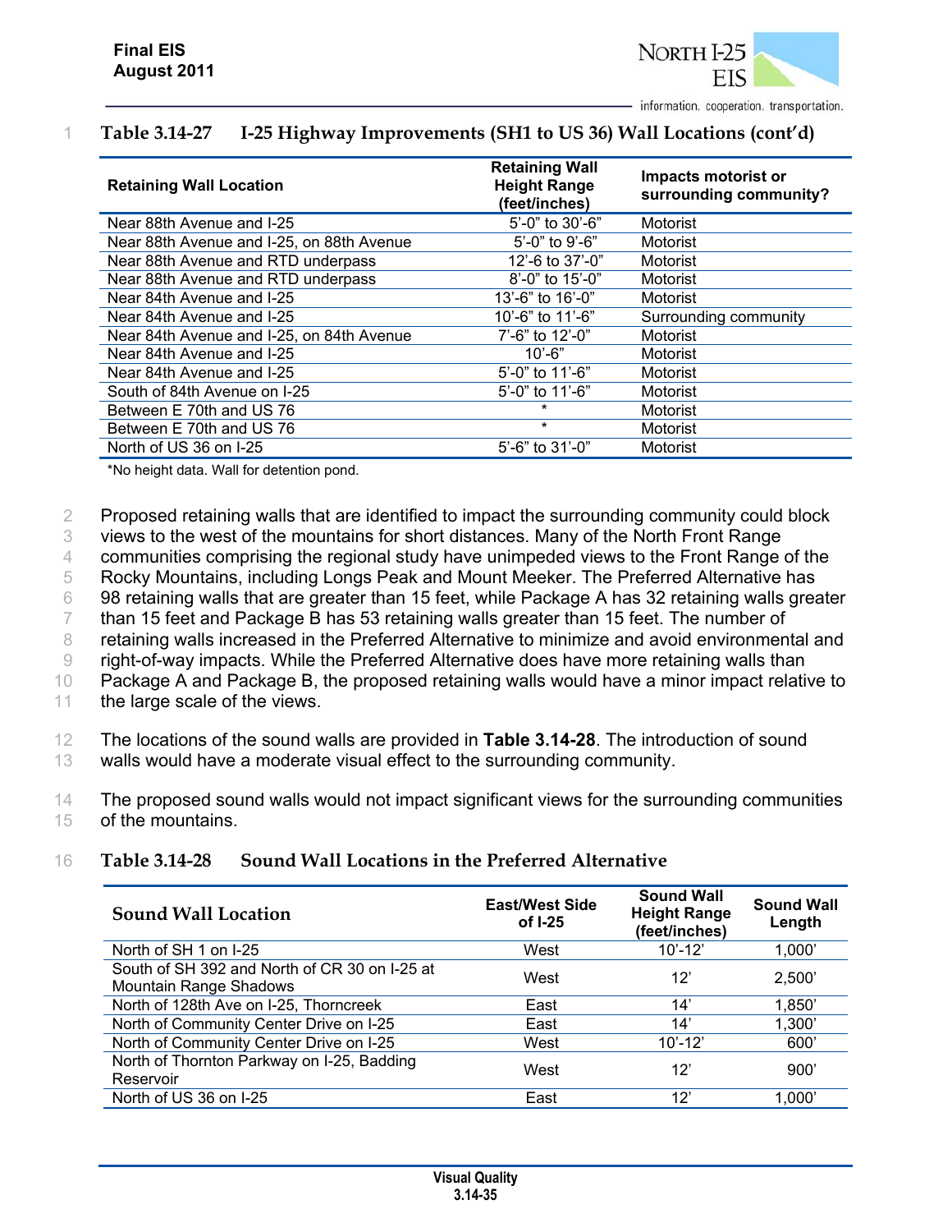**Table 3.14-27 I-25 Highway Improvements (SH1 to US 36) Wall Locations (cont'd)**

| Retaining Wall Location | Retaining Wall Height Range (feet/inches) | Impacts motorist or surrounding community? |
|---|---|---|
| Near 88th Avenue and I-25 | 5'-0" to 30'-6" | Motorist |
| Near 88th Avenue and I-25, on 88th Avenue | 5'-0" to 9'-6" | Motorist |
| Near 88th Avenue and RTD underpass | 12'-6 to 37'-0" | Motorist |
| Near 88th Avenue and RTD underpass | 8'-0" to 15'-0" | Motorist |
| Near 84th Avenue and I-25 | 13'-6" to 16'-0" | Motorist |
| Near 84th Avenue and I-25 | 10'-6" to 11'-6" | Surrounding community |
| Near 84th Avenue and I-25, on 84th Avenue | 7'-6" to 12'-0" | Motorist |
| Near 84th Avenue and I-25 | 10'-6" | Motorist |
| Near 84th Avenue and I-25 | 5'-0" to 11'-6" | Motorist |
| South of 84th Avenue on I-25 | 5'-0" to 11'-6" | Motorist |
| Between E 70th and US 76 | * | Motorist |
| Between E 70th and US 76 | * | Motorist |
| North of US 36 on I-25 | 5'-6" to 31'-0" | Motorist |

*No height data. Wall for detention pond.

Proposed retaining walls that are identified to impact the surrounding community could block views to the west of the mountains for short distances. Many of the North Front Range communities comprising the regional study have unimpeded views to the Front Range of the Rocky Mountains, including Longs Peak and Mount Meeker. The Preferred Alternative has 98 retaining walls that are greater than 15 feet, while Package A has 32 retaining walls greater than 15 feet and Package B has 53 retaining walls greater than 15 feet. The number of retaining walls increased in the Preferred Alternative to minimize and avoid environmental and right-of-way impacts. While the Preferred Alternative does have more retaining walls than Package A and Package B, the proposed retaining walls would have a minor impact relative to the large scale of the views.

The locations of the sound walls are provided in **Table 3.14-28**. The introduction of sound walls would have a moderate visual effect to the surrounding community.

The proposed sound walls would not impact significant views for the surrounding communities of the mountains.

**Table 3.14-28 Sound Wall Locations in the Preferred Alternative**

| Sound Wall Location | East/West Side of I-25 | Sound Wall Height Range (feet/inches) | Sound Wall Length |
|---|---|---|---|
| North of SH 1 on I-25 | West | 10'-12' | 1,000' |
| South of SH 392 and North of CR 30 on I-25 at Mountain Range Shadows | West | 12' | 2,500' |
| North of 128th Ave on I-25, Thorncreek | East | 14' | 1,850' |
| North of Community Center Drive on I-25 | East | 14' | 1,300' |
| North of Community Center Drive on I-25 | West | 10'-12' | 600' |
| North of Thornton Parkway on I-25, Badding Reservoir | West | 12' | 900' |
| North of US 36 on I-25 | East | 12' | 1,000' |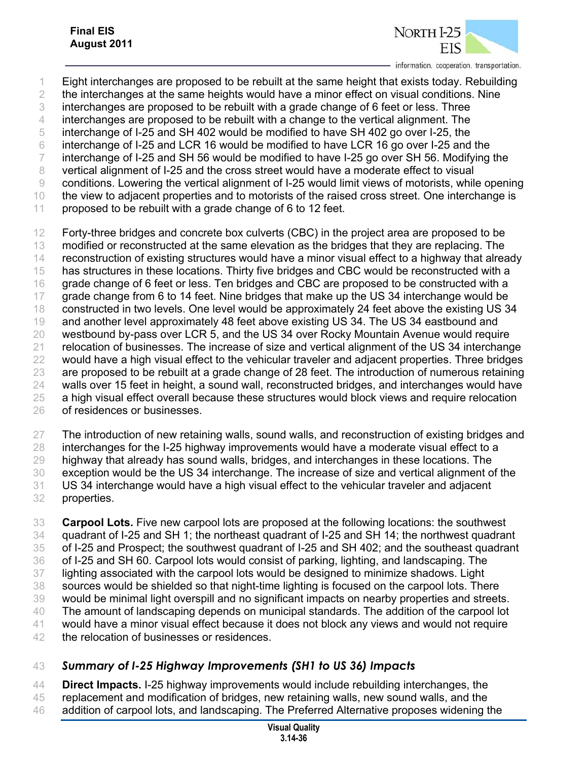Eight interchanges are proposed to be rebuilt at the same height that exists today. Rebuilding the interchanges at the same heights would have a minor effect on visual conditions. Nine interchanges are proposed to be rebuilt with a grade change of 6 feet or less. Three interchanges are proposed to be rebuilt with a change to the vertical alignment. The interchange of I-25 and SH 402 would be modified to have SH 402 go over I-25, the interchange of I-25 and LCR 16 would be modified to have LCR 16 go over I-25 and the interchange of I-25 and SH 56 would be modified to have I-25 go over SH 56. Modifying the vertical alignment of I-25 and the cross street would have a moderate effect to visual conditions. Lowering the vertical alignment of I-25 would limit views of motorists, while opening the view to adjacent properties and to motorists of the raised cross street. One interchange is proposed to be rebuilt with a grade change of 6 to 12 feet.

Forty-three bridges and concrete box culverts (CBC) in the project area are proposed to be modified or reconstructed at the same elevation as the bridges that they are replacing. The reconstruction of existing structures would have a minor visual effect to a highway that already has structures in these locations. Thirty five bridges and CBC would be reconstructed with a grade change of 6 feet or less. Ten bridges and CBC are proposed to be constructed with a grade change from 6 to 14 feet. Nine bridges that make up the US 34 interchange would be constructed in two levels. One level would be approximately 24 feet above the existing US 34 and another level approximately 48 feet above existing US 34. The US 34 eastbound and westbound by-pass over LCR 5, and the US 34 over Rocky Mountain Avenue would require relocation of businesses. The increase of size and vertical alignment of the US 34 interchange would have a high visual effect to the vehicular traveler and adjacent properties. Three bridges are proposed to be rebuilt at a grade change of 28 feet. The introduction of numerous retaining walls over 15 feet in height, a sound wall, reconstructed bridges, and interchanges would have a high visual effect overall because these structures would block views and require relocation of residences or businesses.

The introduction of new retaining walls, sound walls, and reconstruction of existing bridges and interchanges for the I-25 highway improvements would have a moderate visual effect to a highway that already has sound walls, bridges, and interchanges in these locations. The exception would be the US 34 interchange. The increase of size and vertical alignment of the US 34 interchange would have a high visual effect to the vehicular traveler and adjacent properties.

**Carpool Lots.** Five new carpool lots are proposed at the following locations: the southwest quadrant of I-25 and SH 1; the northeast quadrant of I-25 and SH 14; the northwest quadrant of I-25 and Prospect; the southwest quadrant of I-25 and SH 402; and the southeast quadrant of I-25 and SH 60. Carpool lots would consist of parking, lighting, and landscaping. The lighting associated with the carpool lots would be designed to minimize shadows. Light sources would be shielded so that night-time lighting is focused on the carpool lots. There would be minimal light overspill and no significant impacts on nearby properties and streets. The amount of landscaping depends on municipal standards. The addition of the carpool lot would have a minor visual effect because it does not block any views and would not require the relocation of businesses or residences.

### *Summary of I-25 Highway Improvements (SH1 to US 36) Impacts*

**Direct Impacts.** I-25 highway improvements would include rebuilding interchanges, the replacement and modification of bridges, new retaining walls, new sound walls, and the addition of carpool lots, and landscaping. The Preferred Alternative proposes widening the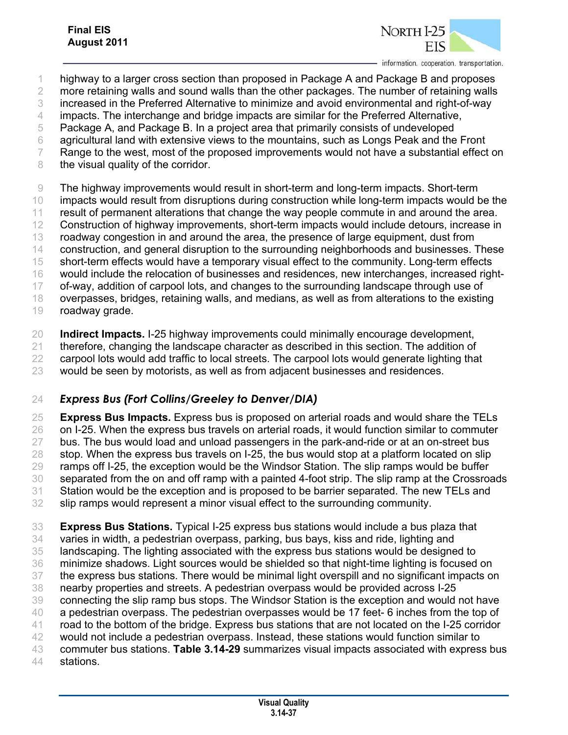highway to a larger cross section than proposed in Package A and Package B and proposes more retaining walls and sound walls than the other packages. The number of retaining walls increased in the Preferred Alternative to minimize and avoid environmental and right-of-way impacts. The interchange and bridge impacts are similar for the Preferred Alternative, Package A, and Package B. In a project area that primarily consists of undeveloped agricultural land with extensive views to the mountains, such as Longs Peak and the Front Range to the west, most of the proposed improvements would not have a substantial effect on the visual quality of the corridor.

The highway improvements would result in short-term and long-term impacts. Short-term impacts would result from disruptions during construction while long-term impacts would be the result of permanent alterations that change the way people commute in and around the area. Construction of highway improvements, short-term impacts would include detours, increase in roadway congestion in and around the area, the presence of large equipment, dust from construction, and general disruption to the surrounding neighborhoods and businesses. These short-term effects would have a temporary visual effect to the community. Long-term effects would include the relocation of businesses and residences, new interchanges, increased right-of-way, addition of carpool lots, and changes to the surrounding landscape through use of overpasses, bridges, retaining walls, and medians, as well as from alterations to the existing roadway grade.

**Indirect Impacts.** I-25 highway improvements could minimally encourage development, therefore, changing the landscape character as described in this section. The addition of carpool lots would add traffic to local streets. The carpool lots would generate lighting that would be seen by motorists, as well as from adjacent businesses and residences.

### *Express Bus (Fort Collins/Greeley to Denver/DIA)*

**Express Bus Impacts.** Express bus is proposed on arterial roads and would share the TELs on I-25. When the express bus travels on arterial roads, it would function similar to commuter bus. The bus would load and unload passengers in the park-and-ride or at an on-street bus stop. When the express bus travels on I-25, the bus would stop at a platform located on slip ramps off I-25, the exception would be the Windsor Station. The slip ramps would be buffer separated from the on and off ramp with a painted 4-foot strip. The slip ramp at the Crossroads Station would be the exception and is proposed to be barrier separated. The new TELs and slip ramps would represent a minor visual effect to the surrounding community.

**Express Bus Stations.** Typical I-25 express bus stations would include a bus plaza that varies in width, a pedestrian overpass, parking, bus bays, kiss and ride, lighting and landscaping. The lighting associated with the express bus stations would be designed to minimize shadows. Light sources would be shielded so that night-time lighting is focused on the express bus stations. There would be minimal light overspill and no significant impacts on nearby properties and streets. A pedestrian overpass would be provided across I-25 connecting the slip ramp bus stops. The Windsor Station is the exception and would not have a pedestrian overpass. The pedestrian overpasses would be 17 feet- 6 inches from the top of road to the bottom of the bridge. Express bus stations that are not located on the I-25 corridor would not include a pedestrian overpass. Instead, these stations would function similar to commuter bus stations. **Table 3.14-29** summarizes visual impacts associated with express bus stations.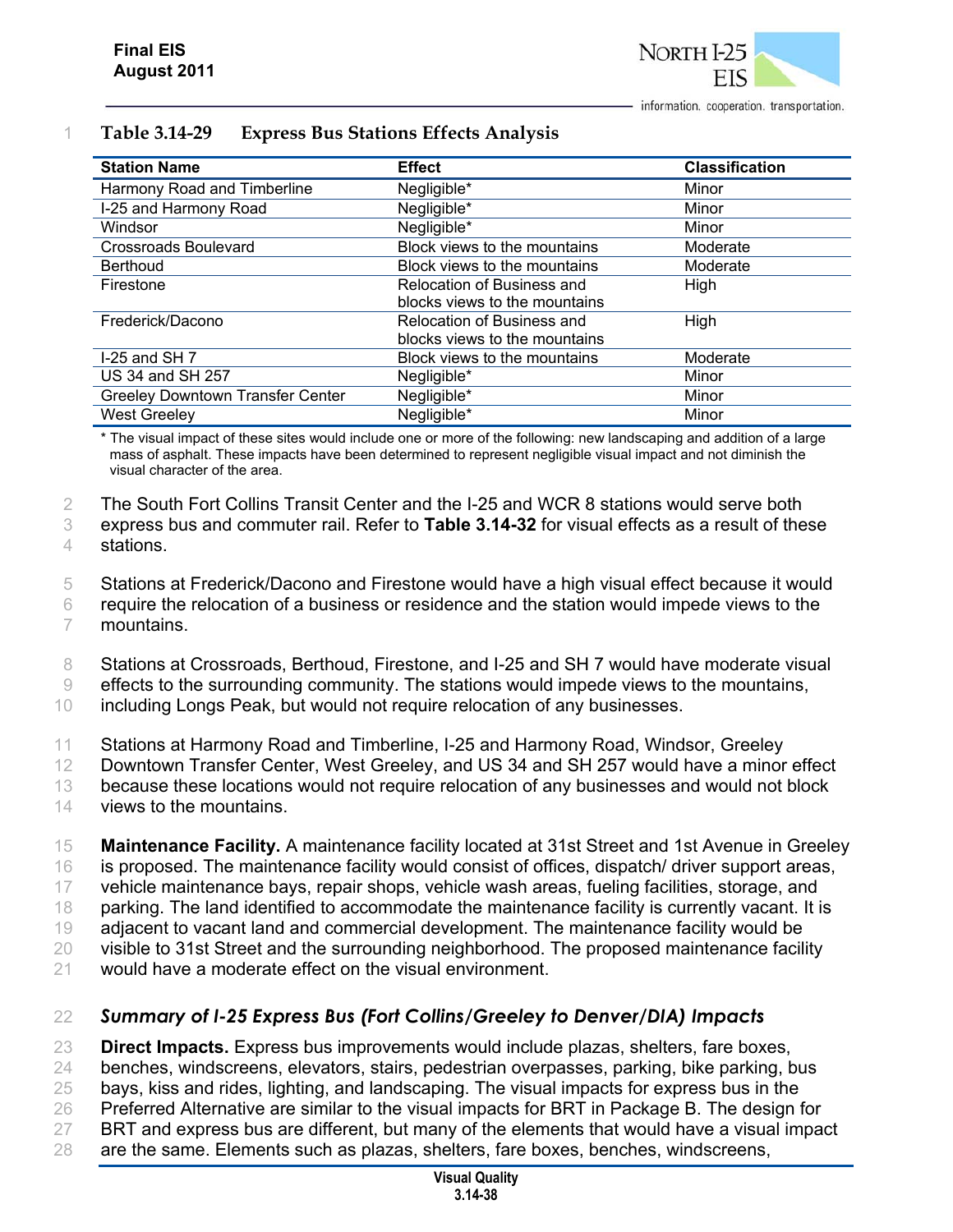**Table 3.14-29 Express Bus Stations Effects Analysis**

| Station Name | Effect | Classification |
|---|---|---|
| Harmony Road and Timberline | Negligible* | Minor |
| I-25 and Harmony Road | Negligible* | Minor |
| Windsor | Negligible* | Minor |
| Crossroads Boulevard | Block views to the mountains | Moderate |
| Berthoud | Block views to the mountains | Moderate |
| Firestone | Relocation of Business and blocks views to the mountains | High |
| Frederick/Dacono | Relocation of Business and blocks views to the mountains | High |
| I-25 and SH 7 | Block views to the mountains | Moderate |
| US 34 and SH 257 | Negligible* | Minor |
| Greeley Downtown Transfer Center | Negligible* | Minor |
| West Greeley | Negligible* | Minor |

\* The visual impact of these sites would include one or more of the following: new landscaping and addition of a large mass of asphalt. These impacts have been determined to represent negligible visual impact and not diminish the visual character of the area.

The South Fort Collins Transit Center and the I-25 and WCR 8 stations would serve both express bus and commuter rail. Refer to **Table 3.14-32** for visual effects as a result of these stations.

Stations at Frederick/Dacono and Firestone would have a high visual effect because it would require the relocation of a business or residence and the station would impede views to the mountains.

Stations at Crossroads, Berthoud, Firestone, and I-25 and SH 7 would have moderate visual effects to the surrounding community. The stations would impede views to the mountains, including Longs Peak, but would not require relocation of any businesses.

Stations at Harmony Road and Timberline, I-25 and Harmony Road, Windsor, Greeley Downtown Transfer Center, West Greeley, and US 34 and SH 257 would have a minor effect because these locations would not require relocation of any businesses and would not block views to the mountains.

**Maintenance Facility.** A maintenance facility located at 31st Street and 1st Avenue in Greeley is proposed. The maintenance facility would consist of offices, dispatch/ driver support areas, vehicle maintenance bays, repair shops, vehicle wash areas, fueling facilities, storage, and parking. The land identified to accommodate the maintenance facility is currently vacant. It is adjacent to vacant land and commercial development. The maintenance facility would be visible to 31st Street and the surrounding neighborhood. The proposed maintenance facility would have a moderate effect on the visual environment.

### *Summary of I-25 Express Bus (Fort Collins/Greeley to Denver/DIA) Impacts*

**Direct Impacts.** Express bus improvements would include plazas, shelters, fare boxes, benches, windscreens, elevators, stairs, pedestrian overpasses, parking, bike parking, bus bays, kiss and rides, lighting, and landscaping. The visual impacts for express bus in the Preferred Alternative are similar to the visual impacts for BRT in Package B. The design for BRT and express bus are different, but many of the elements that would have a visual impact are the same. Elements such as plazas, shelters, fare boxes, benches, windscreens,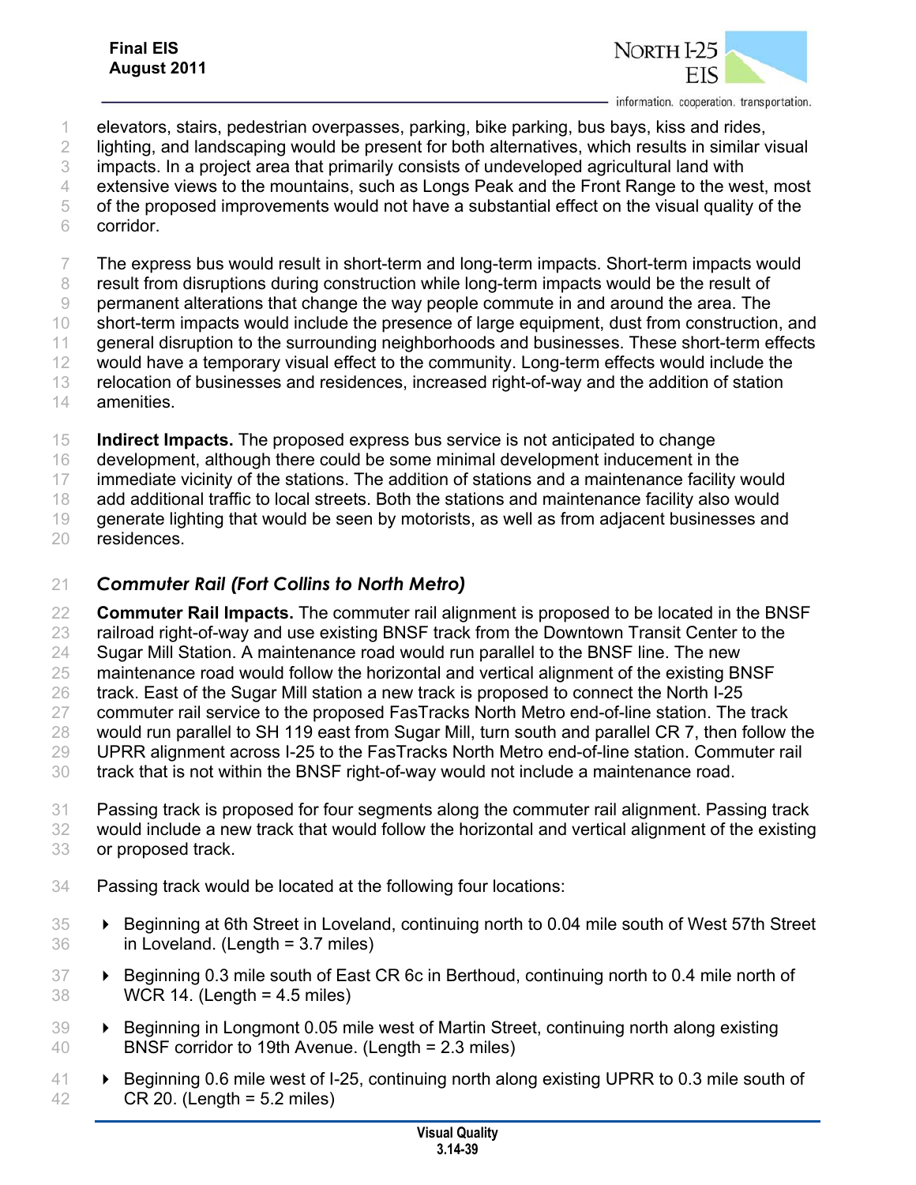elevators, stairs, pedestrian overpasses, parking, bike parking, bus bays, kiss and rides, lighting, and landscaping would be present for both alternatives, which results in similar visual impacts. In a project area that primarily consists of undeveloped agricultural land with extensive views to the mountains, such as Longs Peak and the Front Range to the west, most of the proposed improvements would not have a substantial effect on the visual quality of the corridor.

The express bus would result in short-term and long-term impacts. Short-term impacts would result from disruptions during construction while long-term impacts would be the result of permanent alterations that change the way people commute in and around the area. The short-term impacts would include the presence of large equipment, dust from construction, and general disruption to the surrounding neighborhoods and businesses. These short-term effects would have a temporary visual effect to the community. Long-term effects would include the relocation of businesses and residences, increased right-of-way and the addition of station amenities.

**Indirect Impacts.** The proposed express bus service is not anticipated to change development, although there could be some minimal development inducement in the immediate vicinity of the stations. The addition of stations and a maintenance facility would add additional traffic to local streets. Both the stations and maintenance facility also would generate lighting that would be seen by motorists, as well as from adjacent businesses and residences.

### *Commuter Rail (Fort Collins to North Metro)*

**Commuter Rail Impacts.** The commuter rail alignment is proposed to be located in the BNSF railroad right-of-way and use existing BNSF track from the Downtown Transit Center to the Sugar Mill Station. A maintenance road would run parallel to the BNSF line. The new maintenance road would follow the horizontal and vertical alignment of the existing BNSF track. East of the Sugar Mill station a new track is proposed to connect the North I-25 commuter rail service to the proposed FasTracks North Metro end-of-line station. The track would run parallel to SH 119 east from Sugar Mill, turn south and parallel CR 7, then follow the UPRR alignment across I-25 to the FasTracks North Metro end-of-line station. Commuter rail track that is not within the BNSF right-of-way would not include a maintenance road.

Passing track is proposed for four segments along the commuter rail alignment. Passing track would include a new track that would follow the horizontal and vertical alignment of the existing or proposed track.

Passing track would be located at the following four locations:

- Beginning at 6th Street in Loveland, continuing north to 0.04 mile south of West 57th Street in Loveland. (Length = 3.7 miles)
- Beginning 0.3 mile south of East CR 6c in Berthoud, continuing north to 0.4 mile north of WCR 14. (Length = 4.5 miles)
- Beginning in Longmont 0.05 mile west of Martin Street, continuing north along existing BNSF corridor to 19th Avenue. (Length = 2.3 miles)
- Beginning 0.6 mile west of I-25, continuing north along existing UPRR to 0.3 mile south of CR 20. (Length = 5.2 miles)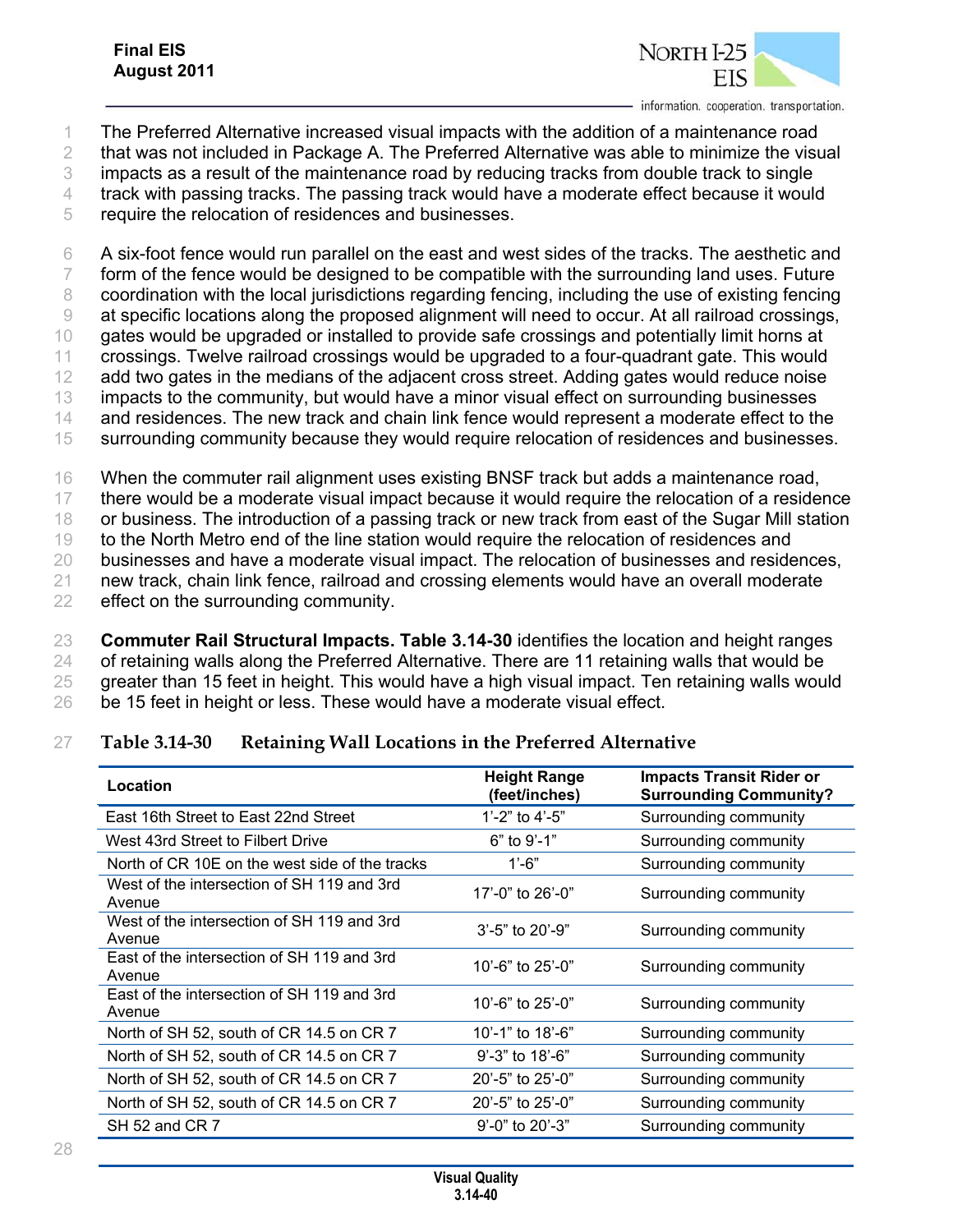The Preferred Alternative increased visual impacts with the addition of a maintenance road that was not included in Package A. The Preferred Alternative was able to minimize the visual impacts as a result of the maintenance road by reducing tracks from double track to single track with passing tracks. The passing track would have a moderate effect because it would require the relocation of residences and businesses.

A six-foot fence would run parallel on the east and west sides of the tracks. The aesthetic and form of the fence would be designed to be compatible with the surrounding land uses. Future coordination with the local jurisdictions regarding fencing, including the use of existing fencing at specific locations along the proposed alignment will need to occur. At all railroad crossings, gates would be upgraded or installed to provide safe crossings and potentially limit horns at crossings. Twelve railroad crossings would be upgraded to a four-quadrant gate. This would add two gates in the medians of the adjacent cross street. Adding gates would reduce noise impacts to the community, but would have a minor visual effect on surrounding businesses and residences. The new track and chain link fence would represent a moderate effect to the surrounding community because they would require relocation of residences and businesses.

When the commuter rail alignment uses existing BNSF track but adds a maintenance road, there would be a moderate visual impact because it would require the relocation of a residence or business. The introduction of a passing track or new track from east of the Sugar Mill station to the North Metro end of the line station would require the relocation of residences and businesses and have a moderate visual impact. The relocation of businesses and residences, new track, chain link fence, railroad and crossing elements would have an overall moderate effect on the surrounding community.

**Commuter Rail Structural Impacts. Table 3.14-30** identifies the location and height ranges of retaining walls along the Preferred Alternative. There are 11 retaining walls that would be greater than 15 feet in height. This would have a high visual impact. Ten retaining walls would be 15 feet in height or less. These would have a moderate visual effect.

**Table 3.14-30 Retaining Wall Locations in the Preferred Alternative**

| Location | Height Range (feet/inches) | Impacts Transit Rider or Surrounding Community? |
|---|---|---|
| East 16th Street to East 22nd Street | 1'-2" to 4'-5" | Surrounding community |
| West 43rd Street to Filbert Drive | 6" to 9'-1" | Surrounding community |
| North of CR 10E on the west side of the tracks | 1'-6" | Surrounding community |
| West of the intersection of SH 119 and 3rd Avenue | 17'-0" to 26'-0" | Surrounding community |
| West of the intersection of SH 119 and 3rd Avenue | 3'-5" to 20'-9" | Surrounding community |
| East of the intersection of SH 119 and 3rd Avenue | 10'-6" to 25'-0" | Surrounding community |
| East of the intersection of SH 119 and 3rd Avenue | 10'-6" to 25'-0" | Surrounding community |
| North of SH 52, south of CR 14.5 on CR 7 | 10'-1" to 18'-6" | Surrounding community |
| North of SH 52, south of CR 14.5 on CR 7 | 9'-3" to 18'-6" | Surrounding community |
| North of SH 52, south of CR 14.5 on CR 7 | 20'-5" to 25'-0" | Surrounding community |
| North of SH 52, south of CR 14.5 on CR 7 | 20'-5" to 25'-0" | Surrounding community |
| SH 52 and CR 7 | 9'-0" to 20'-3" | Surrounding community |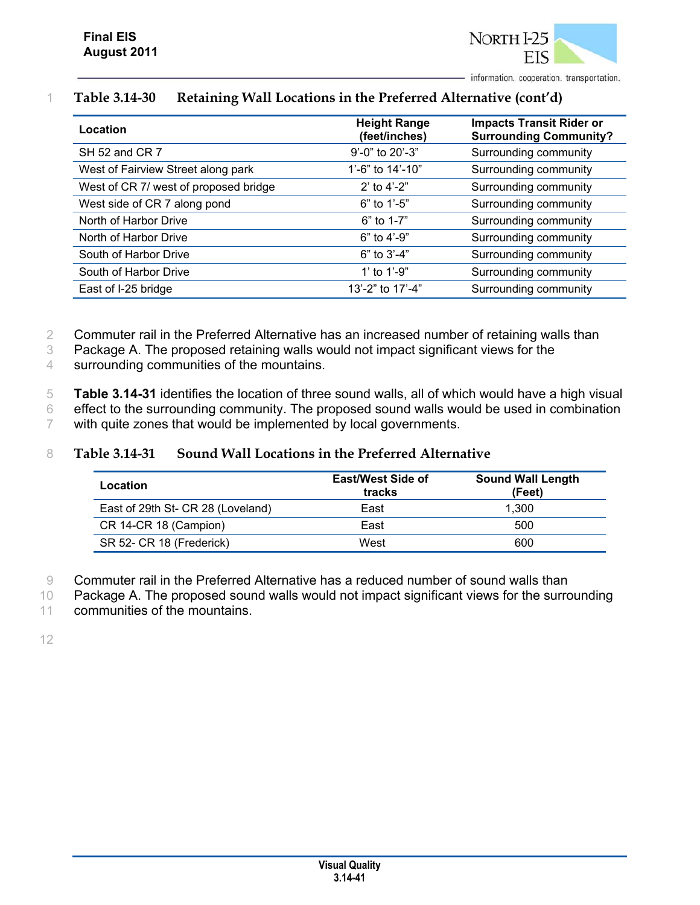**Table 3.14-30 Retaining Wall Locations in the Preferred Alternative (cont'd)**

| Location | Height Range (feet/inches) | Impacts Transit Rider or Surrounding Community? |
|---|---|---|
| SH 52 and CR 7 | 9'-0" to 20'-3" | Surrounding community |
| West of Fairview Street along park | 1'-6" to 14'-10" | Surrounding community |
| West of CR 7/ west of proposed bridge | 2' to 4'-2" | Surrounding community |
| West side of CR 7 along pond | 6" to 1'-5" | Surrounding community |
| North of Harbor Drive | 6" to 1-7" | Surrounding community |
| North of Harbor Drive | 6" to 4'-9" | Surrounding community |
| South of Harbor Drive | 6" to 3'-4" | Surrounding community |
| South of Harbor Drive | 1' to 1'-9" | Surrounding community |
| East of I-25 bridge | 13'-2" to 17'-4" | Surrounding community |

Commuter rail in the Preferred Alternative has an increased number of retaining walls than Package A. The proposed retaining walls would not impact significant views for the surrounding communities of the mountains.

**Table 3.14-31** identifies the location of three sound walls, all of which would have a high visual effect to the surrounding community. The proposed sound walls would be used in combination with quite zones that would be implemented by local governments.

**Table 3.14-31 Sound Wall Locations in the Preferred Alternative**

| Location | East/West Side of tracks | Sound Wall Length (Feet) |
|---|---|---|
| East of 29th St- CR 28 (Loveland) | East | 1,300 |
| CR 14-CR 18 (Campion) | East | 500 |
| SR 52- CR 18 (Frederick) | West | 600 |

Commuter rail in the Preferred Alternative has a reduced number of sound walls than Package A. The proposed sound walls would not impact significant views for the surrounding communities of the mountains.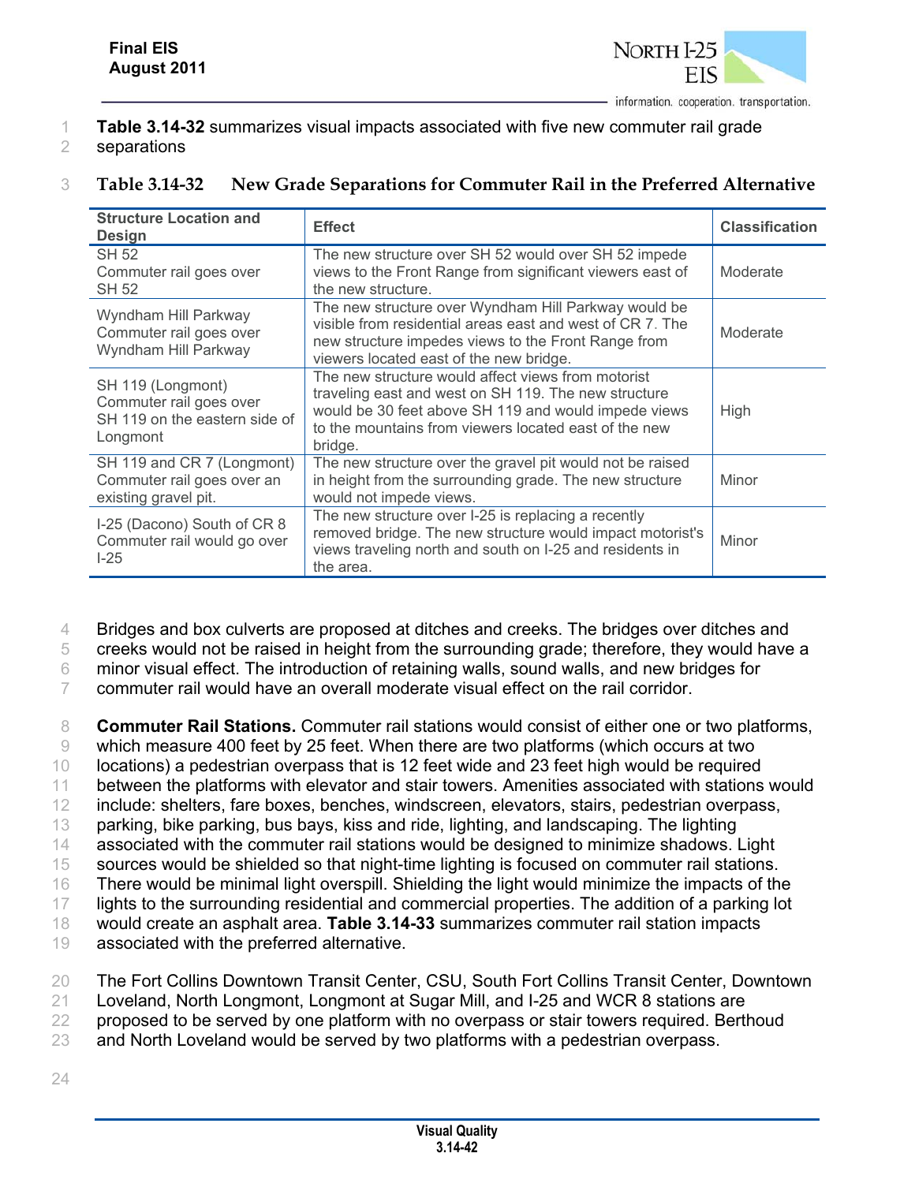**Table 3.14-32** summarizes visual impacts associated with five new commuter rail grade separations

**Table 3.14-32 New Grade Separations for Commuter Rail in the Preferred Alternative**

| Structure Location and Design | Effect | Classification |
|---|---|---|
| SH 52<br>Commuter rail goes over SH 52 | The new structure over SH 52 would over SH 52 impede views to the Front Range from significant viewers east of the new structure. | Moderate |
| Wyndham Hill Parkway<br>Commuter rail goes over Wyndham Hill Parkway | The new structure over Wyndham Hill Parkway would be visible from residential areas east and west of CR 7. The new structure impedes views to the Front Range from viewers located east of the new bridge. | Moderate |
| SH 119 (Longmont)<br>Commuter rail goes over SH 119 on the eastern side of Longmont | The new structure would affect views from motorist traveling east and west on SH 119. The new structure would be 30 feet above SH 119 and would impede views to the mountains from viewers located east of the new bridge. | High |
| SH 119 and CR 7 (Longmont)<br>Commuter rail goes over an existing gravel pit. | The new structure over the gravel pit would not be raised in height from the surrounding grade. The new structure would not impede views. | Minor |
| I-25 (Dacono) South of CR 8<br>Commuter rail would go over I-25 | The new structure over I-25 is replacing a recently removed bridge. The new structure would impact motorist's views traveling north and south on I-25 and residents in the area. | Minor |

Bridges and box culverts are proposed at ditches and creeks. The bridges over ditches and creeks would not be raised in height from the surrounding grade; therefore, they would have a minor visual effect. The introduction of retaining walls, sound walls, and new bridges for commuter rail would have an overall moderate visual effect on the rail corridor.

**Commuter Rail Stations.** Commuter rail stations would consist of either one or two platforms, which measure 400 feet by 25 feet. When there are two platforms (which occurs at two locations) a pedestrian overpass that is 12 feet wide and 23 feet high would be required between the platforms with elevator and stair towers. Amenities associated with stations would include: shelters, fare boxes, benches, windscreen, elevators, stairs, pedestrian overpass, parking, bike parking, bus bays, kiss and ride, lighting, and landscaping. The lighting associated with the commuter rail stations would be designed to minimize shadows. Light sources would be shielded so that night-time lighting is focused on commuter rail stations. There would be minimal light overspill. Shielding the light would minimize the impacts of the lights to the surrounding residential and commercial properties. The addition of a parking lot would create an asphalt area. **Table 3.14-33** summarizes commuter rail station impacts associated with the preferred alternative.

The Fort Collins Downtown Transit Center, CSU, South Fort Collins Transit Center, Downtown Loveland, North Longmont, Longmont at Sugar Mill, and I-25 and WCR 8 stations are proposed to be served by one platform with no overpass or stair towers required. Berthoud and North Loveland would be served by two platforms with a pedestrian overpass.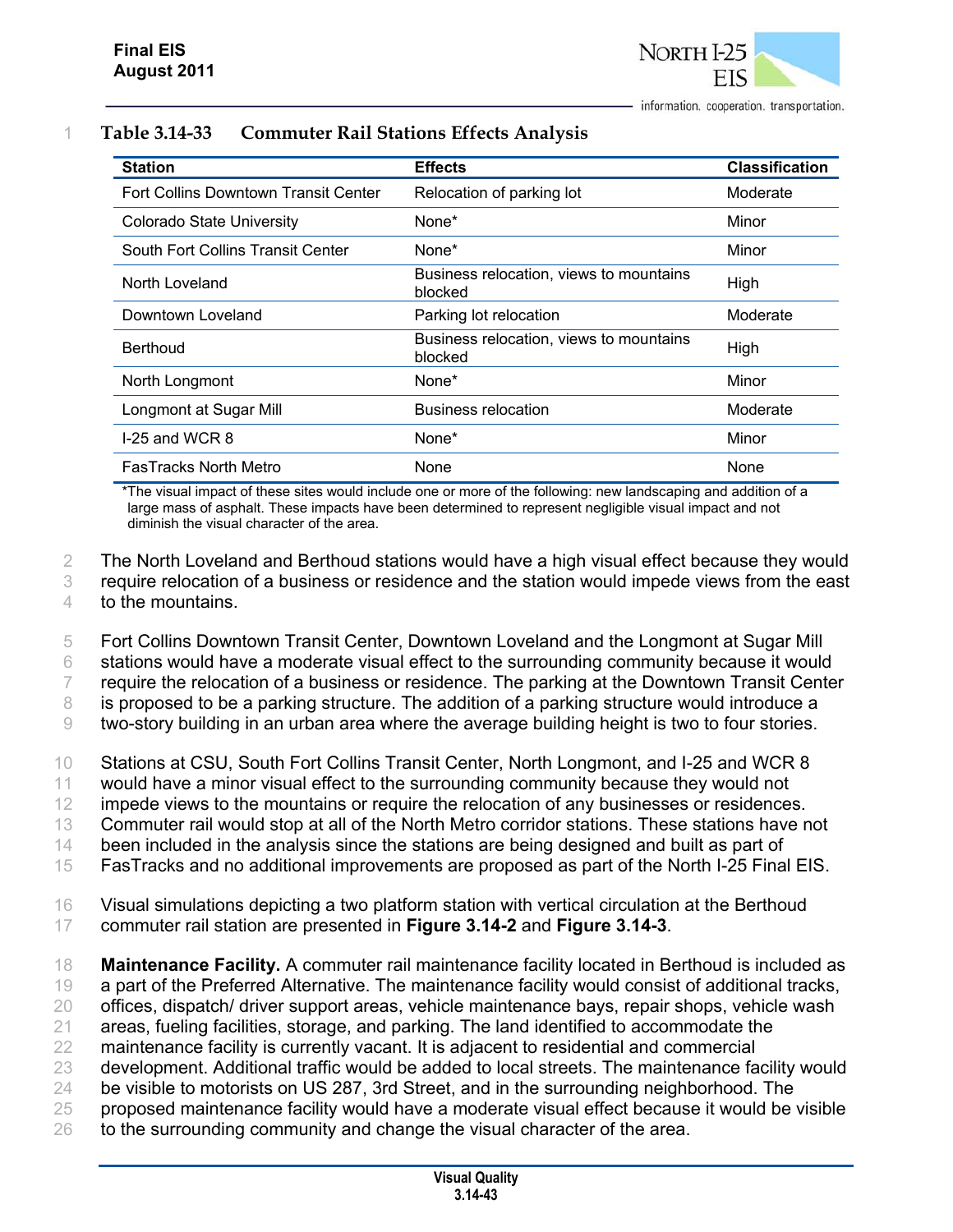**Table 3.14-33 Commuter Rail Stations Effects Analysis**

| Station | Effects | Classification |
|---|---|---|
| Fort Collins Downtown Transit Center | Relocation of parking lot | Moderate |
| Colorado State University | None* | Minor |
| South Fort Collins Transit Center | None* | Minor |
| North Loveland | Business relocation, views to mountains blocked | High |
| Downtown Loveland | Parking lot relocation | Moderate |
| Berthoud | Business relocation, views to mountains blocked | High |
| North Longmont | None* | Minor |
| Longmont at Sugar Mill | Business relocation | Moderate |
| I-25 and WCR 8 | None* | Minor |
| FasTracks North Metro | None | None |

*The visual impact of these sites would include one or more of the following: new landscaping and addition of a large mass of asphalt. These impacts have been determined to represent negligible visual impact and not diminish the visual character of the area.

The North Loveland and Berthoud stations would have a high visual effect because they would require relocation of a business or residence and the station would impede views from the east to the mountains.

Fort Collins Downtown Transit Center, Downtown Loveland and the Longmont at Sugar Mill stations would have a moderate visual effect to the surrounding community because it would require the relocation of a business or residence. The parking at the Downtown Transit Center is proposed to be a parking structure. The addition of a parking structure would introduce a two-story building in an urban area where the average building height is two to four stories.

Stations at CSU, South Fort Collins Transit Center, North Longmont, and I-25 and WCR 8 would have a minor visual effect to the surrounding community because they would not impede views to the mountains or require the relocation of any businesses or residences. Commuter rail would stop at all of the North Metro corridor stations. These stations have not been included in the analysis since the stations are being designed and built as part of FasTracks and no additional improvements are proposed as part of the North I-25 Final EIS.

Visual simulations depicting a two platform station with vertical circulation at the Berthoud commuter rail station are presented in **Figure 3.14-2** and **Figure 3.14-3**.

**Maintenance Facility.** A commuter rail maintenance facility located in Berthoud is included as a part of the Preferred Alternative. The maintenance facility would consist of additional tracks, offices, dispatch/ driver support areas, vehicle maintenance bays, repair shops, vehicle wash areas, fueling facilities, storage, and parking. The land identified to accommodate the maintenance facility is currently vacant. It is adjacent to residential and commercial development. Additional traffic would be added to local streets. The maintenance facility would be visible to motorists on US 287, 3rd Street, and in the surrounding neighborhood. The proposed maintenance facility would have a moderate visual effect because it would be visible to the surrounding community and change the visual character of the area.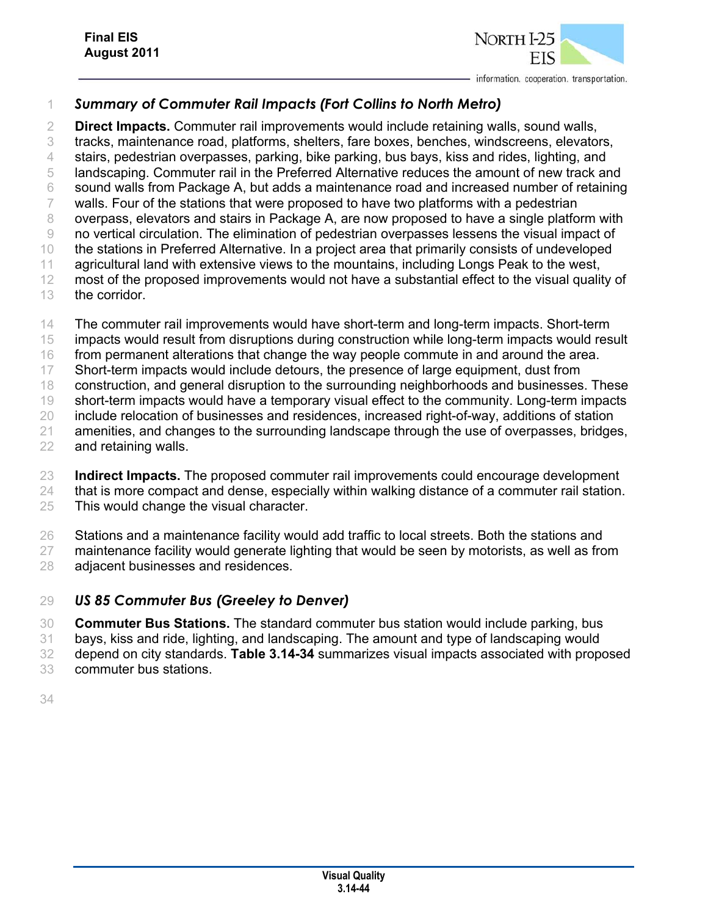### *Summary of Commuter Rail Impacts (Fort Collins to North Metro)*

**Direct Impacts.** Commuter rail improvements would include retaining walls, sound walls, tracks, maintenance road, platforms, shelters, fare boxes, benches, windscreens, elevators, stairs, pedestrian overpasses, parking, bike parking, bus bays, kiss and rides, lighting, and landscaping. Commuter rail in the Preferred Alternative reduces the amount of new track and sound walls from Package A, but adds a maintenance road and increased number of retaining walls. Four of the stations that were proposed to have two platforms with a pedestrian overpass, elevators and stairs in Package A, are now proposed to have a single platform with no vertical circulation. The elimination of pedestrian overpasses lessens the visual impact of the stations in Preferred Alternative. In a project area that primarily consists of undeveloped agricultural land with extensive views to the mountains, including Longs Peak to the west, most of the proposed improvements would not have a substantial effect to the visual quality of the corridor.

The commuter rail improvements would have short-term and long-term impacts. Short-term impacts would result from disruptions during construction while long-term impacts would result from permanent alterations that change the way people commute in and around the area. Short-term impacts would include detours, the presence of large equipment, dust from construction, and general disruption to the surrounding neighborhoods and businesses. These short-term impacts would have a temporary visual effect to the community. Long-term impacts include relocation of businesses and residences, increased right-of-way, additions of station amenities, and changes to the surrounding landscape through the use of overpasses, bridges, and retaining walls.

**Indirect Impacts.** The proposed commuter rail improvements could encourage development that is more compact and dense, especially within walking distance of a commuter rail station. This would change the visual character.

Stations and a maintenance facility would add traffic to local streets. Both the stations and maintenance facility would generate lighting that would be seen by motorists, as well as from adjacent businesses and residences.

### *US 85 Commuter Bus (Greeley to Denver)*

**Commuter Bus Stations.** The standard commuter bus station would include parking, bus bays, kiss and ride, lighting, and landscaping. The amount and type of landscaping would depend on city standards. **Table 3.14-34** summarizes visual impacts associated with proposed commuter bus stations.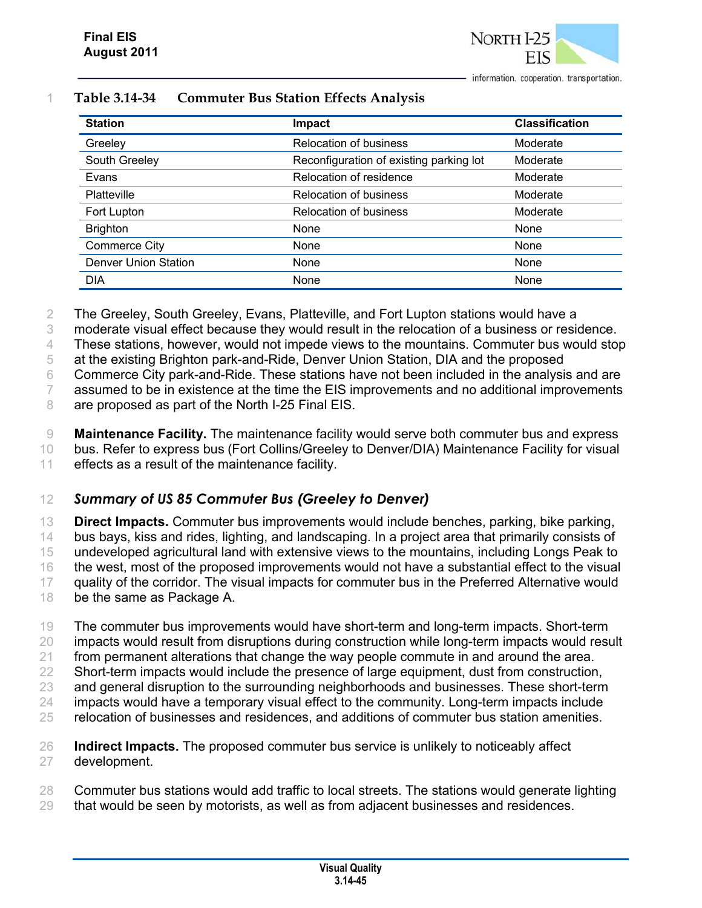**Table 3.14-34 Commuter Bus Station Effects Analysis**

| Station | Impact | Classification |
|---|---|---|
| Greeley | Relocation of business | Moderate |
| South Greeley | Reconfiguration of existing parking lot | Moderate |
| Evans | Relocation of residence | Moderate |
| Platteville | Relocation of business | Moderate |
| Fort Lupton | Relocation of business | Moderate |
| Brighton | None | None |
| Commerce City | None | None |
| Denver Union Station | None | None |
| DIA | None | None |

The Greeley, South Greeley, Evans, Platteville, and Fort Lupton stations would have a moderate visual effect because they would result in the relocation of a business or residence. These stations, however, would not impede views to the mountains. Commuter bus would stop at the existing Brighton park-and-Ride, Denver Union Station, DIA and the proposed Commerce City park-and-Ride. These stations have not been included in the analysis and are assumed to be in existence at the time the EIS improvements and no additional improvements are proposed as part of the North I-25 Final EIS.

**Maintenance Facility.** The maintenance facility would serve both commuter bus and express bus. Refer to express bus (Fort Collins/Greeley to Denver/DIA) Maintenance Facility for visual effects as a result of the maintenance facility.

### *Summary of US 85 Commuter Bus (Greeley to Denver)*

**Direct Impacts.** Commuter bus improvements would include benches, parking, bike parking, bus bays, kiss and rides, lighting, and landscaping. In a project area that primarily consists of undeveloped agricultural land with extensive views to the mountains, including Longs Peak to the west, most of the proposed improvements would not have a substantial effect to the visual quality of the corridor. The visual impacts for commuter bus in the Preferred Alternative would be the same as Package A.

The commuter bus improvements would have short-term and long-term impacts. Short-term impacts would result from disruptions during construction while long-term impacts would result from permanent alterations that change the way people commute in and around the area. Short-term impacts would include the presence of large equipment, dust from construction, and general disruption to the surrounding neighborhoods and businesses. These short-term impacts would have a temporary visual effect to the community. Long-term impacts include relocation of businesses and residences, and additions of commuter bus station amenities.

**Indirect Impacts.** The proposed commuter bus service is unlikely to noticeably affect development.

Commuter bus stations would add traffic to local streets. The stations would generate lighting that would be seen by motorists, as well as from adjacent businesses and residences.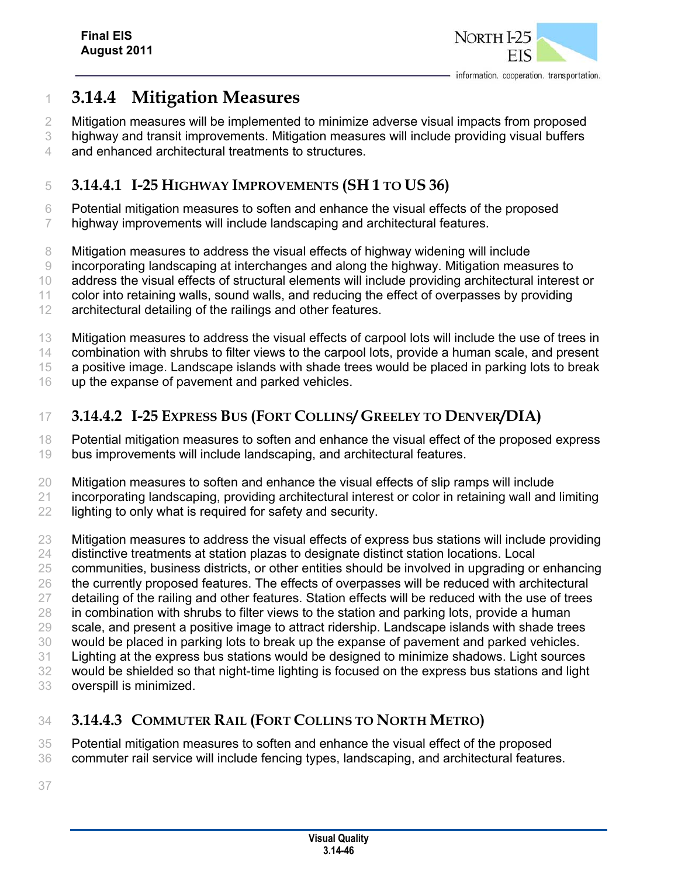## 3.14.4 Mitigation Measures

Mitigation measures will be implemented to minimize adverse visual impacts from proposed highway and transit improvements. Mitigation measures will include providing visual buffers and enhanced architectural treatments to structures.

### 3.14.4.1 I-25 Highway Improvements (SH 1 to US 36)

Potential mitigation measures to soften and enhance the visual effects of the proposed highway improvements will include landscaping and architectural features.

Mitigation measures to address the visual effects of highway widening will include incorporating landscaping at interchanges and along the highway. Mitigation measures to address the visual effects of structural elements will include providing architectural interest or color into retaining walls, sound walls, and reducing the effect of overpasses by providing architectural detailing of the railings and other features.

Mitigation measures to address the visual effects of carpool lots will include the use of trees in combination with shrubs to filter views to the carpool lots, provide a human scale, and present a positive image. Landscape islands with shade trees would be placed in parking lots to break up the expanse of pavement and parked vehicles.

### 3.14.4.2 I-25 Express Bus (Fort Collins/ Greeley to Denver/DIA)

Potential mitigation measures to soften and enhance the visual effect of the proposed express bus improvements will include landscaping, and architectural features.

Mitigation measures to soften and enhance the visual effects of slip ramps will include incorporating landscaping, providing architectural interest or color in retaining wall and limiting lighting to only what is required for safety and security.

Mitigation measures to address the visual effects of express bus stations will include providing distinctive treatments at station plazas to designate distinct station locations. Local communities, business districts, or other entities should be involved in upgrading or enhancing the currently proposed features. The effects of overpasses will be reduced with architectural detailing of the railing and other features. Station effects will be reduced with the use of trees in combination with shrubs to filter views to the station and parking lots, provide a human scale, and present a positive image to attract ridership. Landscape islands with shade trees would be placed in parking lots to break up the expanse of pavement and parked vehicles. Lighting at the express bus stations would be designed to minimize shadows. Light sources would be shielded so that night-time lighting is focused on the express bus stations and light overspill is minimized.

### 3.14.4.3 Commuter Rail (Fort Collins to North Metro)

Potential mitigation measures to soften and enhance the visual effect of the proposed commuter rail service will include fencing types, landscaping, and architectural features.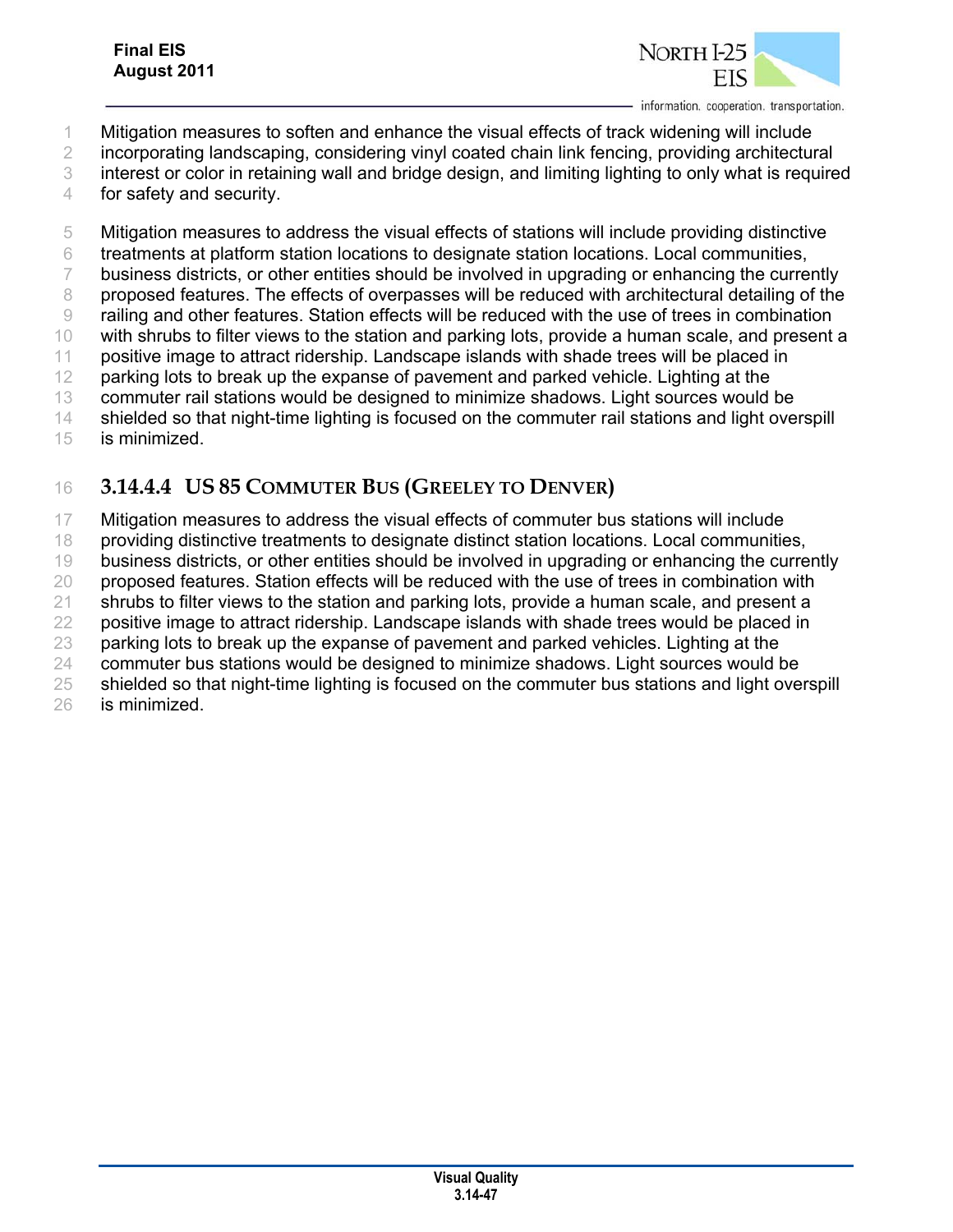Mitigation measures to soften and enhance the visual effects of track widening will include incorporating landscaping, considering vinyl coated chain link fencing, providing architectural interest or color in retaining wall and bridge design, and limiting lighting to only what is required for safety and security.

Mitigation measures to address the visual effects of stations will include providing distinctive treatments at platform station locations to designate station locations. Local communities, business districts, or other entities should be involved in upgrading or enhancing the currently proposed features. The effects of overpasses will be reduced with architectural detailing of the railing and other features. Station effects will be reduced with the use of trees in combination with shrubs to filter views to the station and parking lots, provide a human scale, and present a positive image to attract ridership. Landscape islands with shade trees will be placed in parking lots to break up the expanse of pavement and parked vehicle. Lighting at the commuter rail stations would be designed to minimize shadows. Light sources would be shielded so that night-time lighting is focused on the commuter rail stations and light overspill is minimized.

#### 3.14.4.4 US 85 Commuter Bus (Greeley to Denver)

Mitigation measures to address the visual effects of commuter bus stations will include providing distinctive treatments to designate distinct station locations. Local communities, business districts, or other entities should be involved in upgrading or enhancing the currently proposed features. Station effects will be reduced with the use of trees in combination with shrubs to filter views to the station and parking lots, provide a human scale, and present a positive image to attract ridership. Landscape islands with shade trees would be placed in parking lots to break up the expanse of pavement and parked vehicles. Lighting at the commuter bus stations would be designed to minimize shadows. Light sources would be shielded so that night-time lighting is focused on the commuter bus stations and light overspill is minimized.